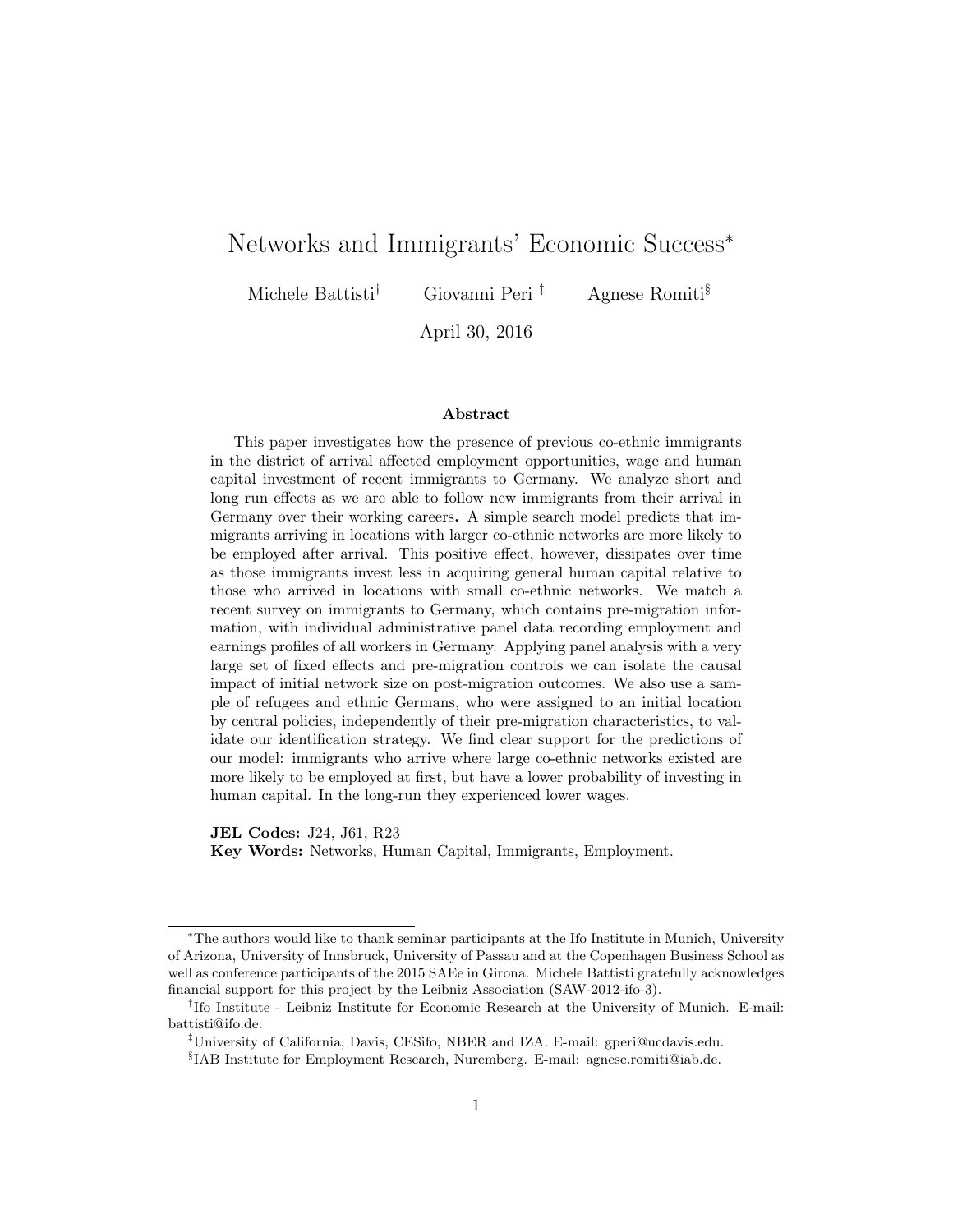# Networks and Immigrants' Economic Success*

Michele Battisti[†] Giovanni Peri[‡] Agnese Romiti[§]

April 30, 2016

### Abstract

This paper investigates how the presence of previous co-ethnic immigrants in the district of arrival affected employment opportunities, wage and human capital investment of recent immigrants to Germany. We analyze short and long run effects as we are able to follow new immigrants from their arrival in Germany over their working careers**.** A simple search model predicts that immigrants arriving in locations with larger co-ethnic networks are more likely to be employed after arrival. This positive effect, however, dissipates over time as those immigrants invest less in acquiring general human capital relative to those who arrived in locations with small co-ethnic networks. We match a recent survey on immigrants to Germany, which contains pre-migration information, with individual administrative panel data recording employment and earnings profiles of all workers in Germany. Applying panel analysis with a very large set of fixed effects and pre-migration controls we can isolate the causal impact of initial network size on post-migration outcomes. We also use a sample of refugees and ethnic Germans, who were assigned to an initial location by central policies, independently of their pre-migration characteristics, to validate our identification strategy. We find clear support for the predictions of our model: immigrants who arrive where large co-ethnic networks existed are more likely to be employed at first, but have a lower probability of investing in human capital. In the long-run they experienced lower wages.

**JEL Codes:** J24, J61, R23
**Key Words:** Networks, Human Capital, Immigrants, Employment.

---

*The authors would like to thank seminar participants at the Ifo Institute in Munich, University of Arizona, University of Innsbruck, University of Passau and at the Copenhagen Business School as well as conference participants of the 2015 SAEe in Girona. Michele Battisti gratefully acknowledges financial support for this project by the Leibniz Association (SAW-2012-ifo-3).

[†]Ifo Institute - Leibniz Institute for Economic Research at the University of Munich. E-mail: battisti@ifo.de.

[‡]University of California, Davis, CESifo, NBER and IZA. E-mail: gperi@ucdavis.edu.

[§]IAB Institute for Employment Research, Nuremberg. E-mail: agnese.romiti@iab.de.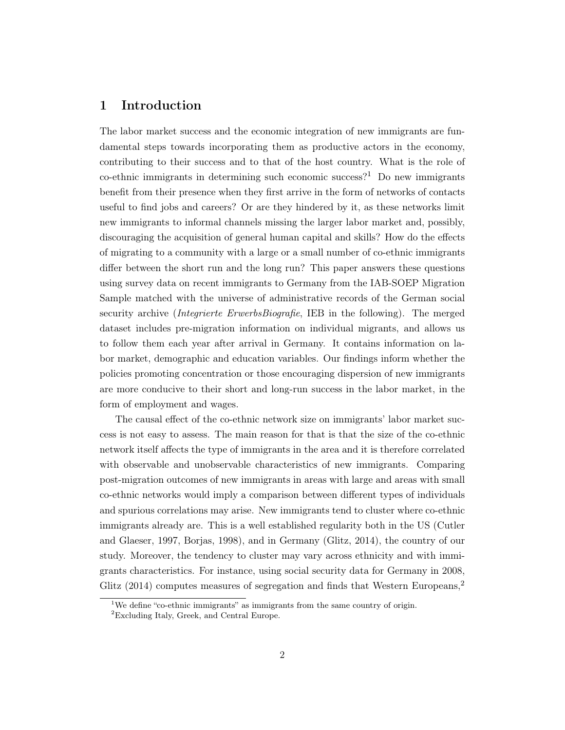# 1 Introduction

The labor market success and the economic integration of new immigrants are fundamental steps towards incorporating them as productive actors in the economy, contributing to their success and to that of the host country. What is the role of co-ethnic immigrants in determining such economic success?[1] Do new immigrants benefit from their presence when they first arrive in the form of networks of contacts useful to find jobs and careers? Or are they hindered by it, as these networks limit new immigrants to informal channels missing the larger labor market and, possibly, discouraging the acquisition of general human capital and skills? How do the effects of migrating to a community with a large or a small number of co-ethnic immigrants differ between the short run and the long run? This paper answers these questions using survey data on recent immigrants to Germany from the IAB-SOEP Migration Sample matched with the universe of administrative records of the German social security archive (*Integrierte ErwerbsBiografie*, IEB in the following). The merged dataset includes pre-migration information on individual migrants, and allows us to follow them each year after arrival in Germany. It contains information on labor market, demographic and education variables. Our findings inform whether the policies promoting concentration or those encouraging dispersion of new immigrants are more conducive to their short and long-run success in the labor market, in the form of employment and wages.

The causal effect of the co-ethnic network size on immigrants' labor market success is not easy to assess. The main reason for that is that the size of the co-ethnic network itself affects the type of immigrants in the area and it is therefore correlated with observable and unobservable characteristics of new immigrants. Comparing post-migration outcomes of new immigrants in areas with large and areas with small co-ethnic networks would imply a comparison between different types of individuals and spurious correlations may arise. New immigrants tend to cluster where co-ethnic immigrants already are. This is a well established regularity both in the US (Cutler and Glaeser, 1997, Borjas, 1998), and in Germany (Glitz, 2014), the country of our study. Moreover, the tendency to cluster may vary across ethnicity and with immigrants characteristics. For instance, using social security data for Germany in 2008, Glitz (2014) computes measures of segregation and finds that Western Europeans,[2]

[1] We define "co-ethnic immigrants" as immigrants from the same country of origin.

[2] Excluding Italy, Greek, and Central Europe.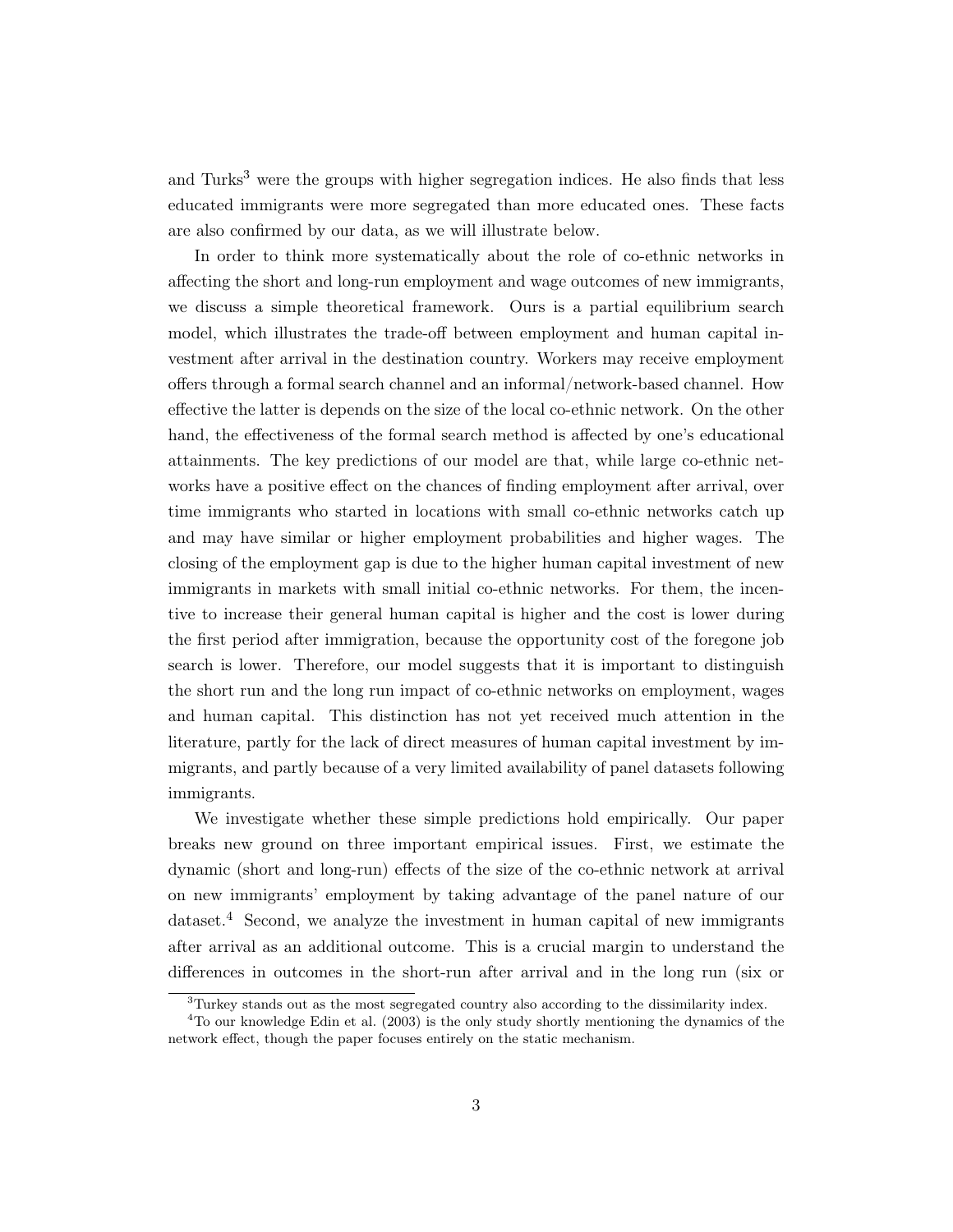and Turks[3] were the groups with higher segregation indices. He also finds that less educated immigrants were more segregated than more educated ones. These facts are also confirmed by our data, as we will illustrate below.

In order to think more systematically about the role of co-ethnic networks in affecting the short and long-run employment and wage outcomes of new immigrants, we discuss a simple theoretical framework. Ours is a partial equilibrium search model, which illustrates the trade-off between employment and human capital investment after arrival in the destination country. Workers may receive employment offers through a formal search channel and an informal/network-based channel. How effective the latter is depends on the size of the local co-ethnic network. On the other hand, the effectiveness of the formal search method is affected by one's educational attainments. The key predictions of our model are that, while large co-ethnic networks have a positive effect on the chances of finding employment after arrival, over time immigrants who started in locations with small co-ethnic networks catch up and may have similar or higher employment probabilities and higher wages. The closing of the employment gap is due to the higher human capital investment of new immigrants in markets with small initial co-ethnic networks. For them, the incentive to increase their general human capital is higher and the cost is lower during the first period after immigration, because the opportunity cost of the foregone job search is lower. Therefore, our model suggests that it is important to distinguish the short run and the long run impact of co-ethnic networks on employment, wages and human capital. This distinction has not yet received much attention in the literature, partly for the lack of direct measures of human capital investment by immigrants, and partly because of a very limited availability of panel datasets following immigrants.

We investigate whether these simple predictions hold empirically. Our paper breaks new ground on three important empirical issues. First, we estimate the dynamic (short and long-run) effects of the size of the co-ethnic network at arrival on new immigrants' employment by taking advantage of the panel nature of our dataset.[4] Second, we analyze the investment in human capital of new immigrants after arrival as an additional outcome. This is a crucial margin to understand the differences in outcomes in the short-run after arrival and in the long run (six or

[3] Turkey stands out as the most segregated country also according to the dissimilarity index.

[4] To our knowledge Edin et al. (2003) is the only study shortly mentioning the dynamics of the network effect, though the paper focuses entirely on the static mechanism.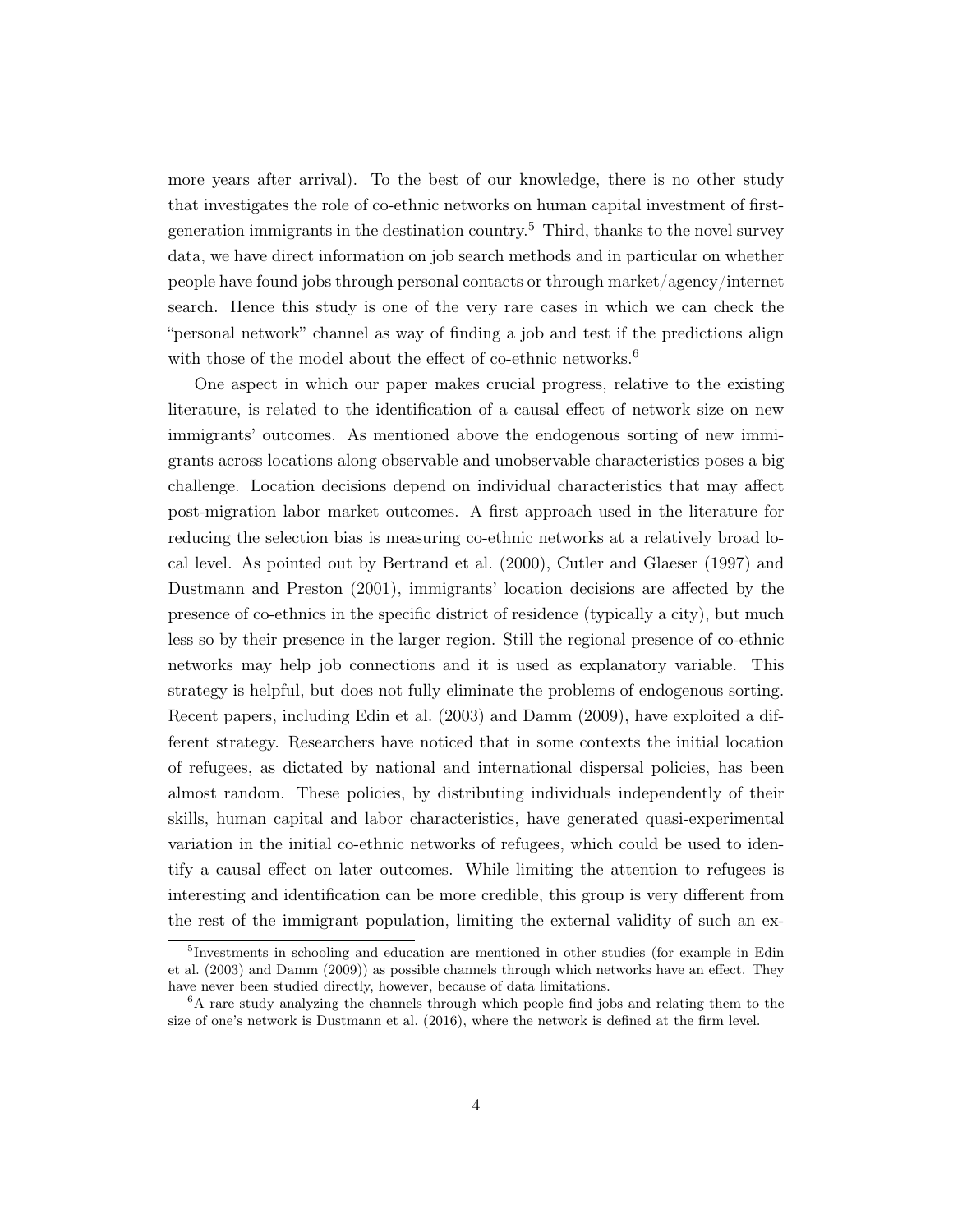more years after arrival). To the best of our knowledge, there is no other study that investigates the role of co-ethnic networks on human capital investment of first-generation immigrants in the destination country.[5] Third, thanks to the novel survey data, we have direct information on job search methods and in particular on whether people have found jobs through personal contacts or through market/agency/internet search. Hence this study is one of the very rare cases in which we can check the "personal network" channel as way of finding a job and test if the predictions align with those of the model about the effect of co-ethnic networks.[6]

One aspect in which our paper makes crucial progress, relative to the existing literature, is related to the identification of a causal effect of network size on new immigrants' outcomes. As mentioned above the endogenous sorting of new immigrants across locations along observable and unobservable characteristics poses a big challenge. Location decisions depend on individual characteristics that may affect post-migration labor market outcomes. A first approach used in the literature for reducing the selection bias is measuring co-ethnic networks at a relatively broad local level. As pointed out by Bertrand et al. (2000), Cutler and Glaeser (1997) and Dustmann and Preston (2001), immigrants' location decisions are affected by the presence of co-ethnics in the specific district of residence (typically a city), but much less so by their presence in the larger region. Still the regional presence of co-ethnic networks may help job connections and it is used as explanatory variable. This strategy is helpful, but does not fully eliminate the problems of endogenous sorting. Recent papers, including Edin et al. (2003) and Damm (2009), have exploited a different strategy. Researchers have noticed that in some contexts the initial location of refugees, as dictated by national and international dispersal policies, has been almost random. These policies, by distributing individuals independently of their skills, human capital and labor characteristics, have generated quasi-experimental variation in the initial co-ethnic networks of refugees, which could be used to identify a causal effect on later outcomes. While limiting the attention to refugees is interesting and identification can be more credible, this group is very different from the rest of the immigrant population, limiting the external validity of such an ex-

[5] Investments in schooling and education are mentioned in other studies (for example in Edin et al. (2003) and Damm (2009)) as possible channels through which networks have an effect. They have never been studied directly, however, because of data limitations.

[6] A rare study analyzing the channels through which people find jobs and relating them to the size of one's network is Dustmann et al. (2016), where the network is defined at the firm level.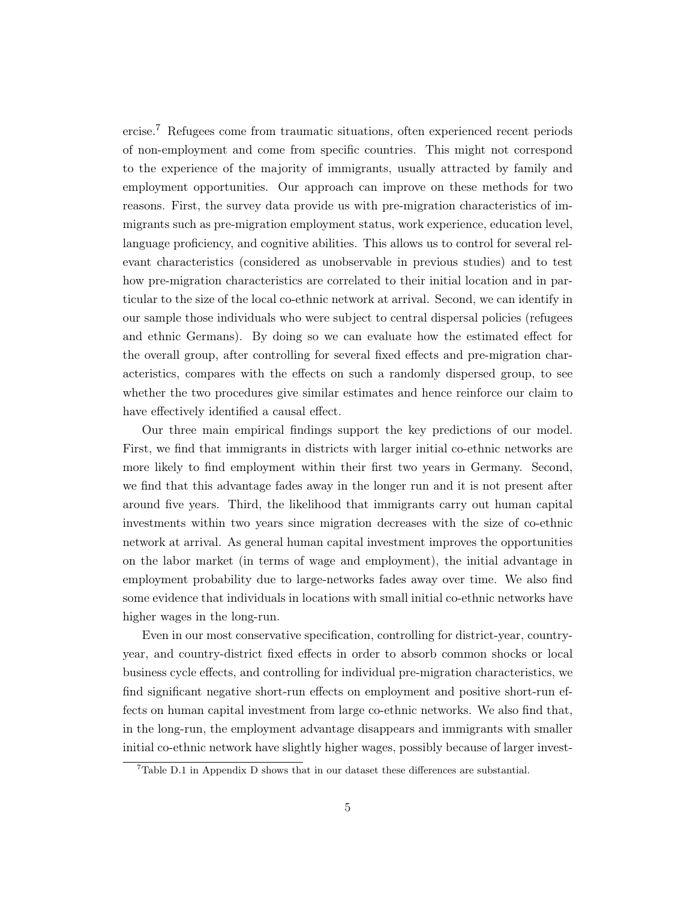ercise.[7] Refugees come from traumatic situations, often experienced recent periods of non-employment and come from specific countries. This might not correspond to the experience of the majority of immigrants, usually attracted by family and employment opportunities. Our approach can improve on these methods for two reasons. First, the survey data provide us with pre-migration characteristics of immigrants such as pre-migration employment status, work experience, education level, language proficiency, and cognitive abilities. This allows us to control for several relevant characteristics (considered as unobservable in previous studies) and to test how pre-migration characteristics are correlated to their initial location and in particular to the size of the local co-ethnic network at arrival. Second, we can identify in our sample those individuals who were subject to central dispersal policies (refugees and ethnic Germans). By doing so we can evaluate how the estimated effect for the overall group, after controlling for several fixed effects and pre-migration characteristics, compares with the effects on such a randomly dispersed group, to see whether the two procedures give similar estimates and hence reinforce our claim to have effectively identified a causal effect.

Our three main empirical findings support the key predictions of our model. First, we find that immigrants in districts with larger initial co-ethnic networks are more likely to find employment within their first two years in Germany. Second, we find that this advantage fades away in the longer run and it is not present after around five years. Third, the likelihood that immigrants carry out human capital investments within two years since migration decreases with the size of co-ethnic network at arrival. As general human capital investment improves the opportunities on the labor market (in terms of wage and employment), the initial advantage in employment probability due to large-networks fades away over time. We also find some evidence that individuals in locations with small initial co-ethnic networks have higher wages in the long-run.

Even in our most conservative specification, controlling for district-year, country-year, and country-district fixed effects in order to absorb common shocks or local business cycle effects, and controlling for individual pre-migration characteristics, we find significant negative short-run effects on employment and positive short-run effects on human capital investment from large co-ethnic networks. We also find that, in the long-run, the employment advantage disappears and immigrants with smaller initial co-ethnic network have slightly higher wages, possibly because of larger invest-

[7] Table D.1 in Appendix D shows that in our dataset these differences are substantial.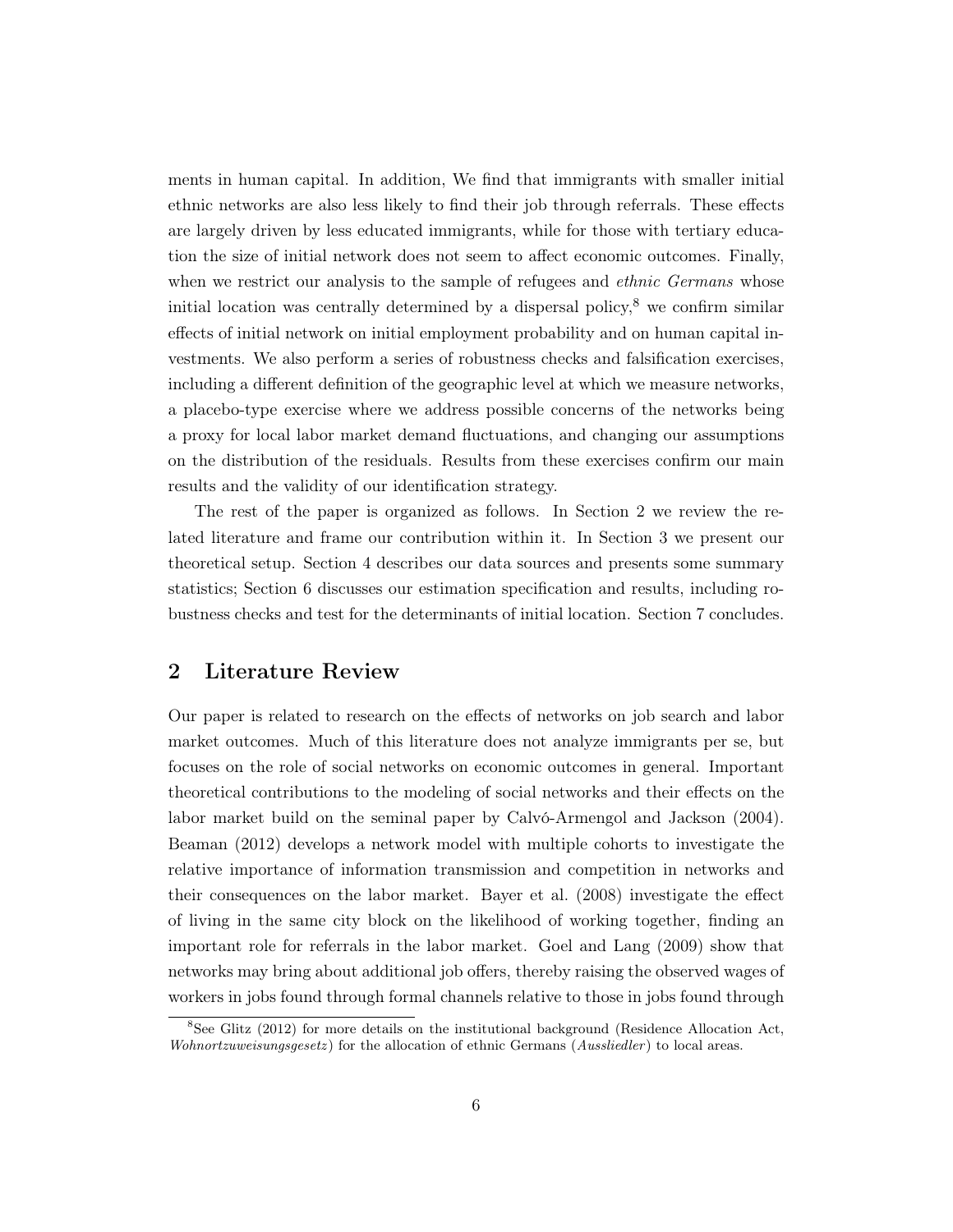ments in human capital. In addition, We find that immigrants with smaller initial ethnic networks are also less likely to find their job through referrals. These effects are largely driven by less educated immigrants, while for those with tertiary education the size of initial network does not seem to affect economic outcomes. Finally, when we restrict our analysis to the sample of refugees and *ethnic Germans* whose initial location was centrally determined by a dispersal policy,[8] we confirm similar effects of initial network on initial employment probability and on human capital investments. We also perform a series of robustness checks and falsification exercises, including a different definition of the geographic level at which we measure networks, a placebo-type exercise where we address possible concerns of the networks being a proxy for local labor market demand fluctuations, and changing our assumptions on the distribution of the residuals. Results from these exercises confirm our main results and the validity of our identification strategy.

The rest of the paper is organized as follows. In Section 2 we review the related literature and frame our contribution within it. In Section 3 we present our theoretical setup. Section 4 describes our data sources and presents some summary statistics; Section 6 discusses our estimation specification and results, including robustness checks and test for the determinants of initial location. Section 7 concludes.

## 2 Literature Review

Our paper is related to research on the effects of networks on job search and labor market outcomes. Much of this literature does not analyze immigrants per se, but focuses on the role of social networks on economic outcomes in general. Important theoretical contributions to the modeling of social networks and their effects on the labor market build on the seminal paper by Calvó-Armengol and Jackson (2004). Beaman (2012) develops a network model with multiple cohorts to investigate the relative importance of information transmission and competition in networks and their consequences on the labor market. Bayer et al. (2008) investigate the effect of living in the same city block on the likelihood of working together, finding an important role for referrals in the labor market. Goel and Lang (2009) show that networks may bring about additional job offers, thereby raising the observed wages of workers in jobs found through formal channels relative to those in jobs found through

[8] See Glitz (2012) for more details on the institutional background (Residence Allocation Act, *Wohnortzuweisungsgesetz*) for the allocation of ethnic Germans (*Aussliedler*) to local areas.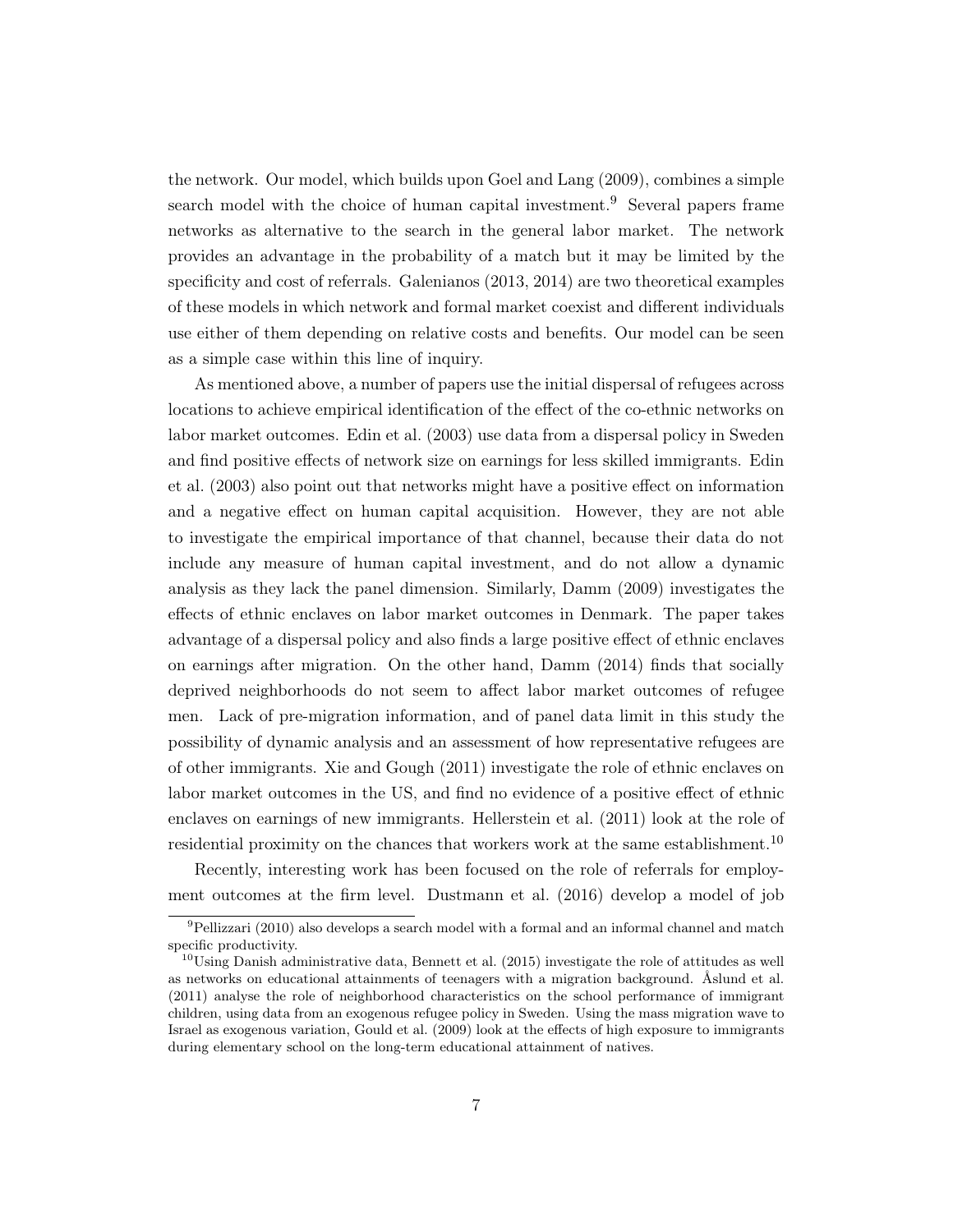the network. Our model, which builds upon Goel and Lang (2009), combines a simple search model with the choice of human capital investment.[9] Several papers frame networks as alternative to the search in the general labor market. The network provides an advantage in the probability of a match but it may be limited by the specificity and cost of referrals. Galenianos (2013, 2014) are two theoretical examples of these models in which network and formal market coexist and different individuals use either of them depending on relative costs and benefits. Our model can be seen as a simple case within this line of inquiry.

As mentioned above, a number of papers use the initial dispersal of refugees across locations to achieve empirical identification of the effect of the co-ethnic networks on labor market outcomes. Edin et al. (2003) use data from a dispersal policy in Sweden and find positive effects of network size on earnings for less skilled immigrants. Edin et al. (2003) also point out that networks might have a positive effect on information and a negative effect on human capital acquisition. However, they are not able to investigate the empirical importance of that channel, because their data do not include any measure of human capital investment, and do not allow a dynamic analysis as they lack the panel dimension. Similarly, Damm (2009) investigates the effects of ethnic enclaves on labor market outcomes in Denmark. The paper takes advantage of a dispersal policy and also finds a large positive effect of ethnic enclaves on earnings after migration. On the other hand, Damm (2014) finds that socially deprived neighborhoods do not seem to affect labor market outcomes of refugee men. Lack of pre-migration information, and of panel data limit in this study the possibility of dynamic analysis and an assessment of how representative refugees are of other immigrants. Xie and Gough (2011) investigate the role of ethnic enclaves on labor market outcomes in the US, and find no evidence of a positive effect of ethnic enclaves on earnings of new immigrants. Hellerstein et al. (2011) look at the role of residential proximity on the chances that workers work at the same establishment.[10]

Recently, interesting work has been focused on the role of referrals for employment outcomes at the firm level. Dustmann et al. (2016) develop a model of job

[9] Pellizzari (2010) also develops a search model with a formal and an informal channel and match specific productivity.

[10] Using Danish administrative data, Bennett et al. (2015) investigate the role of attitudes as well as networks on educational attainments of teenagers with a migration background. Åslund et al. (2011) analyse the role of neighborhood characteristics on the school performance of immigrant children, using data from an exogenous refugee policy in Sweden. Using the mass migration wave to Israel as exogenous variation, Gould et al. (2009) look at the effects of high exposure to immigrants during elementary school on the long-term educational attainment of natives.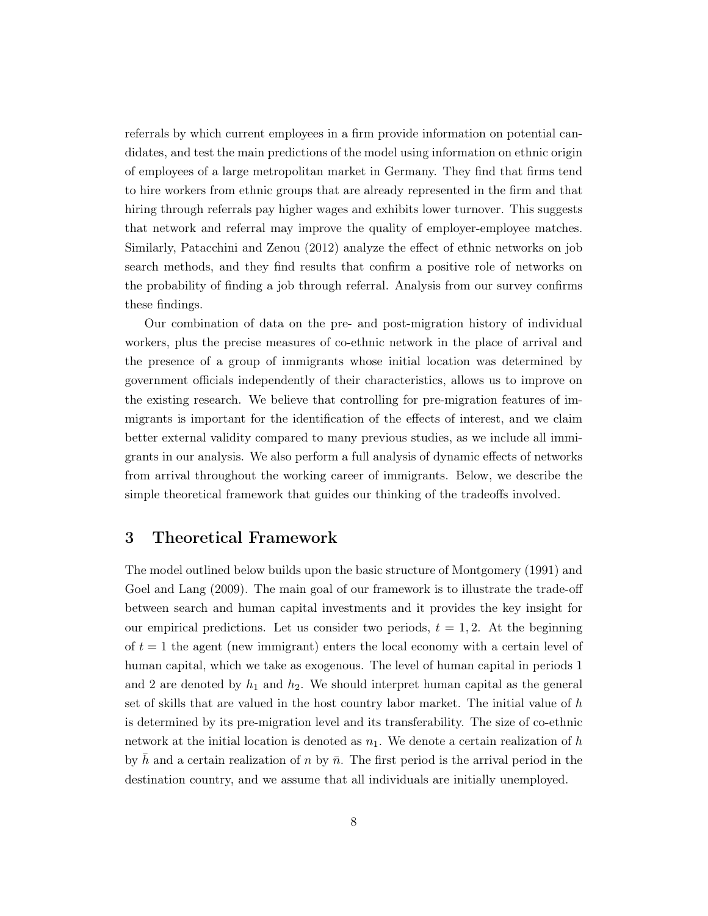referrals by which current employees in a firm provide information on potential candidates, and test the main predictions of the model using information on ethnic origin of employees of a large metropolitan market in Germany. They find that firms tend to hire workers from ethnic groups that are already represented in the firm and that hiring through referrals pay higher wages and exhibits lower turnover. This suggests that network and referral may improve the quality of employer-employee matches. Similarly, Patacchini and Zenou (2012) analyze the effect of ethnic networks on job search methods, and they find results that confirm a positive role of networks on the probability of finding a job through referral. Analysis from our survey confirms these findings.

Our combination of data on the pre- and post-migration history of individual workers, plus the precise measures of co-ethnic network in the place of arrival and the presence of a group of immigrants whose initial location was determined by government officials independently of their characteristics, allows us to improve on the existing research. We believe that controlling for pre-migration features of immigrants is important for the identification of the effects of interest, and we claim better external validity compared to many previous studies, as we include all immigrants in our analysis. We also perform a full analysis of dynamic effects of networks from arrival throughout the working career of immigrants. Below, we describe the simple theoretical framework that guides our thinking of the tradeoffs involved.

## 3 Theoretical Framework

The model outlined below builds upon the basic structure of Montgomery (1991) and Goel and Lang (2009). The main goal of our framework is to illustrate the trade-off between search and human capital investments and it provides the key insight for our empirical predictions. Let us consider two periods, $t = 1, 2$. At the beginning of $t = 1$ the agent (new immigrant) enters the local economy with a certain level of human capital, which we take as exogenous. The level of human capital in periods 1 and 2 are denoted by $h_1$ and $h_2$. We should interpret human capital as the general set of skills that are valued in the host country labor market. The initial value of $h$ is determined by its pre-migration level and its transferability. The size of co-ethnic network at the initial location is denoted as $n_1$. We denote a certain realization of $h$ by $\bar{h}$ and a certain realization of $n$ by $\bar{n}$. The first period is the arrival period in the destination country, and we assume that all individuals are initially unemployed.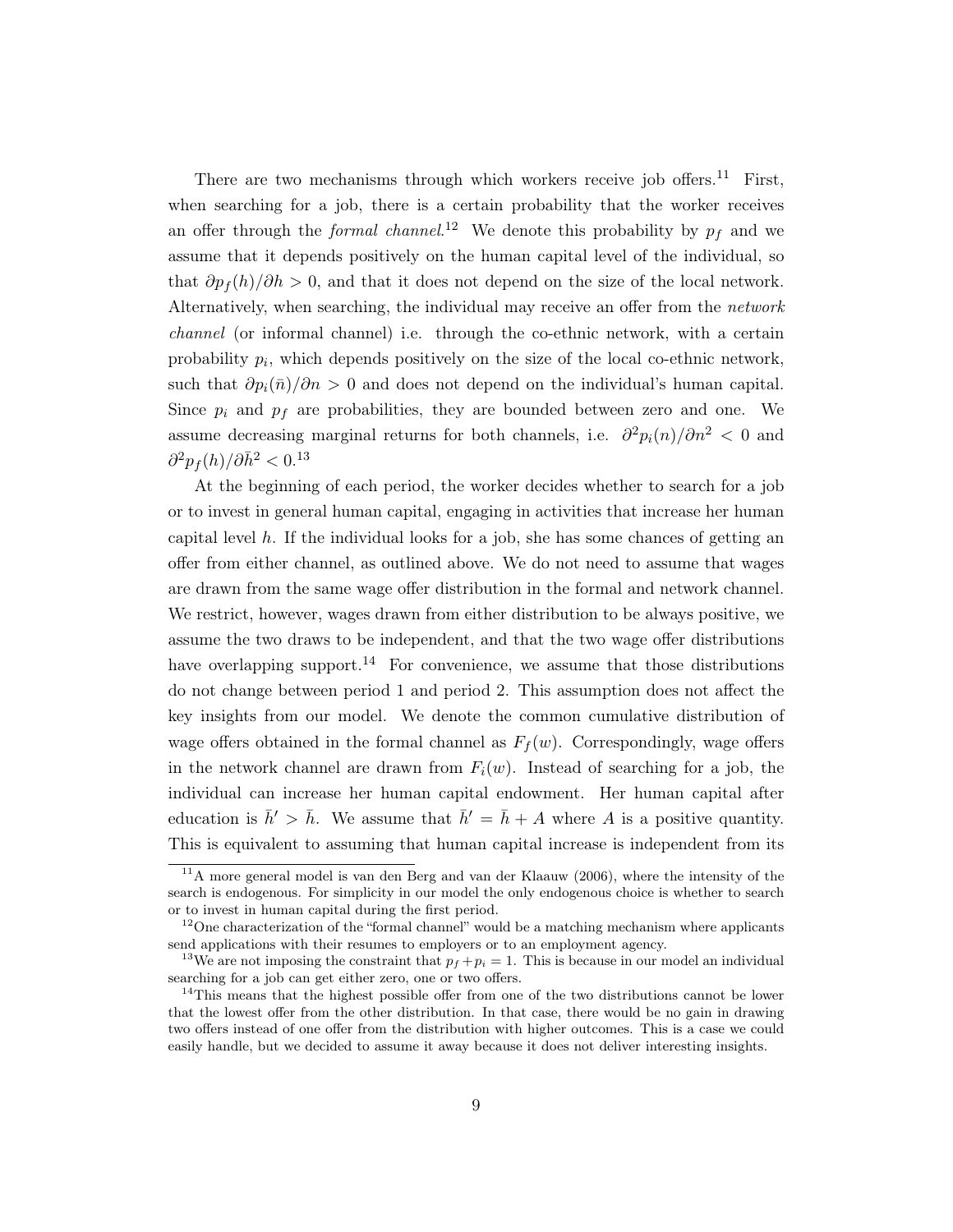There are two mechanisms through which workers receive job offers.[11] First, when searching for a job, there is a certain probability that the worker receives an offer through the *formal channel*.[12] We denote this probability by $p_f$ and we assume that it depends positively on the human capital level of the individual, so that $\partial p_f(h)/\partial h > 0$, and that it does not depend on the size of the local network. Alternatively, when searching, the individual may receive an offer from the *network channel* (or informal channel) i.e. through the co-ethnic network, with a certain probability $p_i$, which depends positively on the size of the local co-ethnic network, such that $\partial p_i(\bar{n})/\partial n > 0$ and does not depend on the individual's human capital. Since $p_i$ and $p_f$ are probabilities, they are bounded between zero and one. We assume decreasing marginal returns for both channels, i.e. $\partial^2 p_i(n)/\partial n^2 < 0$ and $\partial^2 p_f(h)/\partial \bar{h}^2 < 0$.[13]

At the beginning of each period, the worker decides whether to search for a job or to invest in general human capital, engaging in activities that increase her human capital level $h$. If the individual looks for a job, she has some chances of getting an offer from either channel, as outlined above. We do not need to assume that wages are drawn from the same wage offer distribution in the formal and network channel. We restrict, however, wages drawn from either distribution to be always positive, we assume the two draws to be independent, and that the two wage offer distributions have overlapping support.[14] For convenience, we assume that those distributions do not change between period 1 and period 2. This assumption does not affect the key insights from our model. We denote the common cumulative distribution of wage offers obtained in the formal channel as $F_f(w)$. Correspondingly, wage offers in the network channel are drawn from $F_i(w)$. Instead of searching for a job, the individual can increase her human capital endowment. Her human capital after education is $\bar{h}' > \bar{h}$. We assume that $\bar{h}' = \bar{h} + A$ where $A$ is a positive quantity. This is equivalent to assuming that human capital increase is independent from its

[11] A more general model is van den Berg and van der Klaauw (2006), where the intensity of the search is endogenous. For simplicity in our model the only endogenous choice is whether to search or to invest in human capital during the first period.

[12] One characterization of the "formal channel" would be a matching mechanism where applicants send applications with their resumes to employers or to an employment agency.

[13] We are not imposing the constraint that $p_f + p_i = 1$. This is because in our model an individual searching for a job can get either zero, one or two offers.

[14] This means that the highest possible offer from one of the two distributions cannot be lower that the lowest offer from the other distribution. In that case, there would be no gain in drawing two offers instead of one offer from the distribution with higher outcomes. This is a case we could easily handle, but we decided to assume it away because it does not deliver interesting insights.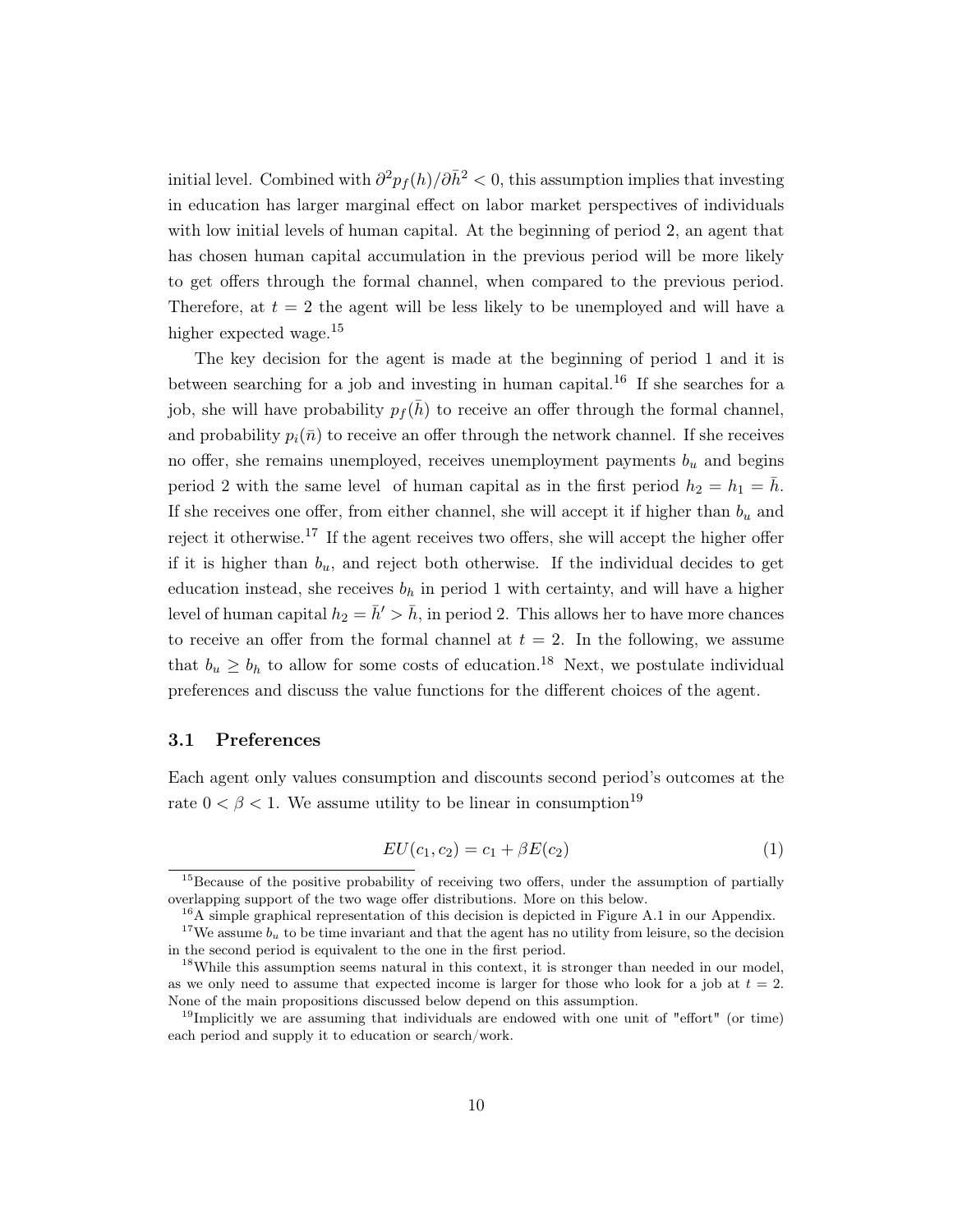initial level. Combined with $\partial^2 p_f(h)/\partial \bar{h}^2 < 0$, this assumption implies that investing in education has larger marginal effect on labor market perspectives of individuals with low initial levels of human capital. At the beginning of period 2, an agent that has chosen human capital accumulation in the previous period will be more likely to get offers through the formal channel, when compared to the previous period. Therefore, at $t = 2$ the agent will be less likely to be unemployed and will have a higher expected wage.[15]

The key decision for the agent is made at the beginning of period 1 and it is between searching for a job and investing in human capital.[16] If she searches for a job, she will have probability $p_f(\bar{h})$ to receive an offer through the formal channel, and probability $p_i(\bar{n})$ to receive an offer through the network channel. If she receives no offer, she remains unemployed, receives unemployment payments $b_u$ and begins period 2 with the same level of human capital as in the first period $h_2 = h_1 = \bar{h}$. If she receives one offer, from either channel, she will accept it if higher than $b_u$ and reject it otherwise.[17] If the agent receives two offers, she will accept the higher offer if it is higher than $b_u$, and reject both otherwise. If the individual decides to get education instead, she receives $b_h$ in period 1 with certainty, and will have a higher level of human capital $h_2 = \bar{h}' > \bar{h}$, in period 2. This allows her to have more chances to receive an offer from the formal channel at $t = 2$. In the following, we assume that $b_u \geq b_h$ to allow for some costs of education.[18] Next, we postulate individual preferences and discuss the value functions for the different choices of the agent.

### 3.1 Preferences

Each agent only values consumption and discounts second period's outcomes at the rate $0 < \beta < 1$. We assume utility to be linear in consumption[19]

$$EU(c_1, c_2) = c_1 + \beta E(c_2) \tag{1}$$

[15] Because of the positive probability of receiving two offers, under the assumption of partially overlapping support of the two wage offer distributions. More on this below.

[16] A simple graphical representation of this decision is depicted in Figure A.1 in our Appendix.

[17] We assume $b_u$ to be time invariant and that the agent has no utility from leisure, so the decision in the second period is equivalent to the one in the first period.

[18] While this assumption seems natural in this context, it is stronger than needed in our model, as we only need to assume that expected income is larger for those who look for a job at $t = 2$. None of the main propositions discussed below depend on this assumption.

[19] Implicitly we are assuming that individuals are endowed with one unit of "effort" (or time) each period and supply it to education or search/work.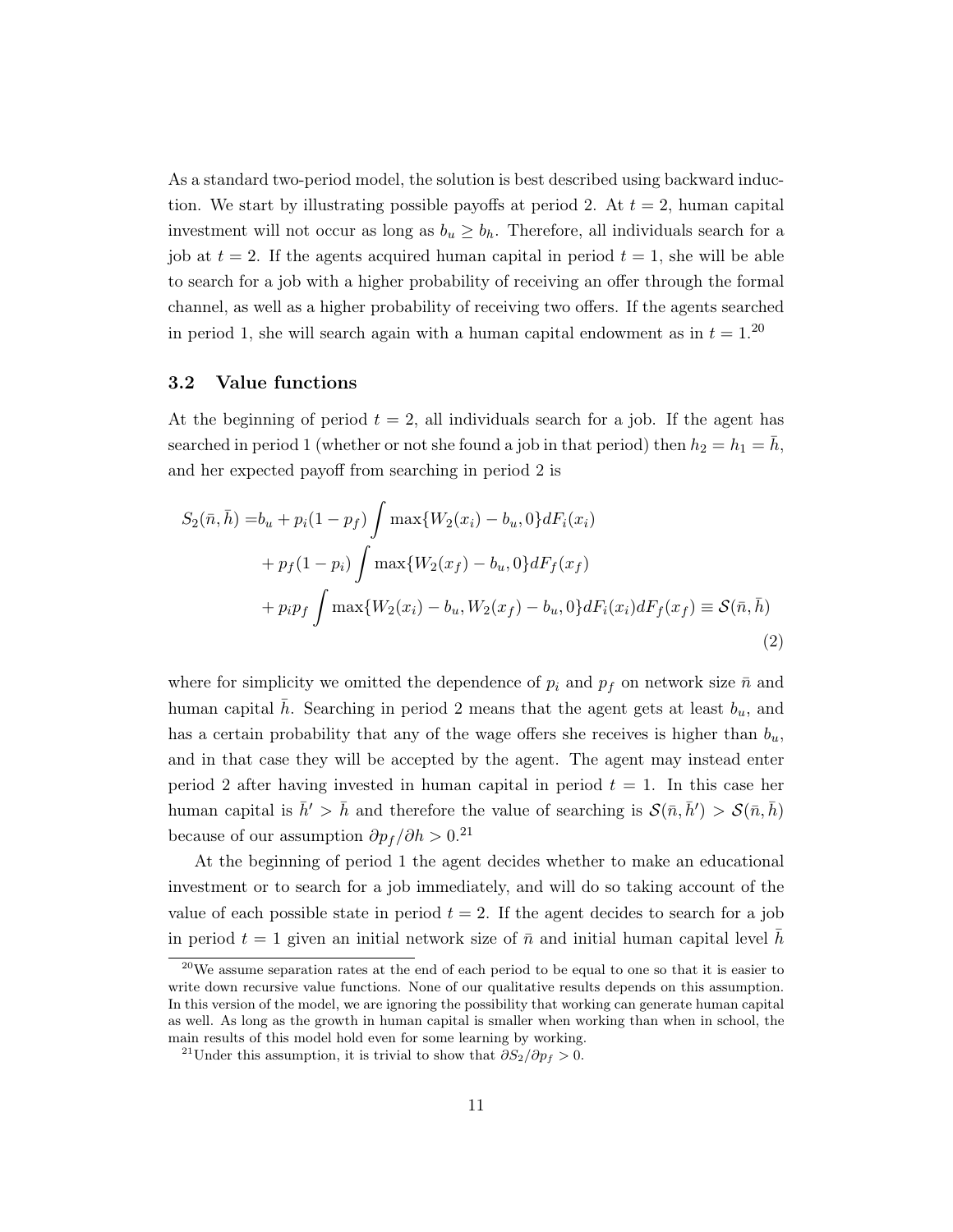As a standard two-period model, the solution is best described using backward induction. We start by illustrating possible payoffs at period 2. At $t = 2$, human capital investment will not occur as long as $b_u \geq b_h$. Therefore, all individuals search for a job at $t = 2$. If the agents acquired human capital in period $t = 1$, she will be able to search for a job with a higher probability of receiving an offer through the formal channel, as well as a higher probability of receiving two offers. If the agents searched in period 1, she will search again with a human capital endowment as in $t = 1$.[20]

### 3.2 Value functions

At the beginning of period $t = 2$, all individuals search for a job. If the agent has searched in period 1 (whether or not she found a job in that period) then $h_2 = h_1 = \bar{h}$, and her expected payoff from searching in period 2 is

$$
\begin{aligned}
S_2(\bar{n}, \bar{h}) =& b_u + p_i(1 - p_f) \int \max\{W_2(x_i) - b_u, 0\} dF_i(x_i) \\
&+ p_f(1 - p_i) \int \max\{W_2(x_f) - b_u, 0\} dF_f(x_f) \\
&+ p_i p_f \int \max\{W_2(x_i) - b_u, W_2(x_f) - b_u, 0\} dF_i(x_i) dF_f(x_f) \equiv \mathcal{S}(\bar{n}, \bar{h})
\end{aligned}
\tag{2}
$$

where for simplicity we omitted the dependence of $p_i$ and $p_f$ on network size $\bar{n}$ and human capital $\bar{h}$. Searching in period 2 means that the agent gets at least $b_u$, and has a certain probability that any of the wage offers she receives is higher than $b_u$, and in that case they will be accepted by the agent. The agent may instead enter period 2 after having invested in human capital in period $t = 1$. In this case her human capital is $\bar{h}' > \bar{h}$ and therefore the value of searching is $\mathcal{S}(\bar{n}, \bar{h}') > \mathcal{S}(\bar{n}, \bar{h})$ because of our assumption $\partial p_f / \partial h > 0$.[21]

At the beginning of period 1 the agent decides whether to make an educational investment or to search for a job immediately, and will do so taking account of the value of each possible state in period $t = 2$. If the agent decides to search for a job in period $t = 1$ given an initial network size of $\bar{n}$ and initial human capital level $\bar{h}$

[20] We assume separation rates at the end of each period to be equal to one so that it is easier to write down recursive value functions. None of our qualitative results depends on this assumption. In this version of the model, we are ignoring the possibility that working can generate human capital as well. As long as the growth in human capital is smaller when working than when in school, the main results of this model hold even for some learning by working.

[21] Under this assumption, it is trivial to show that $\partial S_2 / \partial p_f > 0$.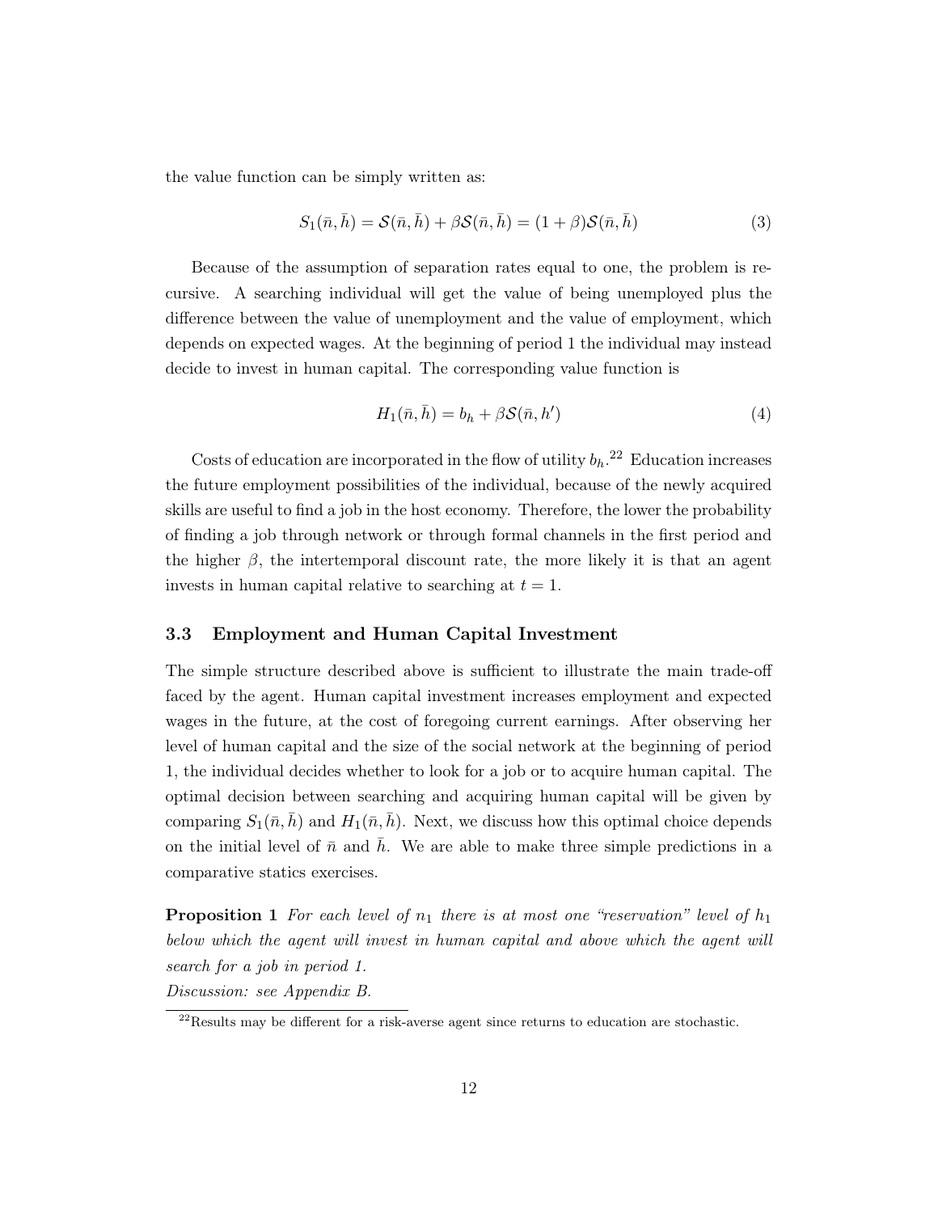the value function can be simply written as:

$$S_1(\bar{n}, \bar{h}) = \mathcal{S}(\bar{n}, \bar{h}) + \beta \mathcal{S}(\bar{n}, \bar{h}) = (1+\beta)\mathcal{S}(\bar{n}, \bar{h}) \tag{3}$$

Because of the assumption of separation rates equal to one, the problem is recursive. A searching individual will get the value of being unemployed plus the difference between the value of unemployment and the value of employment, which depends on expected wages. At the beginning of period 1 the individual may instead decide to invest in human capital. The corresponding value function is

$$H_1(\bar{n}, \bar{h}) = b_h + \beta \mathcal{S}(\bar{n}, h') \tag{4}$$

Costs of education are incorporated in the flow of utility $b_h$.[22] Education increases the future employment possibilities of the individual, because of the newly acquired skills are useful to find a job in the host economy. Therefore, the lower the probability of finding a job through network or through formal channels in the first period and the higher $\beta$, the intertemporal discount rate, the more likely it is that an agent invests in human capital relative to searching at $t = 1$.

### 3.3 Employment and Human Capital Investment

The simple structure described above is sufficient to illustrate the main trade-off faced by the agent. Human capital investment increases employment and expected wages in the future, at the cost of foregoing current earnings. After observing her level of human capital and the size of the social network at the beginning of period 1, the individual decides whether to look for a job or to acquire human capital. The optimal decision between searching and acquiring human capital will be given by comparing $S_1(\bar{n}, \bar{h})$ and $H_1(\bar{n}, \bar{h})$. Next, we discuss how this optimal choice depends on the initial level of $\bar{n}$ and $\bar{h}$. We are able to make three simple predictions in a comparative statics exercises.

**Proposition 1** *For each level of $n_1$ there is at most one "reservation" level of $h_1$ below which the agent will invest in human capital and above which the agent will search for a job in period 1.*
*Discussion: see Appendix B.*

[22] Results may be different for a risk-averse agent since returns to education are stochastic.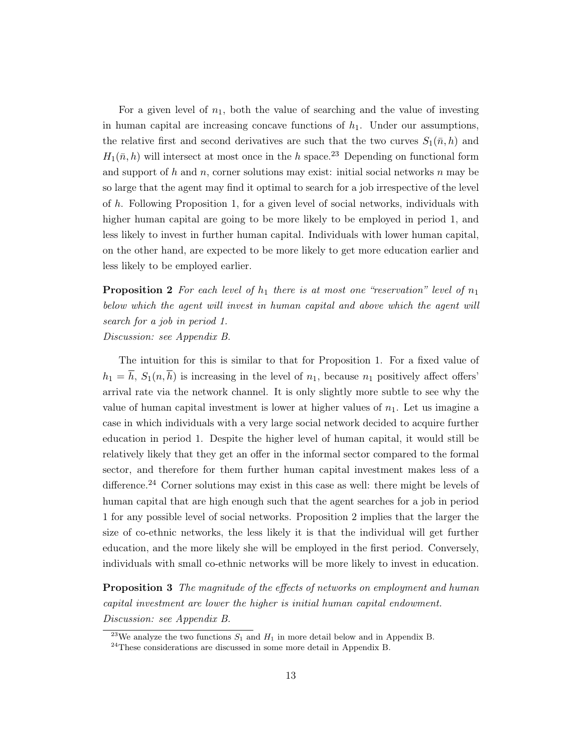For a given level of $n_1$, both the value of searching and the value of investing in human capital are increasing concave functions of $h_1$. Under our assumptions, the relative first and second derivatives are such that the two curves $S_1(\bar{n}, h)$ and $H_1(\bar{n}, h)$ will intersect at most once in the $h$ space.[23] Depending on functional form and support of $h$ and $n$, corner solutions may exist: initial social networks $n$ may be so large that the agent may find it optimal to search for a job irrespective of the level of $h$. Following Proposition 1, for a given level of social networks, individuals with higher human capital are going to be more likely to be employed in period 1, and less likely to invest in further human capital. Individuals with lower human capital, on the other hand, are expected to be more likely to get more education earlier and less likely to be employed earlier.

**Proposition 2** *For each level of $h_1$ there is at most one "reservation" level of $n_1$ below which the agent will invest in human capital and above which the agent will search for a job in period 1.*
*Discussion: see Appendix B.*

The intuition for this is similar to that for Proposition 1. For a fixed value of $h_1 = \overline{h}$, $S_1(n, \overline{h})$ is increasing in the level of $n_1$, because $n_1$ positively affect offers' arrival rate via the network channel. It is only slightly more subtle to see why the value of human capital investment is lower at higher values of $n_1$. Let us imagine a case in which individuals with a very large social network decided to acquire further education in period 1. Despite the higher level of human capital, it would still be relatively likely that they get an offer in the informal sector compared to the formal sector, and therefore for them further human capital investment makes less of a difference.[24] Corner solutions may exist in this case as well: there might be levels of human capital that are high enough such that the agent searches for a job in period 1 for any possible level of social networks. Proposition 2 implies that the larger the size of co-ethnic networks, the less likely it is that the individual will get further education, and the more likely she will be employed in the first period. Conversely, individuals with small co-ethnic networks will be more likely to invest in education.

**Proposition 3** *The magnitude of the effects of networks on employment and human capital investment are lower the higher is initial human capital endowment.*
*Discussion: see Appendix B.*

[23] We analyze the two functions $S_1$ and $H_1$ in more detail below and in Appendix B.

[24] These considerations are discussed in some more detail in Appendix B.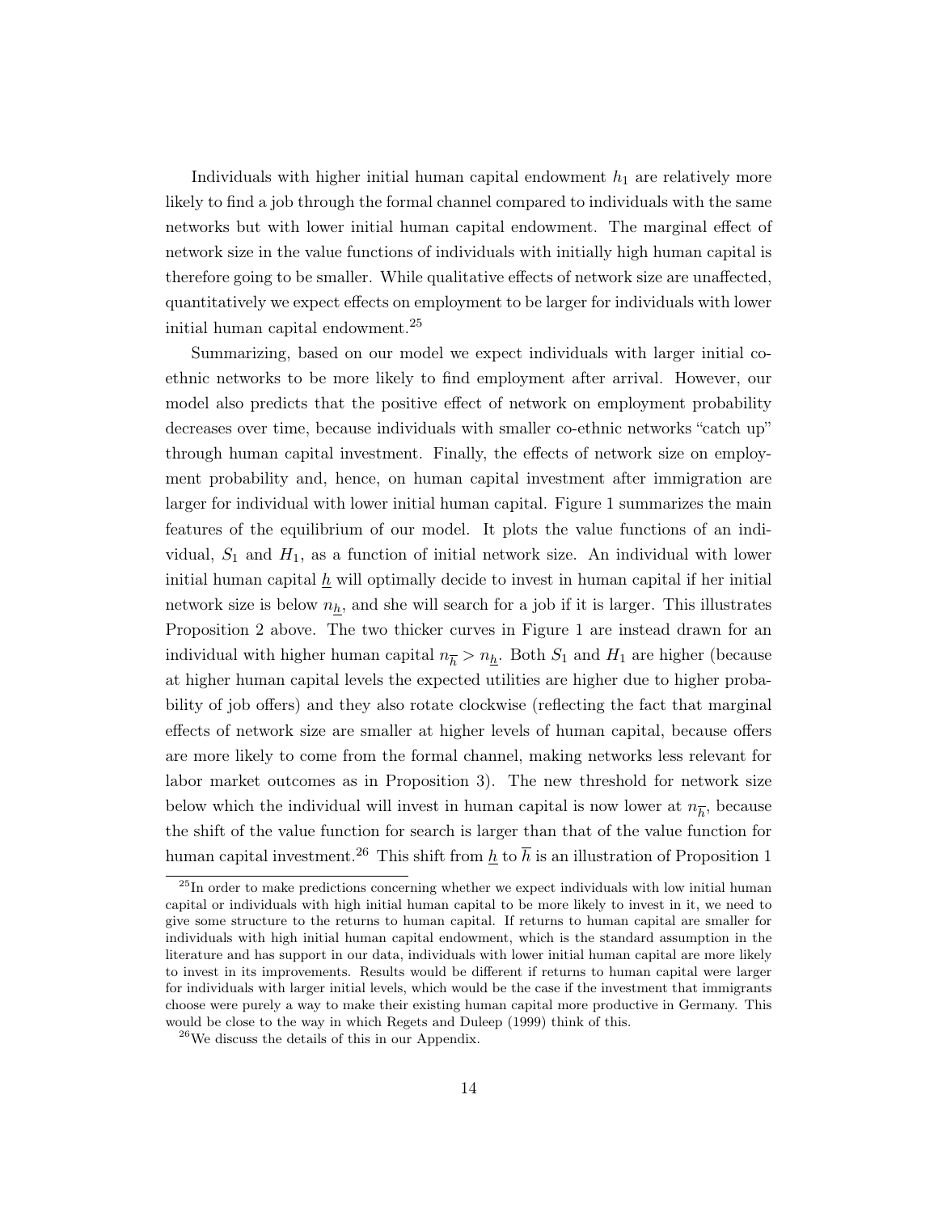Individuals with higher initial human capital endowment $h_1$ are relatively more likely to find a job through the formal channel compared to individuals with the same networks but with lower initial human capital endowment. The marginal effect of network size in the value functions of individuals with initially high human capital is therefore going to be smaller. While qualitative effects of network size are unaffected, quantitatively we expect effects on employment to be larger for individuals with lower initial human capital endowment.[25]

Summarizing, based on our model we expect individuals with larger initial co-ethnic networks to be more likely to find employment after arrival. However, our model also predicts that the positive effect of network on employment probability decreases over time, because individuals with smaller co-ethnic networks "catch up" through human capital investment. Finally, the effects of network size on employment probability and, hence, on human capital investment after immigration are larger for individual with lower initial human capital. Figure 1 summarizes the main features of the equilibrium of our model. It plots the value functions of an individual, $S_1$ and $H_1$, as a function of initial network size. An individual with lower initial human capital $\underline{h}$ will optimally decide to invest in human capital if her initial network size is below $n_{\underline{h}}$, and she will search for a job if it is larger. This illustrates Proposition 2 above. The two thicker curves in Figure 1 are instead drawn for an individual with higher human capital $n_{\overline{h}} > n_{\underline{h}}$. Both $S_1$ and $H_1$ are higher (because at higher human capital levels the expected utilities are higher due to higher probability of job offers) and they also rotate clockwise (reflecting the fact that marginal effects of network size are smaller at higher levels of human capital, because offers are more likely to come from the formal channel, making networks less relevant for labor market outcomes as in Proposition 3). The new threshold for network size below which the individual will invest in human capital is now lower at $n_{\overline{h}}$, because the shift of the value function for search is larger than that of the value function for human capital investment.[26] This shift from $\underline{h}$ to $\overline{h}$ is an illustration of Proposition 1

[25] In order to make predictions concerning whether we expect individuals with low initial human capital or individuals with high initial human capital to be more likely to invest in it, we need to give some structure to the returns to human capital. If returns to human capital are smaller for individuals with high initial human capital endowment, which is the standard assumption in the literature and has support in our data, individuals with lower initial human capital are more likely to invest in its improvements. Results would be different if returns to human capital were larger for individuals with larger initial levels, which would be the case if the investment that immigrants choose were purely a way to make their existing human capital more productive in Germany. This would be close to the way in which Regets and Duleep (1999) think of this.

[26] We discuss the details of this in our Appendix.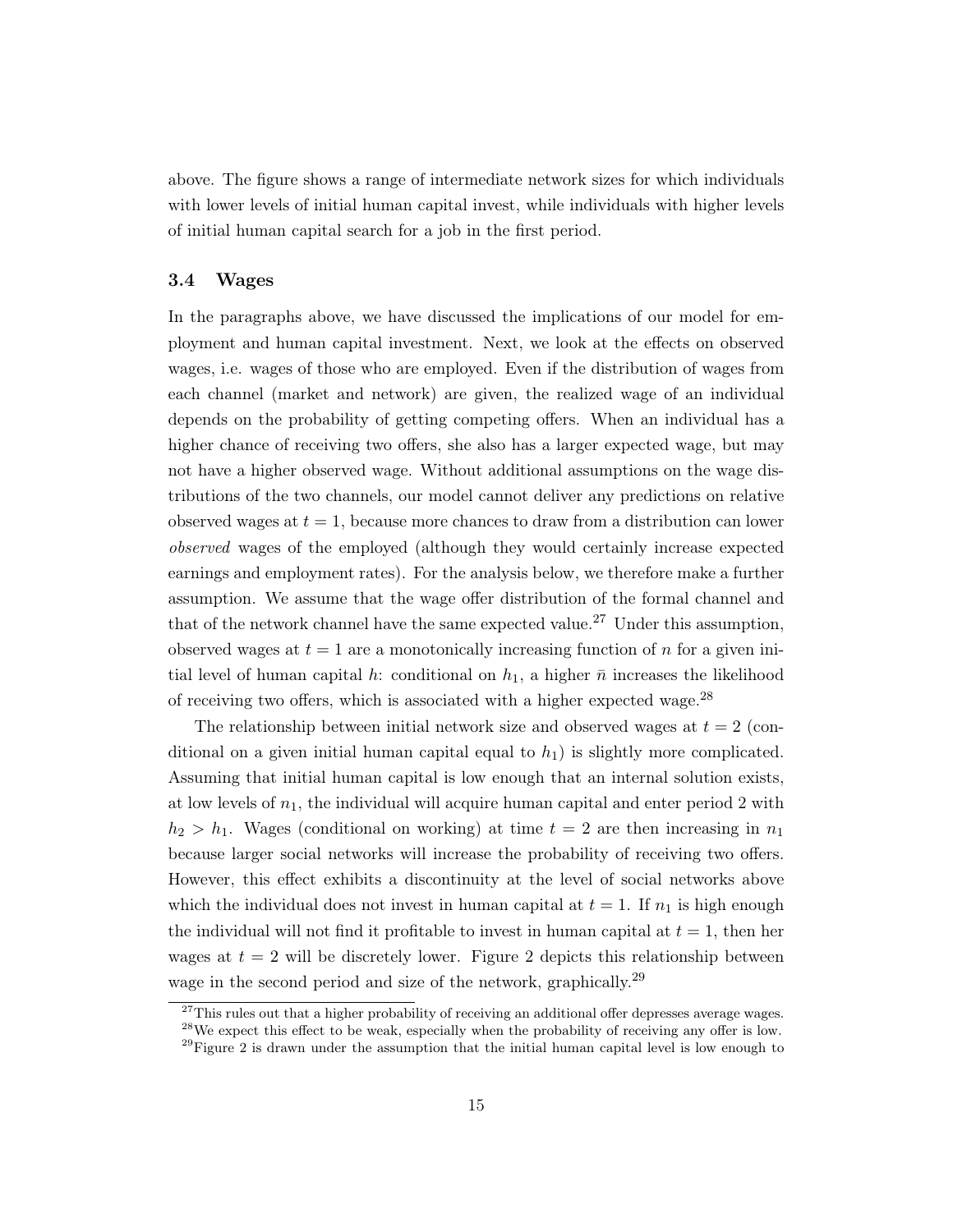above. The figure shows a range of intermediate network sizes for which individuals with lower levels of initial human capital invest, while individuals with higher levels of initial human capital search for a job in the first period.

### 3.4 Wages

In the paragraphs above, we have discussed the implications of our model for employment and human capital investment. Next, we look at the effects on observed wages, i.e. wages of those who are employed. Even if the distribution of wages from each channel (market and network) are given, the realized wage of an individual depends on the probability of getting competing offers. When an individual has a higher chance of receiving two offers, she also has a larger expected wage, but may not have a higher observed wage. Without additional assumptions on the wage distributions of the two channels, our model cannot deliver any predictions on relative observed wages at $t = 1$, because more chances to draw from a distribution can lower *observed* wages of the employed (although they would certainly increase expected earnings and employment rates). For the analysis below, we therefore make a further assumption. We assume that the wage offer distribution of the formal channel and that of the network channel have the same expected value.[27] Under this assumption, observed wages at $t = 1$ are a monotonically increasing function of $n$ for a given initial level of human capital $h$: conditional on $h_1$, a higher $\bar{n}$ increases the likelihood of receiving two offers, which is associated with a higher expected wage.[28]

The relationship between initial network size and observed wages at $t = 2$ (conditional on a given initial human capital equal to $h_1$) is slightly more complicated. Assuming that initial human capital is low enough that an internal solution exists, at low levels of $n_1$, the individual will acquire human capital and enter period 2 with $h_2 > h_1$. Wages (conditional on working) at time $t = 2$ are then increasing in $n_1$ because larger social networks will increase the probability of receiving two offers. However, this effect exhibits a discontinuity at the level of social networks above which the individual does not invest in human capital at $t = 1$. If $n_1$ is high enough the individual will not find it profitable to invest in human capital at $t = 1$, then her wages at $t = 2$ will be discretely lower. Figure 2 depicts this relationship between wage in the second period and size of the network, graphically.[29]

[27] This rules out that a higher probability of receiving an additional offer depresses average wages.

[28] We expect this effect to be weak, especially when the probability of receiving any offer is low.

[29] Figure 2 is drawn under the assumption that the initial human capital level is low enough to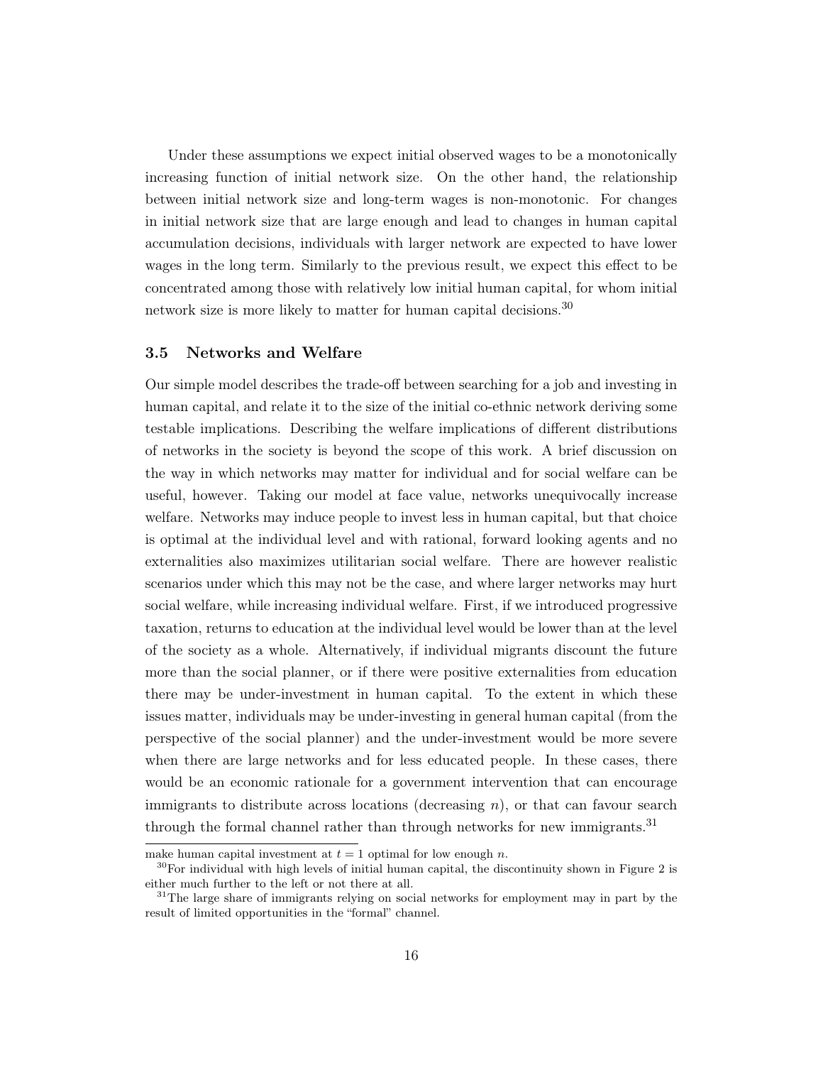Under these assumptions we expect initial observed wages to be a monotonically increasing function of initial network size. On the other hand, the relationship between initial network size and long-term wages is non-monotonic. For changes in initial network size that are large enough and lead to changes in human capital accumulation decisions, individuals with larger network are expected to have lower wages in the long term. Similarly to the previous result, we expect this effect to be concentrated among those with relatively low initial human capital, for whom initial network size is more likely to matter for human capital decisions.[30]

### 3.5 Networks and Welfare

Our simple model describes the trade-off between searching for a job and investing in human capital, and relate it to the size of the initial co-ethnic network deriving some testable implications. Describing the welfare implications of different distributions of networks in the society is beyond the scope of this work. A brief discussion on the way in which networks may matter for individual and for social welfare can be useful, however. Taking our model at face value, networks unequivocally increase welfare. Networks may induce people to invest less in human capital, but that choice is optimal at the individual level and with rational, forward looking agents and no externalities also maximizes utilitarian social welfare. There are however realistic scenarios under which this may not be the case, and where larger networks may hurt social welfare, while increasing individual welfare. First, if we introduced progressive taxation, returns to education at the individual level would be lower than at the level of the society as a whole. Alternatively, if individual migrants discount the future more than the social planner, or if there were positive externalities from education there may be under-investment in human capital. To the extent in which these issues matter, individuals may be under-investing in general human capital (from the perspective of the social planner) and the under-investment would be more severe when there are large networks and for less educated people. In these cases, there would be an economic rationale for a government intervention that can encourage immigrants to distribute across locations (decreasing $n$), or that can favour search through the formal channel rather than through networks for new immigrants.[31]

make human capital investment at $t = 1$ optimal for low enough $n$.

[30] For individual with high levels of initial human capital, the discontinuity shown in Figure 2 is either much further to the left or not there at all.

[31] The large share of immigrants relying on social networks for employment may in part by the result of limited opportunities in the "formal" channel.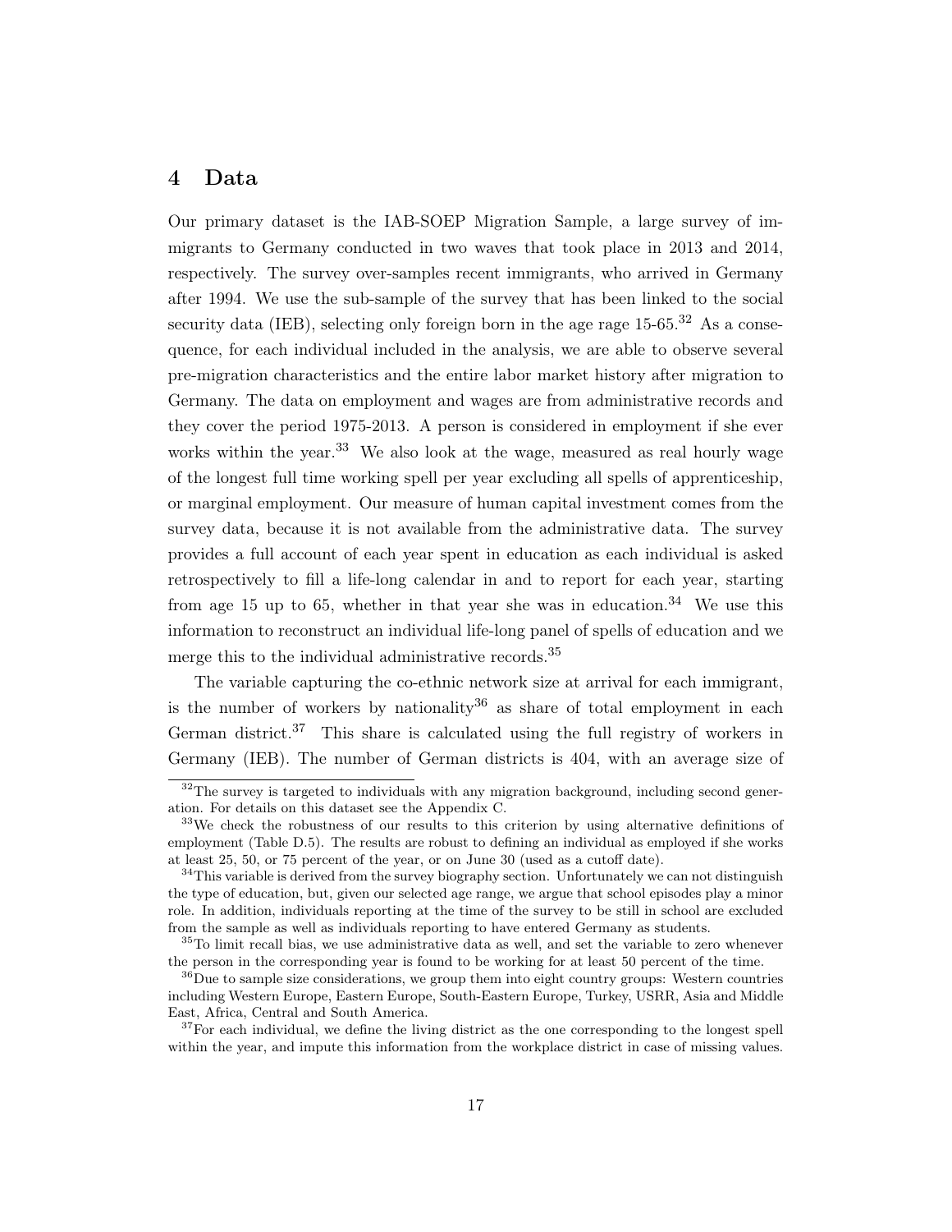## 4 Data

Our primary dataset is the IAB-SOEP Migration Sample, a large survey of immigrants to Germany conducted in two waves that took place in 2013 and 2014, respectively. The survey over-samples recent immigrants, who arrived in Germany after 1994. We use the sub-sample of the survey that has been linked to the social security data (IEB), selecting only foreign born in the age rage 15-65.[32] As a consequence, for each individual included in the analysis, we are able to observe several pre-migration characteristics and the entire labor market history after migration to Germany. The data on employment and wages are from administrative records and they cover the period 1975-2013. A person is considered in employment if she ever works within the year.[33] We also look at the wage, measured as real hourly wage of the longest full time working spell per year excluding all spells of apprenticeship, or marginal employment. Our measure of human capital investment comes from the survey data, because it is not available from the administrative data. The survey provides a full account of each year spent in education as each individual is asked retrospectively to fill a life-long calendar in and to report for each year, starting from age 15 up to 65, whether in that year she was in education.[34] We use this information to reconstruct an individual life-long panel of spells of education and we merge this to the individual administrative records.[35]

The variable capturing the co-ethnic network size at arrival for each immigrant, is the number of workers by nationality[36] as share of total employment in each German district.[37] This share is calculated using the full registry of workers in Germany (IEB). The number of German districts is 404, with an average size of

[32] The survey is targeted to individuals with any migration background, including second generation. For details on this dataset see the Appendix C.

[33] We check the robustness of our results to this criterion by using alternative definitions of employment (Table D.5). The results are robust to defining an individual as employed if she works at least 25, 50, or 75 percent of the year, or on June 30 (used as a cutoff date).

[34] This variable is derived from the survey biography section. Unfortunately we can not distinguish the type of education, but, given our selected age range, we argue that school episodes play a minor role. In addition, individuals reporting at the time of the survey to be still in school are excluded from the sample as well as individuals reporting to have entered Germany as students.

[35] To limit recall bias, we use administrative data as well, and set the variable to zero whenever the person in the corresponding year is found to be working for at least 50 percent of the time.

[36] Due to sample size considerations, we group them into eight country groups: Western countries including Western Europe, Eastern Europe, South-Eastern Europe, Turkey, USRR, Asia and Middle East, Africa, Central and South America.

[37] For each individual, we define the living district as the one corresponding to the longest spell within the year, and impute this information from the workplace district in case of missing values.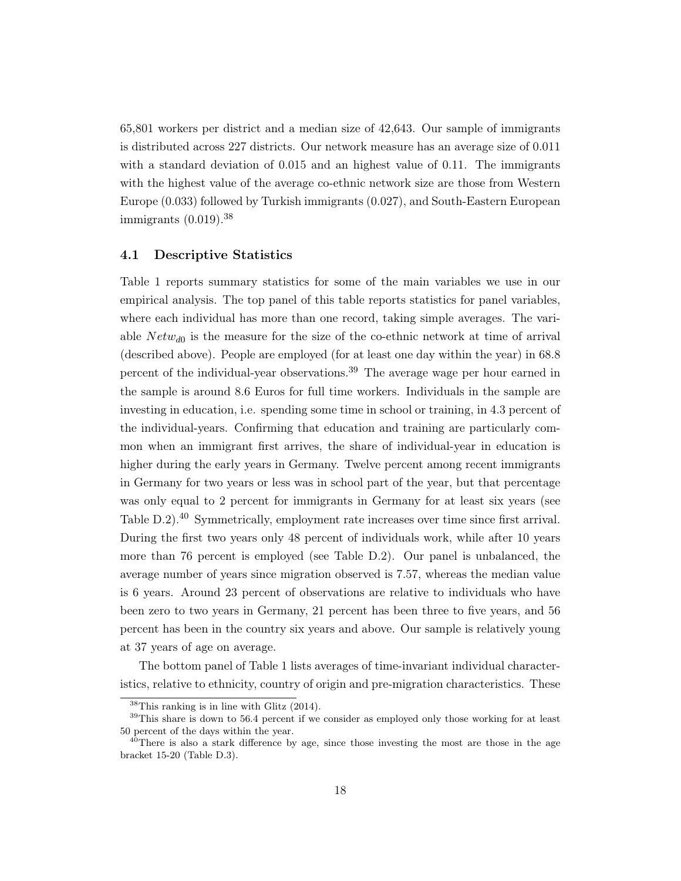65,801 workers per district and a median size of 42,643. Our sample of immigrants is distributed across 227 districts. Our network measure has an average size of 0.011 with a standard deviation of 0.015 and an highest value of 0.11. The immigrants with the highest value of the average co-ethnic network size are those from Western Europe (0.033) followed by Turkish immigrants (0.027), and South-Eastern European immigrants (0.019).[38]

### 4.1 Descriptive Statistics

Table 1 reports summary statistics for some of the main variables we use in our empirical analysis. The top panel of this table reports statistics for panel variables, where each individual has more than one record, taking simple averages. The variable $Netw_{d0}$ is the measure for the size of the co-ethnic network at time of arrival (described above). People are employed (for at least one day within the year) in 68.8 percent of the individual-year observations.[39] The average wage per hour earned in the sample is around 8.6 Euros for full time workers. Individuals in the sample are investing in education, i.e. spending some time in school or training, in 4.3 percent of the individual-years. Confirming that education and training are particularly common when an immigrant first arrives, the share of individual-year in education is higher during the early years in Germany. Twelve percent among recent immigrants in Germany for two years or less was in school part of the year, but that percentage was only equal to 2 percent for immigrants in Germany for at least six years (see Table D.2).[40] Symmetrically, employment rate increases over time since first arrival. During the first two years only 48 percent of individuals work, while after 10 years more than 76 percent is employed (see Table D.2). Our panel is unbalanced, the average number of years since migration observed is 7.57, whereas the median value is 6 years. Around 23 percent of observations are relative to individuals who have been zero to two years in Germany, 21 percent has been three to five years, and 56 percent has been in the country six years and above. Our sample is relatively young at 37 years of age on average.

The bottom panel of Table 1 lists averages of time-invariant individual characteristics, relative to ethnicity, country of origin and pre-migration characteristics. These

[38] This ranking is in line with Glitz (2014).

[39] This share is down to 56.4 percent if we consider as employed only those working for at least 50 percent of the days within the year.

[40] There is also a stark difference by age, since those investing the most are those in the age bracket 15-20 (Table D.3).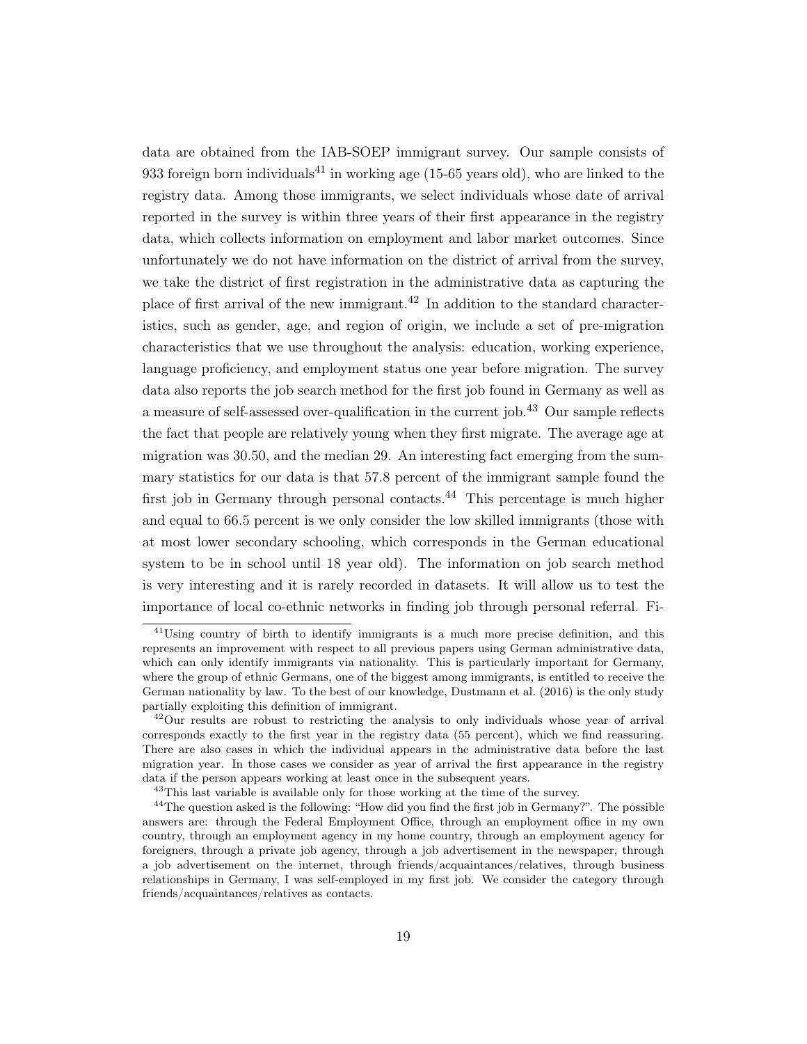data are obtained from the IAB-SOEP immigrant survey. Our sample consists of 933 foreign born individuals[41] in working age (15-65 years old), who are linked to the registry data. Among those immigrants, we select individuals whose date of arrival reported in the survey is within three years of their first appearance in the registry data, which collects information on employment and labor market outcomes. Since unfortunately we do not have information on the district of arrival from the survey, we take the district of first registration in the administrative data as capturing the place of first arrival of the new immigrant.[42] In addition to the standard characteristics, such as gender, age, and region of origin, we include a set of pre-migration characteristics that we use throughout the analysis: education, working experience, language proficiency, and employment status one year before migration. The survey data also reports the job search method for the first job found in Germany as well as a measure of self-assessed over-qualification in the current job.[43] Our sample reflects the fact that people are relatively young when they first migrate. The average age at migration was 30.50, and the median 29. An interesting fact emerging from the summary statistics for our data is that 57.8 percent of the immigrant sample found the first job in Germany through personal contacts.[44] This percentage is much higher and equal to 66.5 percent is we only consider the low skilled immigrants (those with at most lower secondary schooling, which corresponds in the German educational system to be in school until 18 year old). The information on job search method is very interesting and it is rarely recorded in datasets. It will allow us to test the importance of local co-ethnic networks in finding job through personal referral. Fi-

[41] Using country of birth to identify immigrants is a much more precise definition, and this represents an improvement with respect to all previous papers using German administrative data, which can only identify immigrants via nationality. This is particularly important for Germany, where the group of ethnic Germans, one of the biggest among immigrants, is entitled to receive the German nationality by law. To the best of our knowledge, Dustmann et al. (2016) is the only study partially exploiting this definition of immigrant.

[42] Our results are robust to restricting the analysis to only individuals whose year of arrival corresponds exactly to the first year in the registry data (55 percent), which we find reassuring. There are also cases in which the individual appears in the administrative data before the last migration year. In those cases we consider as year of arrival the first appearance in the registry data if the person appears working at least once in the subsequent years.

[43] This last variable is available only for those working at the time of the survey.

[44] The question asked is the following: "How did you find the first job in Germany?". The possible answers are: through the Federal Employment Office, through an employment office in my own country, through an employment agency in my home country, through an employment agency for foreigners, through a private job agency, through a job advertisement in the newspaper, through a job advertisement on the internet, through friends/acquaintances/relatives, through business relationships in Germany, I was self-employed in my first job. We consider the category through friends/acquaintances/relatives as contacts.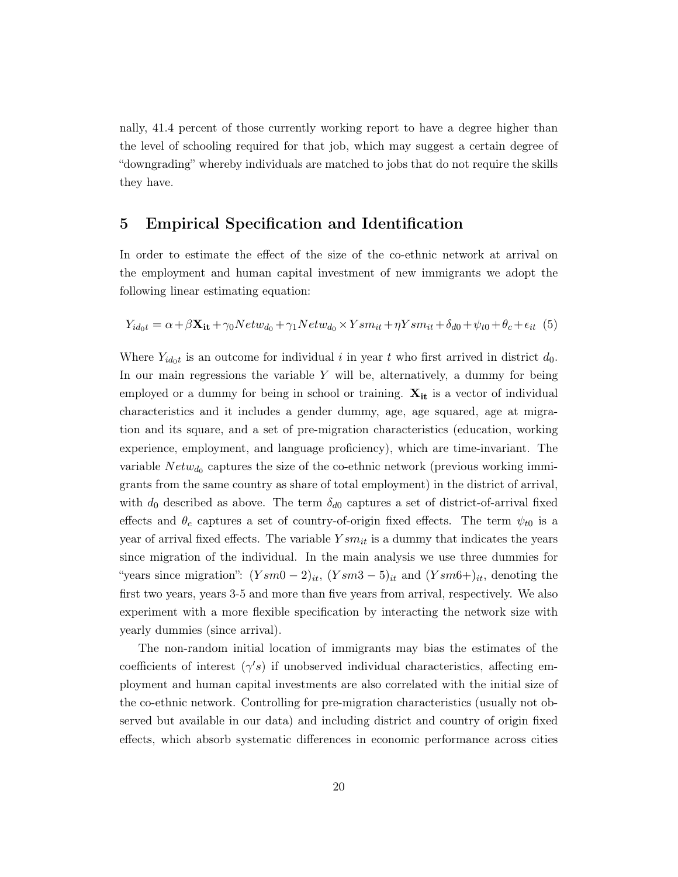nally, 41.4 percent of those currently working report to have a degree higher than the level of schooling required for that job, which may suggest a certain degree of "downgrading" whereby individuals are matched to jobs that do not require the skills they have.

## 5 Empirical Specification and Identification

In order to estimate the effect of the size of the co-ethnic network at arrival on the employment and human capital investment of new immigrants we adopt the following linear estimating equation:

$$Y_{id_0t} = \alpha + \beta \mathbf{X_{it}} + \gamma_0 Netw_{d_0} + \gamma_1 Netw_{d_0} \times Ysm_{it} + \eta Ysm_{it} + \delta_{d0} + \psi_{t0} + \theta_c + \epsilon_{it} \quad (5)$$

Where $Y_{id_0t}$ is an outcome for individual $i$ in year $t$ who first arrived in district $d_0$. In our main regressions the variable $Y$ will be, alternatively, a dummy for being employed or a dummy for being in school or training. $\mathbf{X_{it}}$ is a vector of individual characteristics and it includes a gender dummy, age, age squared, age at migration and its square, and a set of pre-migration characteristics (education, working experience, employment, and language proficiency), which are time-invariant. The variable $Netw_{d_0}$ captures the size of the co-ethnic network (previous working immigrants from the same country as share of total employment) in the district of arrival, with $d_0$ described as above. The term $\delta_{d0}$ captures a set of district-of-arrival fixed effects and $\theta_c$ captures a set of country-of-origin fixed effects. The term $\psi_{t0}$ is a year of arrival fixed effects. The variable $Ysm_{it}$ is a dummy that indicates the years since migration of the individual. In the main analysis we use three dummies for "years since migration": $(Ysm0-2)_{it}$, $(Ysm3-5)_{it}$ and $(Ysm6+)_{it}$, denoting the first two years, years 3-5 and more than five years from arrival, respectively. We also experiment with a more flexible specification by interacting the network size with yearly dummies (since arrival).

The non-random initial location of immigrants may bias the estimates of the coefficients of interest ($\gamma' s$) if unobserved individual characteristics, affecting employment and human capital investments are also correlated with the initial size of the co-ethnic network. Controlling for pre-migration characteristics (usually not observed but available in our data) and including district and country of origin fixed effects, which absorb systematic differences in economic performance across cities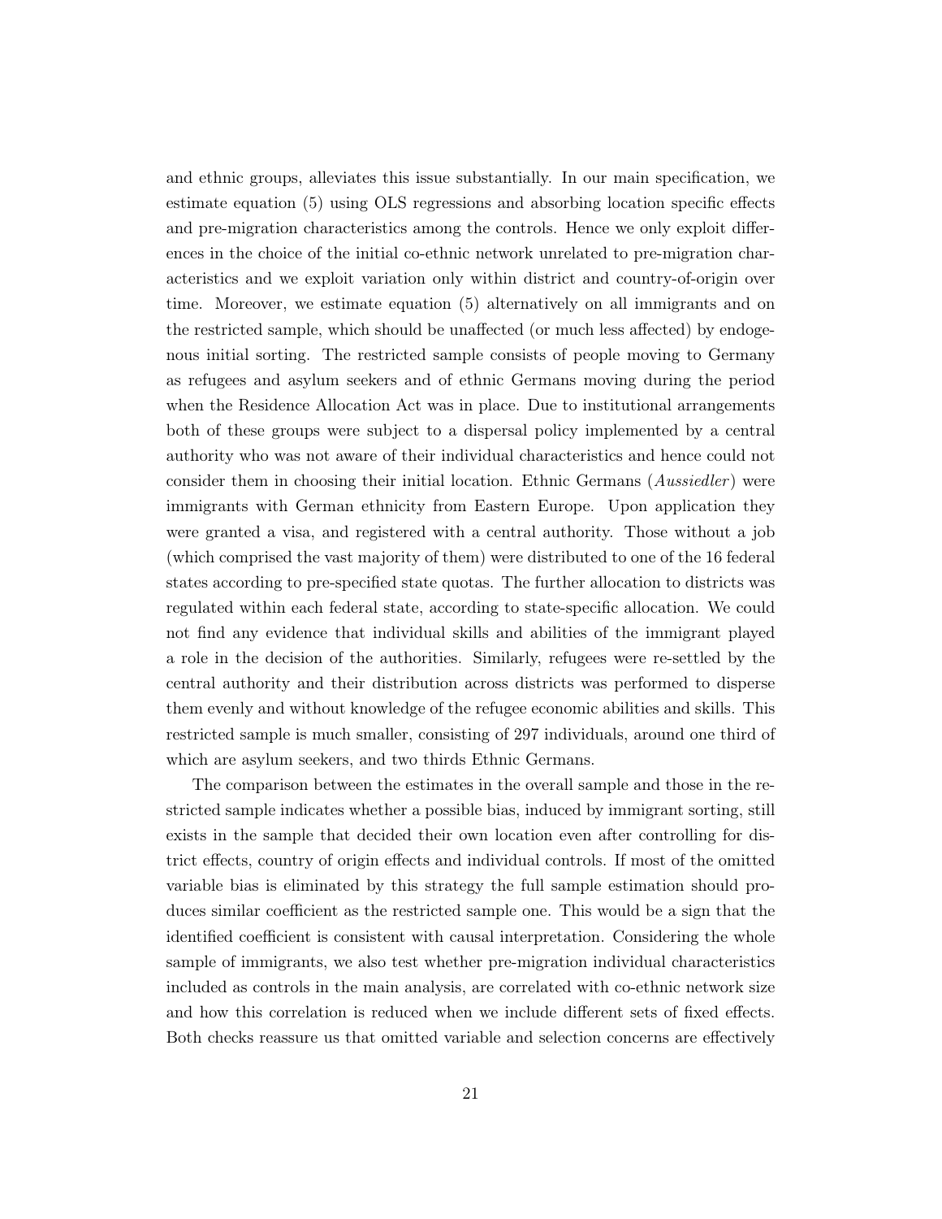and ethnic groups, alleviates this issue substantially. In our main specification, we estimate equation (5) using OLS regressions and absorbing location specific effects and pre-migration characteristics among the controls. Hence we only exploit differences in the choice of the initial co-ethnic network unrelated to pre-migration characteristics and we exploit variation only within district and country-of-origin over time. Moreover, we estimate equation (5) alternatively on all immigrants and on the restricted sample, which should be unaffected (or much less affected) by endogenous initial sorting. The restricted sample consists of people moving to Germany as refugees and asylum seekers and of ethnic Germans moving during the period when the Residence Allocation Act was in place. Due to institutional arrangements both of these groups were subject to a dispersal policy implemented by a central authority who was not aware of their individual characteristics and hence could not consider them in choosing their initial location. Ethnic Germans (*Aussiedler*) were immigrants with German ethnicity from Eastern Europe. Upon application they were granted a visa, and registered with a central authority. Those without a job (which comprised the vast majority of them) were distributed to one of the 16 federal states according to pre-specified state quotas. The further allocation to districts was regulated within each federal state, according to state-specific allocation. We could not find any evidence that individual skills and abilities of the immigrant played a role in the decision of the authorities. Similarly, refugees were re-settled by the central authority and their distribution across districts was performed to disperse them evenly and without knowledge of the refugee economic abilities and skills. This restricted sample is much smaller, consisting of 297 individuals, around one third of which are asylum seekers, and two thirds Ethnic Germans.

The comparison between the estimates in the overall sample and those in the restricted sample indicates whether a possible bias, induced by immigrant sorting, still exists in the sample that decided their own location even after controlling for district effects, country of origin effects and individual controls. If most of the omitted variable bias is eliminated by this strategy the full sample estimation should produces similar coefficient as the restricted sample one. This would be a sign that the identified coefficient is consistent with causal interpretation. Considering the whole sample of immigrants, we also test whether pre-migration individual characteristics included as controls in the main analysis, are correlated with co-ethnic network size and how this correlation is reduced when we include different sets of fixed effects. Both checks reassure us that omitted variable and selection concerns are effectively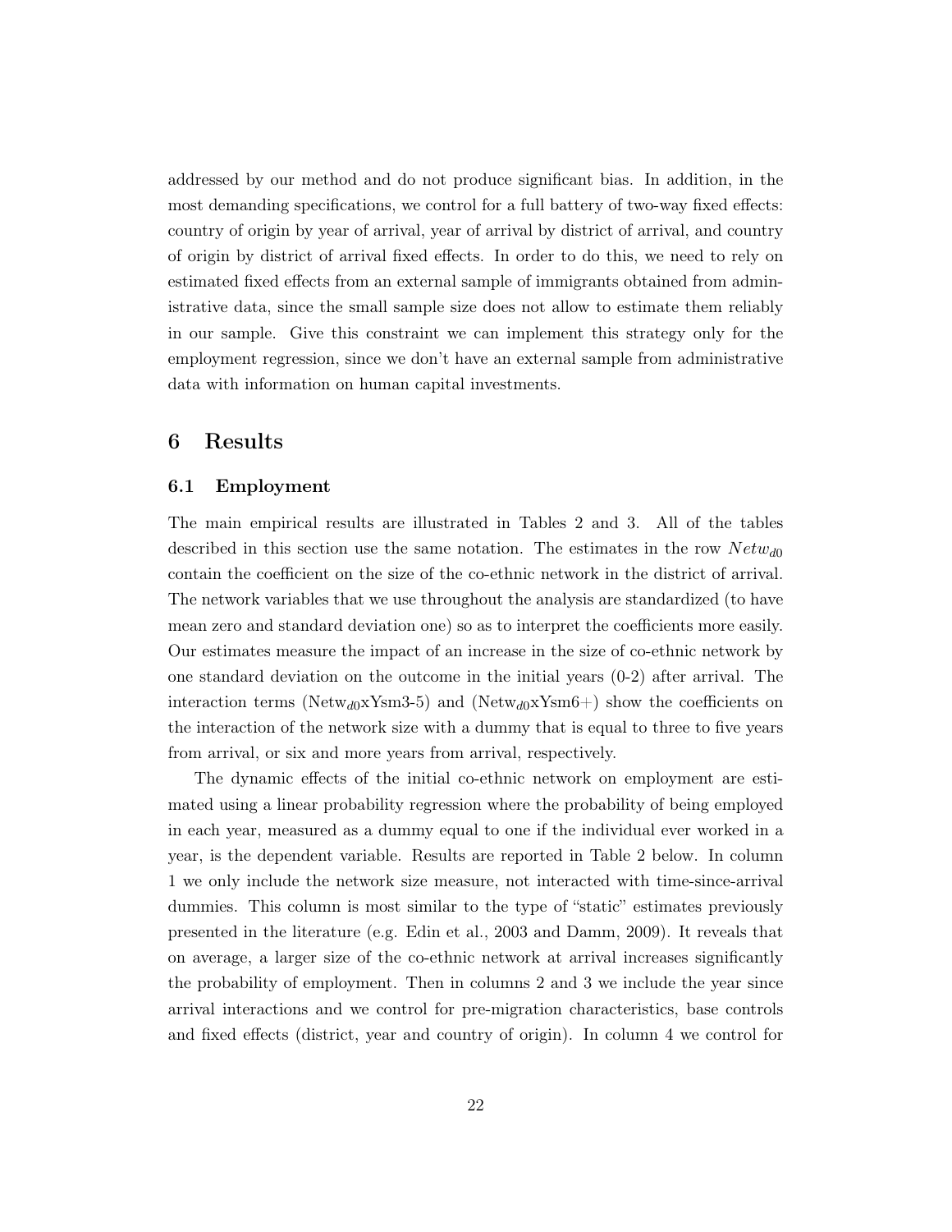addressed by our method and do not produce significant bias. In addition, in the most demanding specifications, we control for a full battery of two-way fixed effects: country of origin by year of arrival, year of arrival by district of arrival, and country of origin by district of arrival fixed effects. In order to do this, we need to rely on estimated fixed effects from an external sample of immigrants obtained from administrative data, since the small sample size does not allow to estimate them reliably in our sample. Give this constraint we can implement this strategy only for the employment regression, since we don't have an external sample from administrative data with information on human capital investments.

# 6 Results

## 6.1 Employment

The main empirical results are illustrated in Tables 2 and 3. All of the tables described in this section use the same notation. The estimates in the row $Netw_{d0}$ contain the coefficient on the size of the co-ethnic network in the district of arrival. The network variables that we use throughout the analysis are standardized (to have mean zero and standard deviation one) so as to interpret the coefficients more easily. Our estimates measure the impact of an increase in the size of co-ethnic network by one standard deviation on the outcome in the initial years (0-2) after arrival. The interaction terms ($\text{Netw}_{d0}$xYsm3-5) and ($\text{Netw}_{d0}$xYsm6+) show the coefficients on the interaction of the network size with a dummy that is equal to three to five years from arrival, or six and more years from arrival, respectively.

The dynamic effects of the initial co-ethnic network on employment are estimated using a linear probability regression where the probability of being employed in each year, measured as a dummy equal to one if the individual ever worked in a year, is the dependent variable. Results are reported in Table 2 below. In column 1 we only include the network size measure, not interacted with time-since-arrival dummies. This column is most similar to the type of "static" estimates previously presented in the literature (e.g. Edin et al., 2003 and Damm, 2009). It reveals that on average, a larger size of the co-ethnic network at arrival increases significantly the probability of employment. Then in columns 2 and 3 we include the year since arrival interactions and we control for pre-migration characteristics, base controls and fixed effects (district, year and country of origin). In column 4 we control for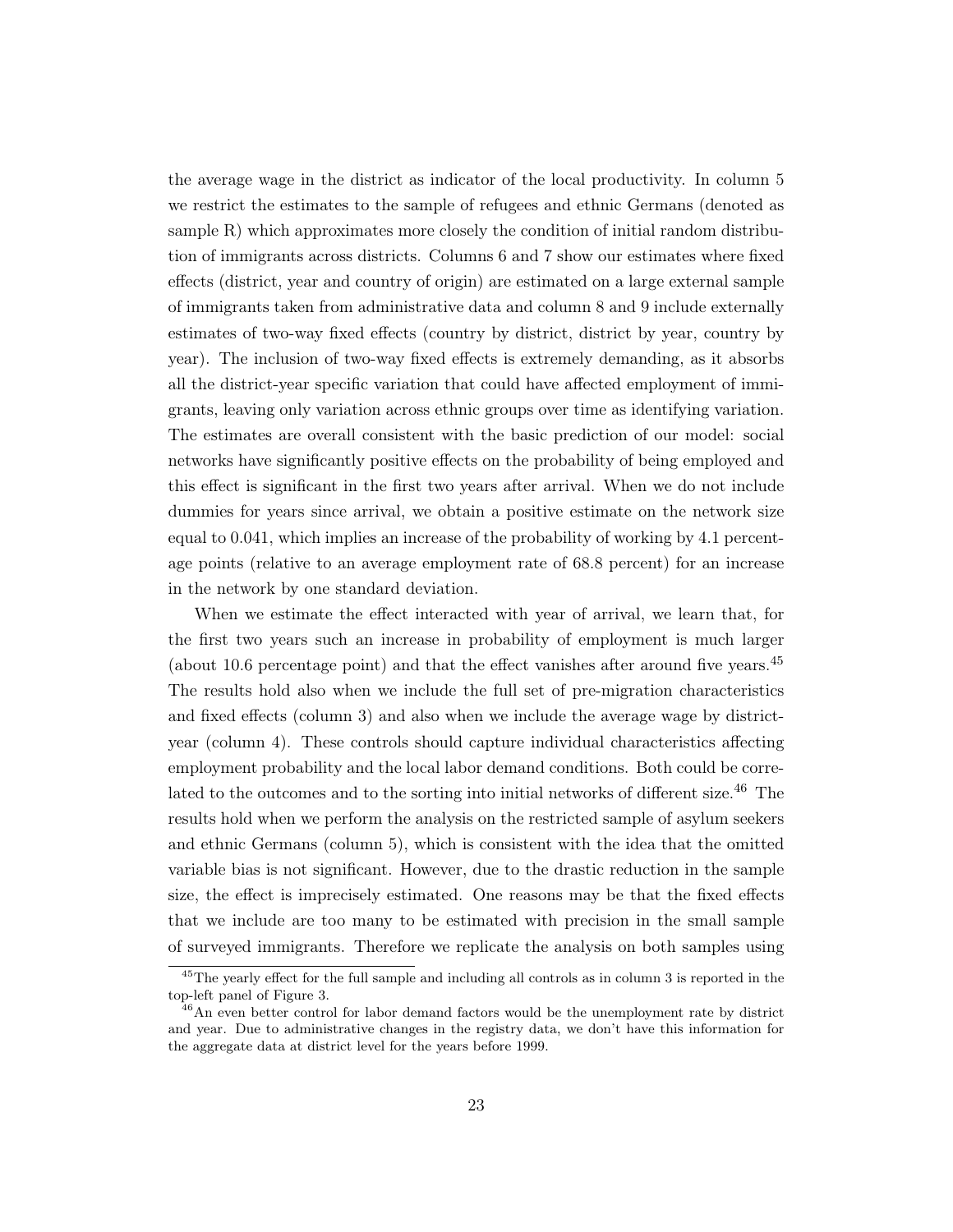the average wage in the district as indicator of the local productivity. In column 5 we restrict the estimates to the sample of refugees and ethnic Germans (denoted as sample R) which approximates more closely the condition of initial random distribution of immigrants across districts. Columns 6 and 7 show our estimates where fixed effects (district, year and country of origin) are estimated on a large external sample of immigrants taken from administrative data and column 8 and 9 include externally estimates of two-way fixed effects (country by district, district by year, country by year). The inclusion of two-way fixed effects is extremely demanding, as it absorbs all the district-year specific variation that could have affected employment of immigrants, leaving only variation across ethnic groups over time as identifying variation. The estimates are overall consistent with the basic prediction of our model: social networks have significantly positive effects on the probability of being employed and this effect is significant in the first two years after arrival. When we do not include dummies for years since arrival, we obtain a positive estimate on the network size equal to 0.041, which implies an increase of the probability of working by 4.1 percentage points (relative to an average employment rate of 68.8 percent) for an increase in the network by one standard deviation.

When we estimate the effect interacted with year of arrival, we learn that, for the first two years such an increase in probability of employment is much larger (about 10.6 percentage point) and that the effect vanishes after around five years.[45] The results hold also when we include the full set of pre-migration characteristics and fixed effects (column 3) and also when we include the average wage by district-year (column 4). These controls should capture individual characteristics affecting employment probability and the local labor demand conditions. Both could be correlated to the outcomes and to the sorting into initial networks of different size.[46] The results hold when we perform the analysis on the restricted sample of asylum seekers and ethnic Germans (column 5), which is consistent with the idea that the omitted variable bias is not significant. However, due to the drastic reduction in the sample size, the effect is imprecisely estimated. One reasons may be that the fixed effects that we include are too many to be estimated with precision in the small sample of surveyed immigrants. Therefore we replicate the analysis on both samples using

[45]The yearly effect for the full sample and including all controls as in column 3 is reported in the top-left panel of Figure 3.

[46]An even better control for labor demand factors would be the unemployment rate by district and year. Due to administrative changes in the registry data, we don't have this information for the aggregate data at district level for the years before 1999.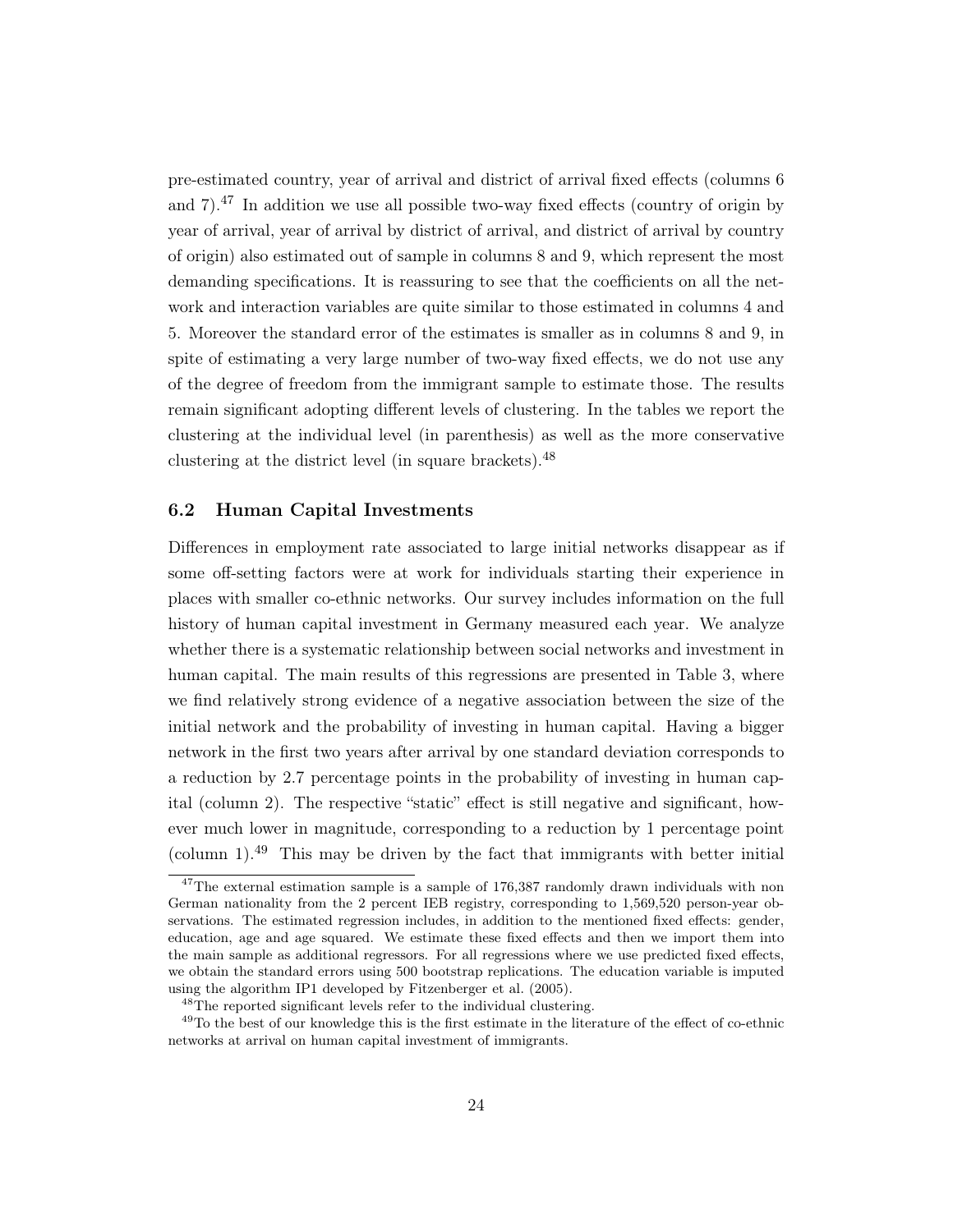pre-estimated country, year of arrival and district of arrival fixed effects (columns 6 and 7).[47] In addition we use all possible two-way fixed effects (country of origin by year of arrival, year of arrival by district of arrival, and district of arrival by country of origin) also estimated out of sample in columns 8 and 9, which represent the most demanding specifications. It is reassuring to see that the coefficients on all the network and interaction variables are quite similar to those estimated in columns 4 and 5. Moreover the standard error of the estimates is smaller as in columns 8 and 9, in spite of estimating a very large number of two-way fixed effects, we do not use any of the degree of freedom from the immigrant sample to estimate those. The results remain significant adopting different levels of clustering. In the tables we report the clustering at the individual level (in parenthesis) as well as the more conservative clustering at the district level (in square brackets).[48]

### 6.2 Human Capital Investments

Differences in employment rate associated to large initial networks disappear as if some off-setting factors were at work for individuals starting their experience in places with smaller co-ethnic networks. Our survey includes information on the full history of human capital investment in Germany measured each year. We analyze whether there is a systematic relationship between social networks and investment in human capital. The main results of this regressions are presented in Table 3, where we find relatively strong evidence of a negative association between the size of the initial network and the probability of investing in human capital. Having a bigger network in the first two years after arrival by one standard deviation corresponds to a reduction by 2.7 percentage points in the probability of investing in human capital (column 2). The respective "static" effect is still negative and significant, however much lower in magnitude, corresponding to a reduction by 1 percentage point (column 1).[49] This may be driven by the fact that immigrants with better initial

---

[47] The external estimation sample is a sample of 176,387 randomly drawn individuals with non German nationality from the 2 percent IEB registry, corresponding to 1,569,520 person-year observations. The estimated regression includes, in addition to the mentioned fixed effects: gender, education, age and age squared. We estimate these fixed effects and then we import them into the main sample as additional regressors. For all regressions where we use predicted fixed effects, we obtain the standard errors using 500 bootstrap replications. The education variable is imputed using the algorithm IP1 developed by Fitzenberger et al. (2005).

[48] The reported significant levels refer to the individual clustering.

[49] To the best of our knowledge this is the first estimate in the literature of the effect of co-ethnic networks at arrival on human capital investment of immigrants.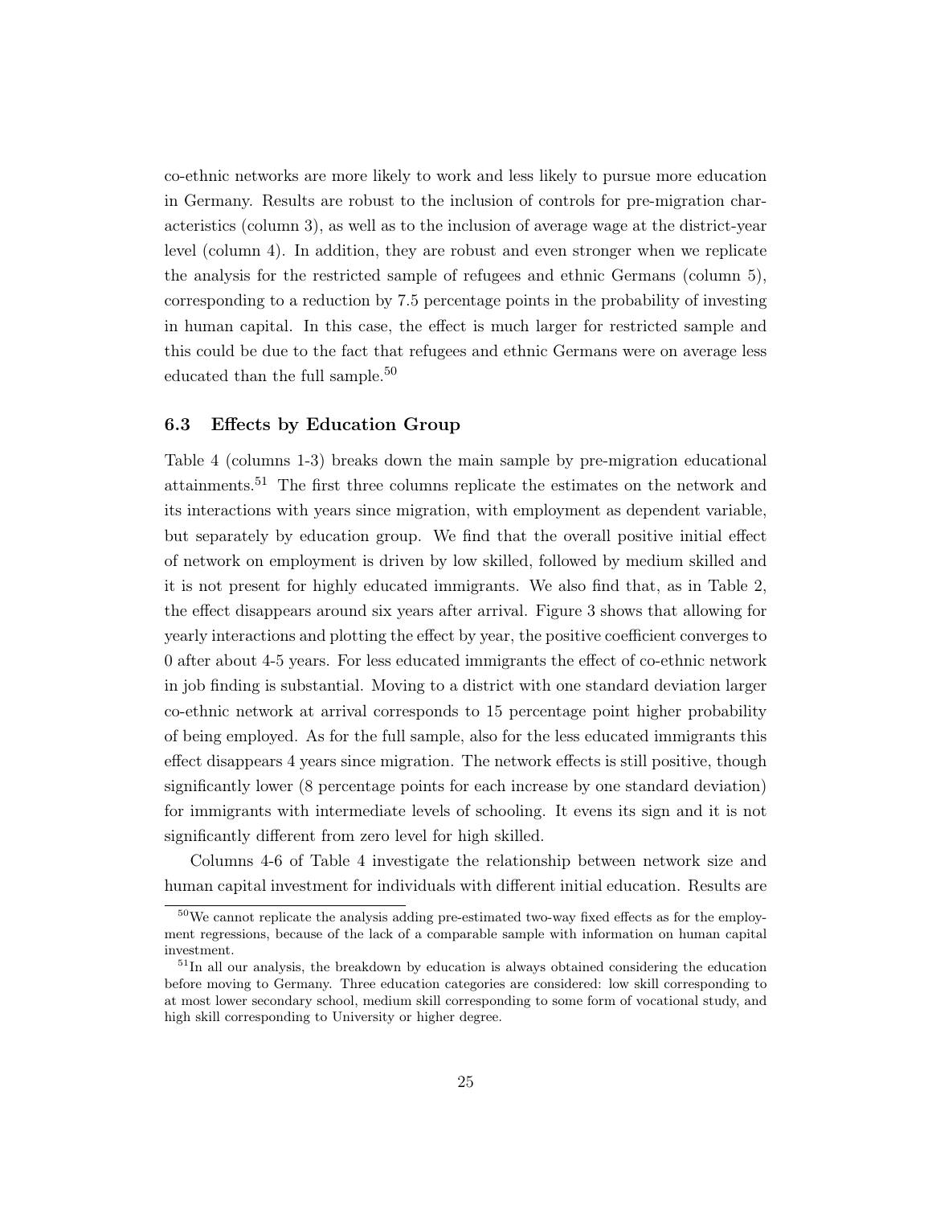co-ethnic networks are more likely to work and less likely to pursue more education in Germany. Results are robust to the inclusion of controls for pre-migration characteristics (column 3), as well as to the inclusion of average wage at the district-year level (column 4). In addition, they are robust and even stronger when we replicate the analysis for the restricted sample of refugees and ethnic Germans (column 5), corresponding to a reduction by 7.5 percentage points in the probability of investing in human capital. In this case, the effect is much larger for restricted sample and this could be due to the fact that refugees and ethnic Germans were on average less educated than the full sample.[50]

### 6.3 Effects by Education Group

Table 4 (columns 1-3) breaks down the main sample by pre-migration educational attainments.[51] The first three columns replicate the estimates on the network and its interactions with years since migration, with employment as dependent variable, but separately by education group. We find that the overall positive initial effect of network on employment is driven by low skilled, followed by medium skilled and it is not present for highly educated immigrants. We also find that, as in Table 2, the effect disappears around six years after arrival. Figure 3 shows that allowing for yearly interactions and plotting the effect by year, the positive coefficient converges to 0 after about 4-5 years. For less educated immigrants the effect of co-ethnic network in job finding is substantial. Moving to a district with one standard deviation larger co-ethnic network at arrival corresponds to 15 percentage point higher probability of being employed. As for the full sample, also for the less educated immigrants this effect disappears 4 years since migration. The network effects is still positive, though significantly lower (8 percentage points for each increase by one standard deviation) for immigrants with intermediate levels of schooling. It evens its sign and it is not significantly different from zero level for high skilled.

Columns 4-6 of Table 4 investigate the relationship between network size and human capital investment for individuals with different initial education. Results are

[50] We cannot replicate the analysis adding pre-estimated two-way fixed effects as for the employment regressions, because of the lack of a comparable sample with information on human capital investment.

[51] In all our analysis, the breakdown by education is always obtained considering the education before moving to Germany. Three education categories are considered: low skill corresponding to at most lower secondary school, medium skill corresponding to some form of vocational study, and high skill corresponding to University or higher degree.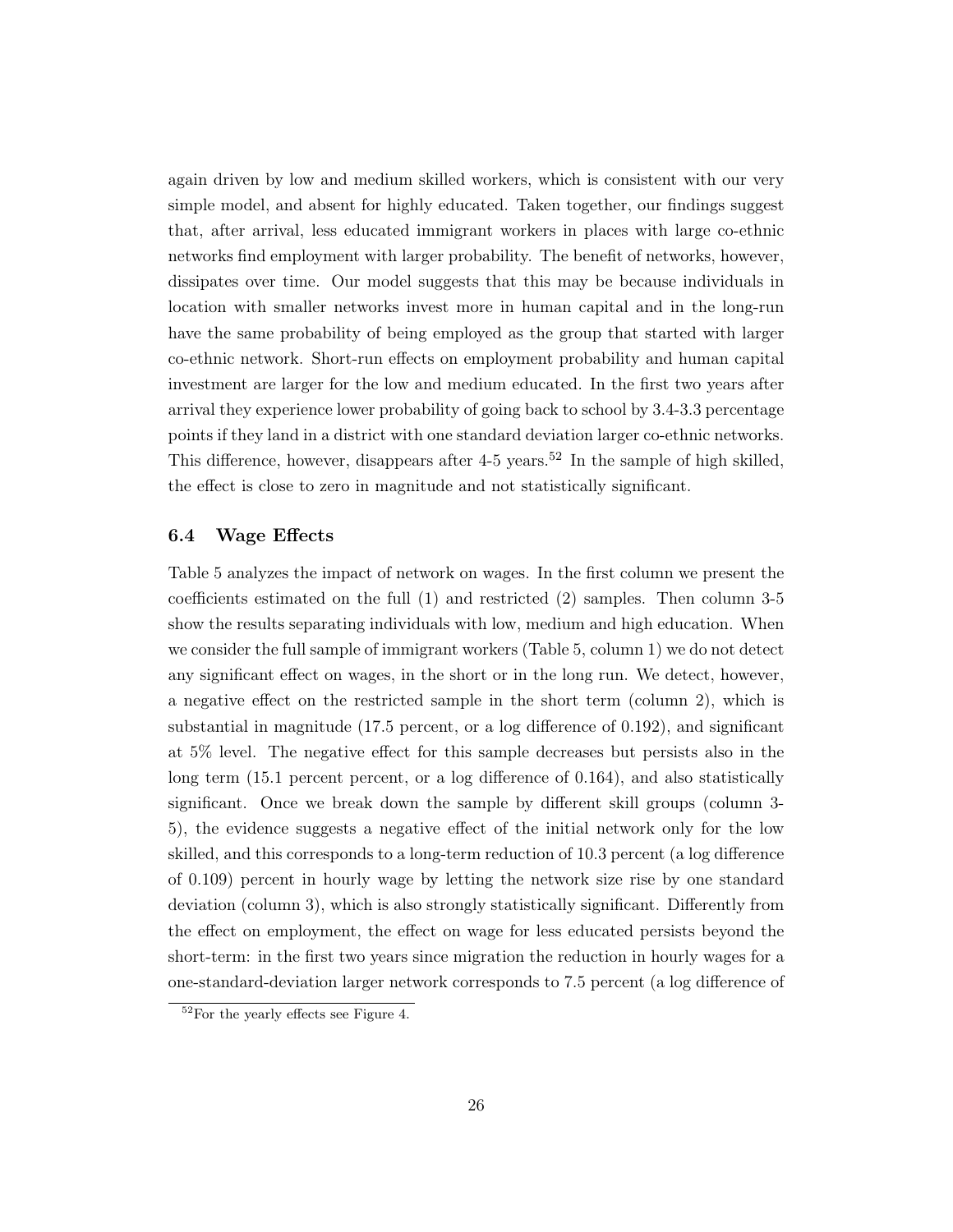again driven by low and medium skilled workers, which is consistent with our very simple model, and absent for highly educated. Taken together, our findings suggest that, after arrival, less educated immigrant workers in places with large co-ethnic networks find employment with larger probability. The benefit of networks, however, dissipates over time. Our model suggests that this may be because individuals in location with smaller networks invest more in human capital and in the long-run have the same probability of being employed as the group that started with larger co-ethnic network. Short-run effects on employment probability and human capital investment are larger for the low and medium educated. In the first two years after arrival they experience lower probability of going back to school by 3.4-3.3 percentage points if they land in a district with one standard deviation larger co-ethnic networks. This difference, however, disappears after 4-5 years.[52] In the sample of high skilled, the effect is close to zero in magnitude and not statistically significant.

### 6.4 Wage Effects

Table 5 analyzes the impact of network on wages. In the first column we present the coefficients estimated on the full (1) and restricted (2) samples. Then column 3-5 show the results separating individuals with low, medium and high education. When we consider the full sample of immigrant workers (Table 5, column 1) we do not detect any significant effect on wages, in the short or in the long run. We detect, however, a negative effect on the restricted sample in the short term (column 2), which is substantial in magnitude (17.5 percent, or a log difference of 0.192), and significant at 5% level. The negative effect for this sample decreases but persists also in the long term (15.1 percent percent, or a log difference of 0.164), and also statistically significant. Once we break down the sample by different skill groups (column 3-5), the evidence suggests a negative effect of the initial network only for the low skilled, and this corresponds to a long-term reduction of 10.3 percent (a log difference of 0.109) percent in hourly wage by letting the network size rise by one standard deviation (column 3), which is also strongly statistically significant. Differently from the effect on employment, the effect on wage for less educated persists beyond the short-term: in the first two years since migration the reduction in hourly wages for a one-standard-deviation larger network corresponds to 7.5 percent (a log difference of

[52] For the yearly effects see Figure 4.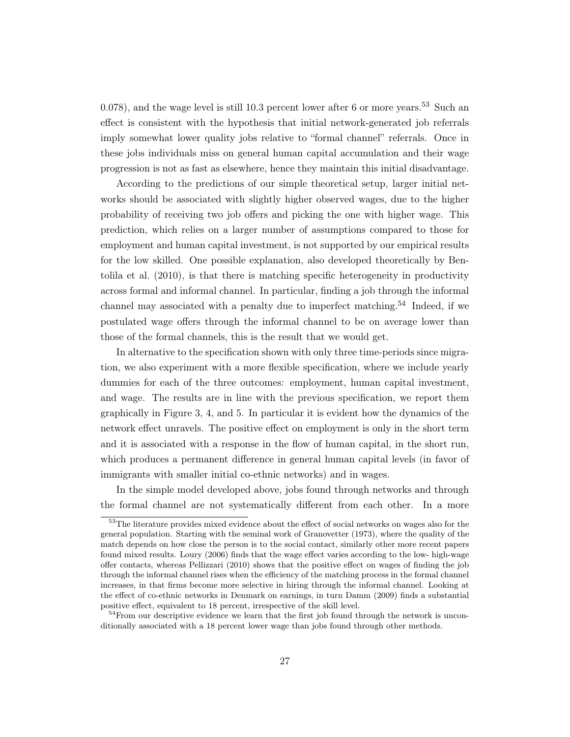0.078), and the wage level is still 10.3 percent lower after 6 or more years.[53] Such an effect is consistent with the hypothesis that initial network-generated job referrals imply somewhat lower quality jobs relative to "formal channel" referrals. Once in these jobs individuals miss on general human capital accumulation and their wage progression is not as fast as elsewhere, hence they maintain this initial disadvantage.

According to the predictions of our simple theoretical setup, larger initial networks should be associated with slightly higher observed wages, due to the higher probability of receiving two job offers and picking the one with higher wage. This prediction, which relies on a larger number of assumptions compared to those for employment and human capital investment, is not supported by our empirical results for the low skilled. One possible explanation, also developed theoretically by Bentolila et al. (2010), is that there is matching specific heterogeneity in productivity across formal and informal channel. In particular, finding a job through the informal channel may associated with a penalty due to imperfect matching.[54] Indeed, if we postulated wage offers through the informal channel to be on average lower than those of the formal channels, this is the result that we would get.

In alternative to the specification shown with only three time-periods since migration, we also experiment with a more flexible specification, where we include yearly dummies for each of the three outcomes: employment, human capital investment, and wage. The results are in line with the previous specification, we report them graphically in Figure 3, 4, and 5. In particular it is evident how the dynamics of the network effect unravels. The positive effect on employment is only in the short term and it is associated with a response in the flow of human capital, in the short run, which produces a permanent difference in general human capital levels (in favor of immigrants with smaller initial co-ethnic networks) and in wages.

In the simple model developed above, jobs found through networks and through the formal channel are not systematically different from each other. In a more

[53] The literature provides mixed evidence about the effect of social networks on wages also for the general population. Starting with the seminal work of Granovetter (1973), where the quality of the match depends on how close the person is to the social contact, similarly other more recent papers found mixed results. Loury (2006) finds that the wage effect varies according to the low- high-wage offer contacts, whereas Pellizzari (2010) shows that the positive effect on wages of finding the job through the informal channel rises when the efficiency of the matching process in the formal channel increases, in that firms become more selective in hiring through the informal channel. Looking at the effect of co-ethnic networks in Denmark on earnings, in turn Damm (2009) finds a substantial positive effect, equivalent to 18 percent, irrespective of the skill level.

[54] From our descriptive evidence we learn that the first job found through the network is unconditionally associated with a 18 percent lower wage than jobs found through other methods.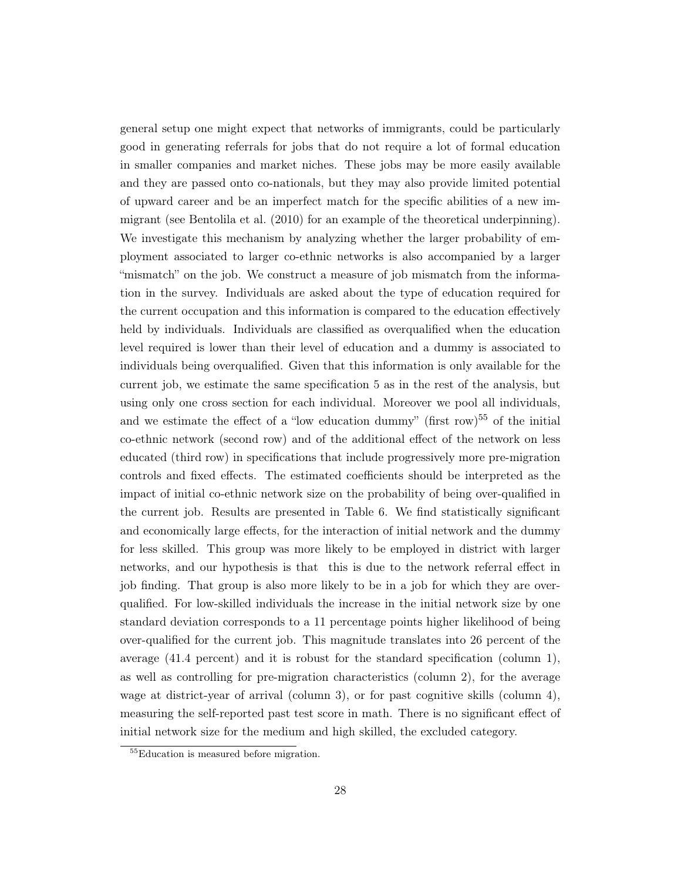general setup one might expect that networks of immigrants, could be particularly good in generating referrals for jobs that do not require a lot of formal education in smaller companies and market niches. These jobs may be more easily available and they are passed onto co-nationals, but they may also provide limited potential of upward career and be an imperfect match for the specific abilities of a new immigrant (see Bentolila et al. (2010) for an example of the theoretical underpinning). We investigate this mechanism by analyzing whether the larger probability of employment associated to larger co-ethnic networks is also accompanied by a larger "mismatch" on the job. We construct a measure of job mismatch from the information in the survey. Individuals are asked about the type of education required for the current occupation and this information is compared to the education effectively held by individuals. Individuals are classified as overqualified when the education level required is lower than their level of education and a dummy is associated to individuals being overqualified. Given that this information is only available for the current job, we estimate the same specification 5 as in the rest of the analysis, but using only one cross section for each individual. Moreover we pool all individuals, and we estimate the effect of a "low education dummy" (first row)[55] of the initial co-ethnic network (second row) and of the additional effect of the network on less educated (third row) in specifications that include progressively more pre-migration controls and fixed effects. The estimated coefficients should be interpreted as the impact of initial co-ethnic network size on the probability of being over-qualified in the current job. Results are presented in Table 6. We find statistically significant and economically large effects, for the interaction of initial network and the dummy for less skilled. This group was more likely to be employed in district with larger networks, and our hypothesis is that this is due to the network referral effect in job finding. That group is also more likely to be in a job for which they are over-qualified. For low-skilled individuals the increase in the initial network size by one standard deviation corresponds to a 11 percentage points higher likelihood of being over-qualified for the current job. This magnitude translates into 26 percent of the average (41.4 percent) and it is robust for the standard specification (column 1), as well as controlling for pre-migration characteristics (column 2), for the average wage at district-year of arrival (column 3), or for past cognitive skills (column 4), measuring the self-reported past test score in math. There is no significant effect of initial network size for the medium and high skilled, the excluded category.

[55] Education is measured before migration.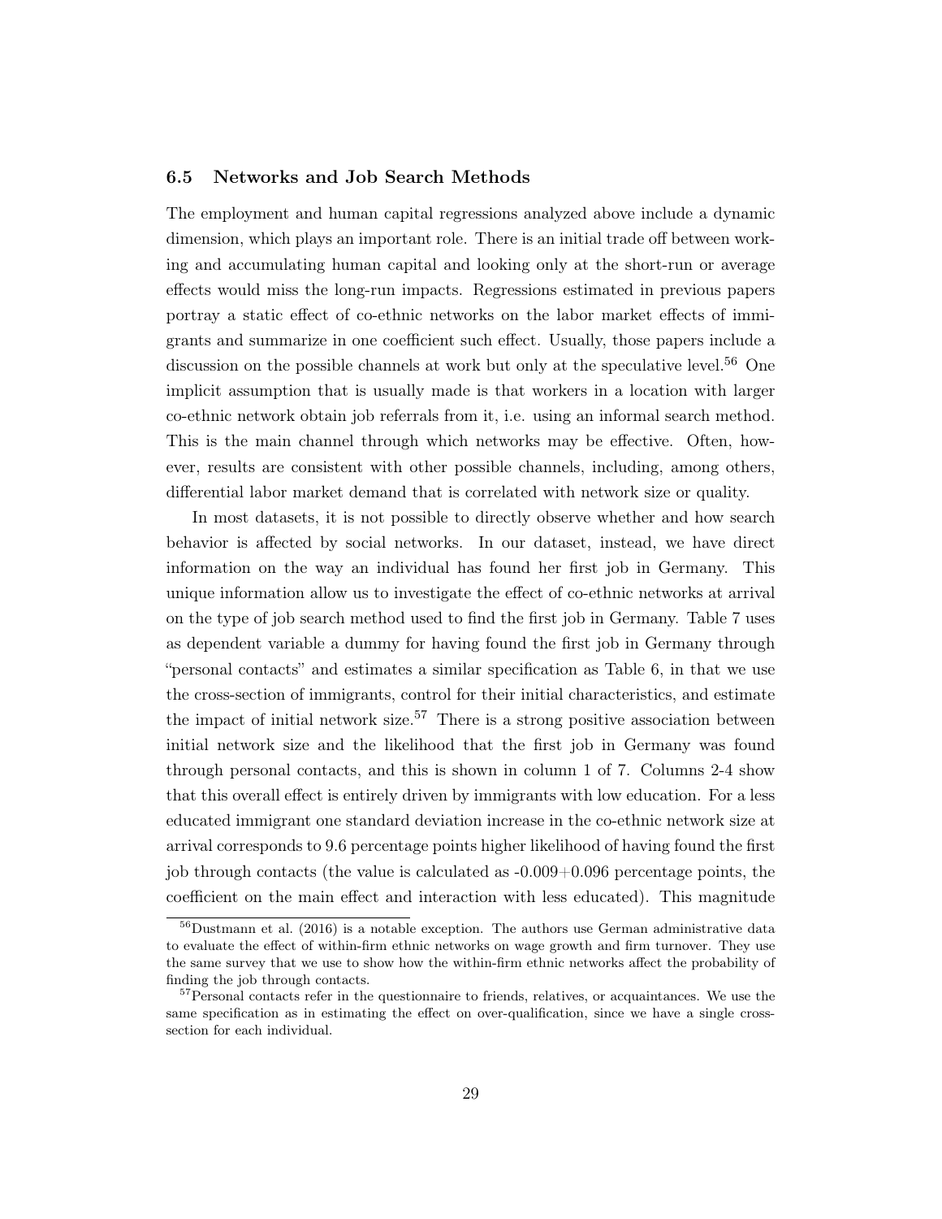### 6.5 Networks and Job Search Methods

The employment and human capital regressions analyzed above include a dynamic dimension, which plays an important role. There is an initial trade off between working and accumulating human capital and looking only at the short-run or average effects would miss the long-run impacts. Regressions estimated in previous papers portray a static effect of co-ethnic networks on the labor market effects of immigrants and summarize in one coefficient such effect. Usually, those papers include a discussion on the possible channels at work but only at the speculative level.[56] One implicit assumption that is usually made is that workers in a location with larger co-ethnic network obtain job referrals from it, i.e. using an informal search method. This is the main channel through which networks may be effective. Often, however, results are consistent with other possible channels, including, among others, differential labor market demand that is correlated with network size or quality.

In most datasets, it is not possible to directly observe whether and how search behavior is affected by social networks. In our dataset, instead, we have direct information on the way an individual has found her first job in Germany. This unique information allow us to investigate the effect of co-ethnic networks at arrival on the type of job search method used to find the first job in Germany. Table 7 uses as dependent variable a dummy for having found the first job in Germany through "personal contacts" and estimates a similar specification as Table 6, in that we use the cross-section of immigrants, control for their initial characteristics, and estimate the impact of initial network size.[57] There is a strong positive association between initial network size and the likelihood that the first job in Germany was found through personal contacts, and this is shown in column 1 of 7. Columns 2-4 show that this overall effect is entirely driven by immigrants with low education. For a less educated immigrant one standard deviation increase in the co-ethnic network size at arrival corresponds to 9.6 percentage points higher likelihood of having found the first job through contacts (the value is calculated as -0.009+0.096 percentage points, the coefficient on the main effect and interaction with less educated). This magnitude

[56] Dustmann et al. (2016) is a notable exception. The authors use German administrative data to evaluate the effect of within-firm ethnic networks on wage growth and firm turnover. They use the same survey that we use to show how the within-firm ethnic networks affect the probability of finding the job through contacts.

[57] Personal contacts refer in the questionnaire to friends, relatives, or acquaintances. We use the same specification as in estimating the effect on over-qualification, since we have a single cross-section for each individual.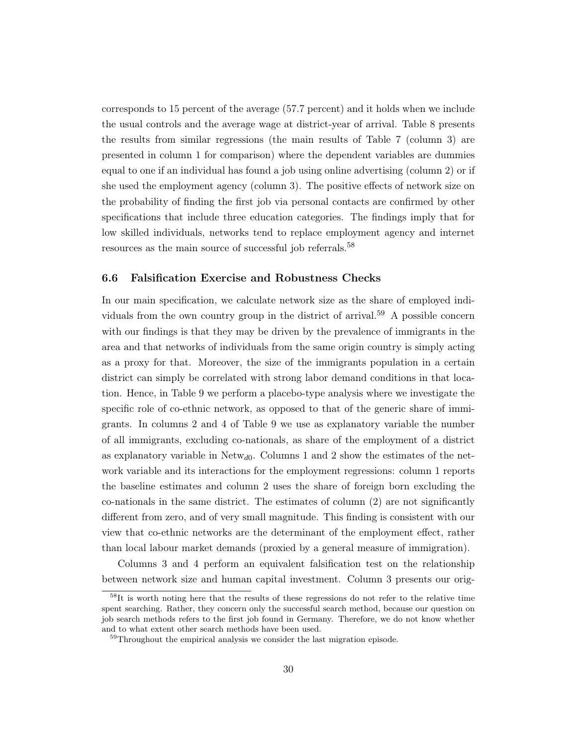corresponds to 15 percent of the average (57.7 percent) and it holds when we include the usual controls and the average wage at district-year of arrival. Table 8 presents the results from similar regressions (the main results of Table 7 (column 3) are presented in column 1 for comparison) where the dependent variables are dummies equal to one if an individual has found a job using online advertising (column 2) or if she used the employment agency (column 3). The positive effects of network size on the probability of finding the first job via personal contacts are confirmed by other specifications that include three education categories. The findings imply that for low skilled individuals, networks tend to replace employment agency and internet resources as the main source of successful job referrals.[58]

### 6.6 Falsification Exercise and Robustness Checks

In our main specification, we calculate network size as the share of employed individuals from the own country group in the district of arrival.[59] A possible concern with our findings is that they may be driven by the prevalence of immigrants in the area and that networks of individuals from the same origin country is simply acting as a proxy for that. Moreover, the size of the immigrants population in a certain district can simply be correlated with strong labor demand conditions in that location. Hence, in Table 9 we perform a placebo-type analysis where we investigate the specific role of co-ethnic network, as opposed to that of the generic share of immigrants. In columns 2 and 4 of Table 9 we use as explanatory variable the number of all immigrants, excluding co-nationals, as share of the employment of a district as explanatory variable in $\text{Netw}_{d0}$. Columns 1 and 2 show the estimates of the network variable and its interactions for the employment regressions: column 1 reports the baseline estimates and column 2 uses the share of foreign born excluding the co-nationals in the same district. The estimates of column (2) are not significantly different from zero, and of very small magnitude. This finding is consistent with our view that co-ethnic networks are the determinant of the employment effect, rather than local labour market demands (proxied by a general measure of immigration).

Columns 3 and 4 perform an equivalent falsification test on the relationship between network size and human capital investment. Column 3 presents our orig-

[58] It is worth noting here that the results of these regressions do not refer to the relative time spent searching. Rather, they concern only the successful search method, because our question on job search methods refers to the first job found in Germany. Therefore, we do not know whether and to what extent other search methods have been used.

[59] Throughout the empirical analysis we consider the last migration episode.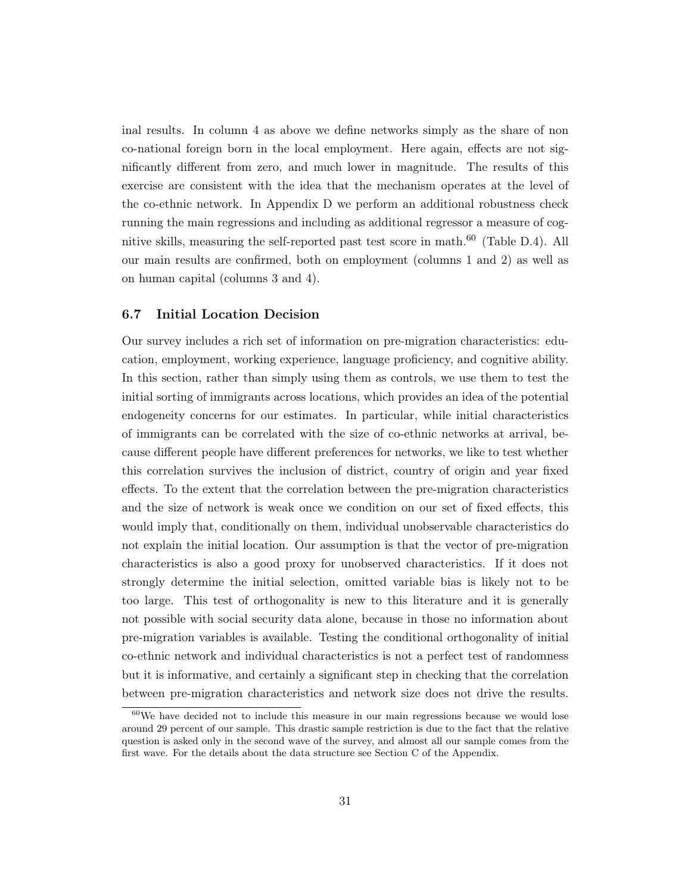inal results. In column 4 as above we define networks simply as the share of non co-national foreign born in the local employment. Here again, effects are not significantly different from zero, and much lower in magnitude. The results of this exercise are consistent with the idea that the mechanism operates at the level of the co-ethnic network. In Appendix D we perform an additional robustness check running the main regressions and including as additional regressor a measure of cognitive skills, measuring the self-reported past test score in math.[60] (Table D.4). All our main results are confirmed, both on employment (columns 1 and 2) as well as on human capital (columns 3 and 4).

### 6.7 Initial Location Decision

Our survey includes a rich set of information on pre-migration characteristics: education, employment, working experience, language proficiency, and cognitive ability. In this section, rather than simply using them as controls, we use them to test the initial sorting of immigrants across locations, which provides an idea of the potential endogeneity concerns for our estimates. In particular, while initial characteristics of immigrants can be correlated with the size of co-ethnic networks at arrival, because different people have different preferences for networks, we like to test whether this correlation survives the inclusion of district, country of origin and year fixed effects. To the extent that the correlation between the pre-migration characteristics and the size of network is weak once we condition on our set of fixed effects, this would imply that, conditionally on them, individual unobservable characteristics do not explain the initial location. Our assumption is that the vector of pre-migration characteristics is also a good proxy for unobserved characteristics. If it does not strongly determine the initial selection, omitted variable bias is likely not to be too large. This test of orthogonality is new to this literature and it is generally not possible with social security data alone, because in those no information about pre-migration variables is available. Testing the conditional orthogonality of initial co-ethnic network and individual characteristics is not a perfect test of randomness but it is informative, and certainly a significant step in checking that the correlation between pre-migration characteristics and network size does not drive the results.

[60] We have decided not to include this measure in our main regressions because we would lose around 29 percent of our sample. This drastic sample restriction is due to the fact that the relative question is asked only in the second wave of the survey, and almost all our sample comes from the first wave. For the details about the data structure see Section C of the Appendix.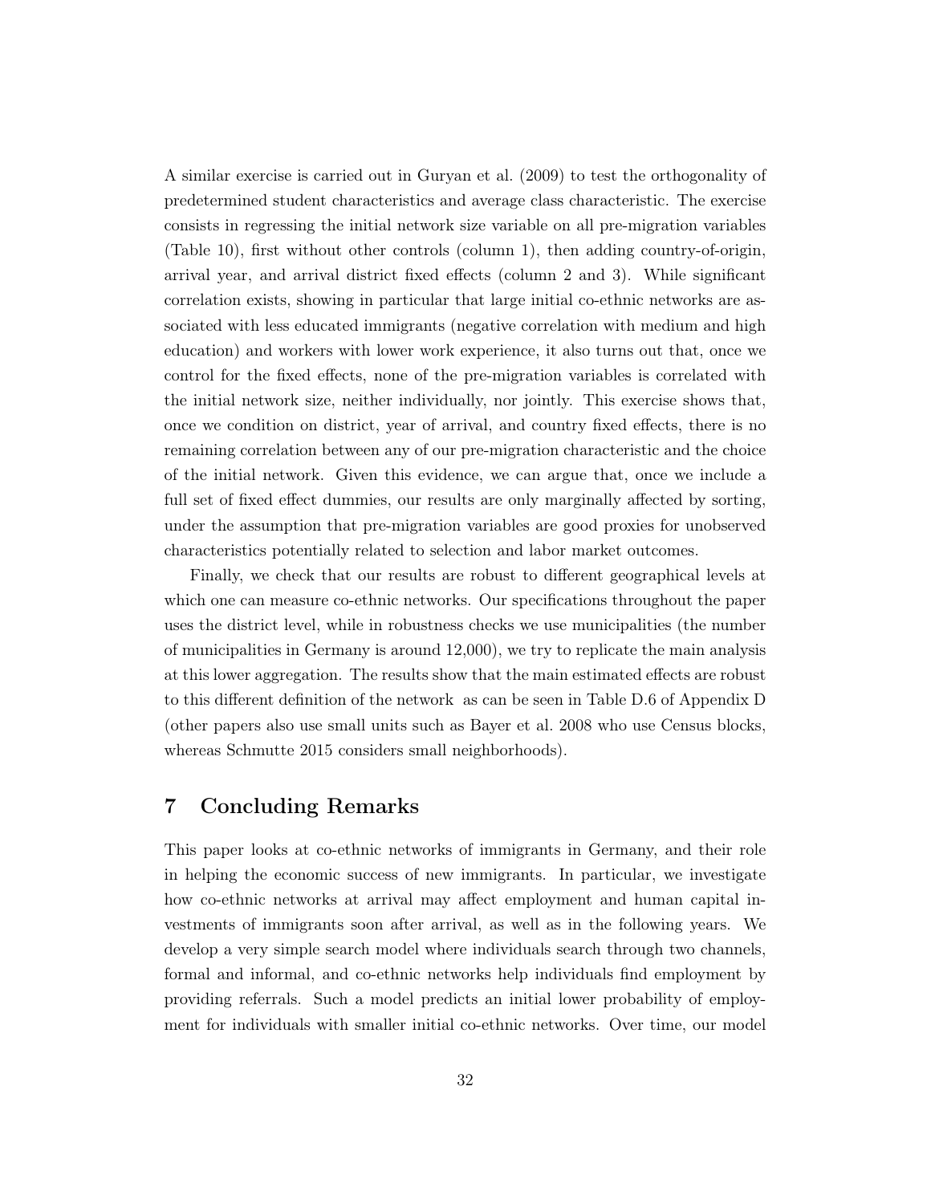A similar exercise is carried out in Guryan et al. (2009) to test the orthogonality of predetermined student characteristics and average class characteristic. The exercise consists in regressing the initial network size variable on all pre-migration variables (Table 10), first without other controls (column 1), then adding country-of-origin, arrival year, and arrival district fixed effects (column 2 and 3). While significant correlation exists, showing in particular that large initial co-ethnic networks are associated with less educated immigrants (negative correlation with medium and high education) and workers with lower work experience, it also turns out that, once we control for the fixed effects, none of the pre-migration variables is correlated with the initial network size, neither individually, nor jointly. This exercise shows that, once we condition on district, year of arrival, and country fixed effects, there is no remaining correlation between any of our pre-migration characteristic and the choice of the initial network. Given this evidence, we can argue that, once we include a full set of fixed effect dummies, our results are only marginally affected by sorting, under the assumption that pre-migration variables are good proxies for unobserved characteristics potentially related to selection and labor market outcomes.

Finally, we check that our results are robust to different geographical levels at which one can measure co-ethnic networks. Our specifications throughout the paper uses the district level, while in robustness checks we use municipalities (the number of municipalities in Germany is around 12,000), we try to replicate the main analysis at this lower aggregation. The results show that the main estimated effects are robust to this different definition of the network as can be seen in Table D.6 of Appendix D (other papers also use small units such as Bayer et al. 2008 who use Census blocks, whereas Schmutte 2015 considers small neighborhoods).

## 7 Concluding Remarks

This paper looks at co-ethnic networks of immigrants in Germany, and their role in helping the economic success of new immigrants. In particular, we investigate how co-ethnic networks at arrival may affect employment and human capital investments of immigrants soon after arrival, as well as in the following years. We develop a very simple search model where individuals search through two channels, formal and informal, and co-ethnic networks help individuals find employment by providing referrals. Such a model predicts an initial lower probability of employment for individuals with smaller initial co-ethnic networks. Over time, our model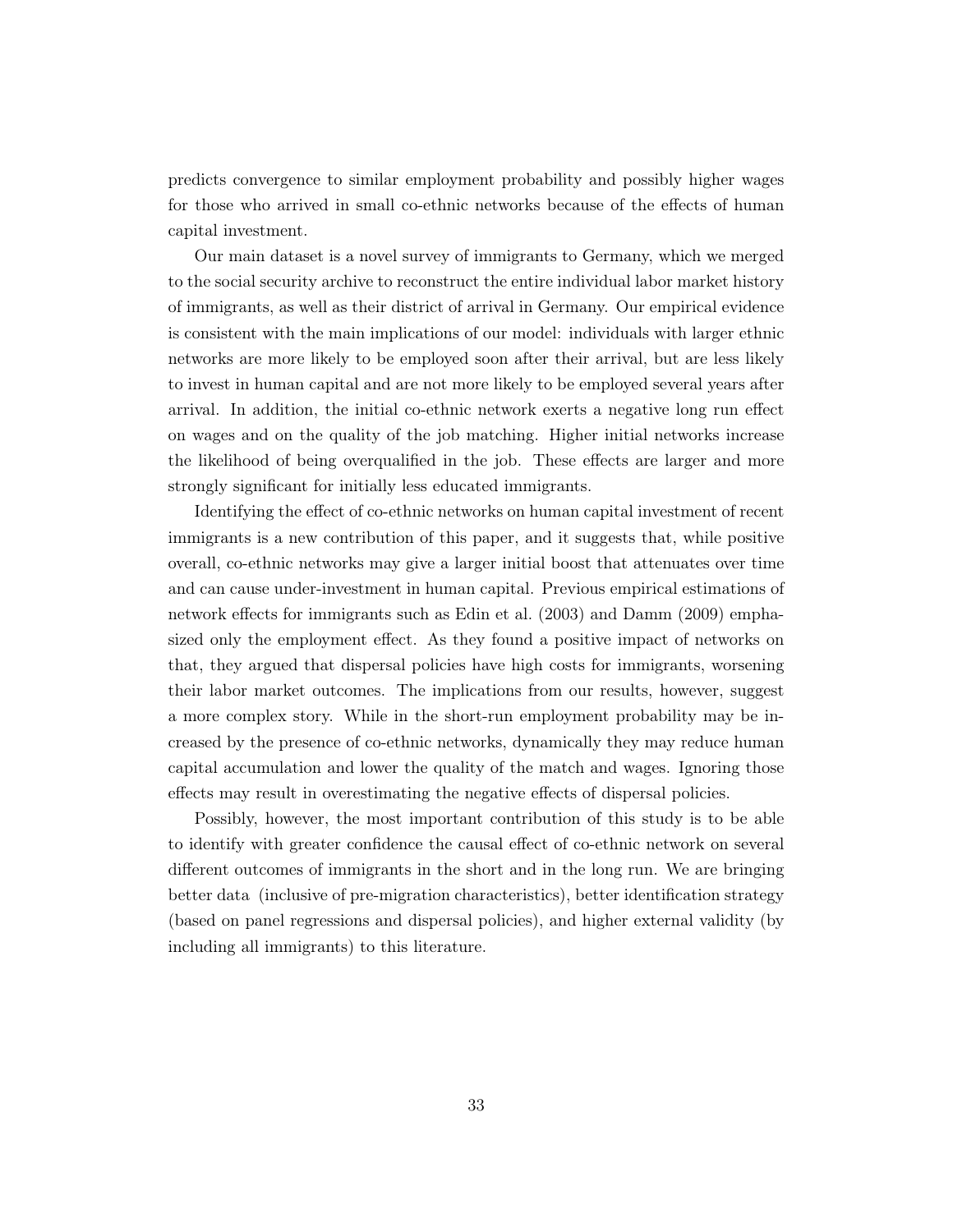predicts convergence to similar employment probability and possibly higher wages for those who arrived in small co-ethnic networks because of the effects of human capital investment.

Our main dataset is a novel survey of immigrants to Germany, which we merged to the social security archive to reconstruct the entire individual labor market history of immigrants, as well as their district of arrival in Germany. Our empirical evidence is consistent with the main implications of our model: individuals with larger ethnic networks are more likely to be employed soon after their arrival, but are less likely to invest in human capital and are not more likely to be employed several years after arrival. In addition, the initial co-ethnic network exerts a negative long run effect on wages and on the quality of the job matching. Higher initial networks increase the likelihood of being overqualified in the job. These effects are larger and more strongly significant for initially less educated immigrants.

Identifying the effect of co-ethnic networks on human capital investment of recent immigrants is a new contribution of this paper, and it suggests that, while positive overall, co-ethnic networks may give a larger initial boost that attenuates over time and can cause under-investment in human capital. Previous empirical estimations of network effects for immigrants such as Edin et al. (2003) and Damm (2009) emphasized only the employment effect. As they found a positive impact of networks on that, they argued that dispersal policies have high costs for immigrants, worsening their labor market outcomes. The implications from our results, however, suggest a more complex story. While in the short-run employment probability may be increased by the presence of co-ethnic networks, dynamically they may reduce human capital accumulation and lower the quality of the match and wages. Ignoring those effects may result in overestimating the negative effects of dispersal policies.

Possibly, however, the most important contribution of this study is to be able to identify with greater confidence the causal effect of co-ethnic network on several different outcomes of immigrants in the short and in the long run. We are bringing better data (inclusive of pre-migration characteristics), better identification strategy (based on panel regressions and dispersal policies), and higher external validity (by including all immigrants) to this literature.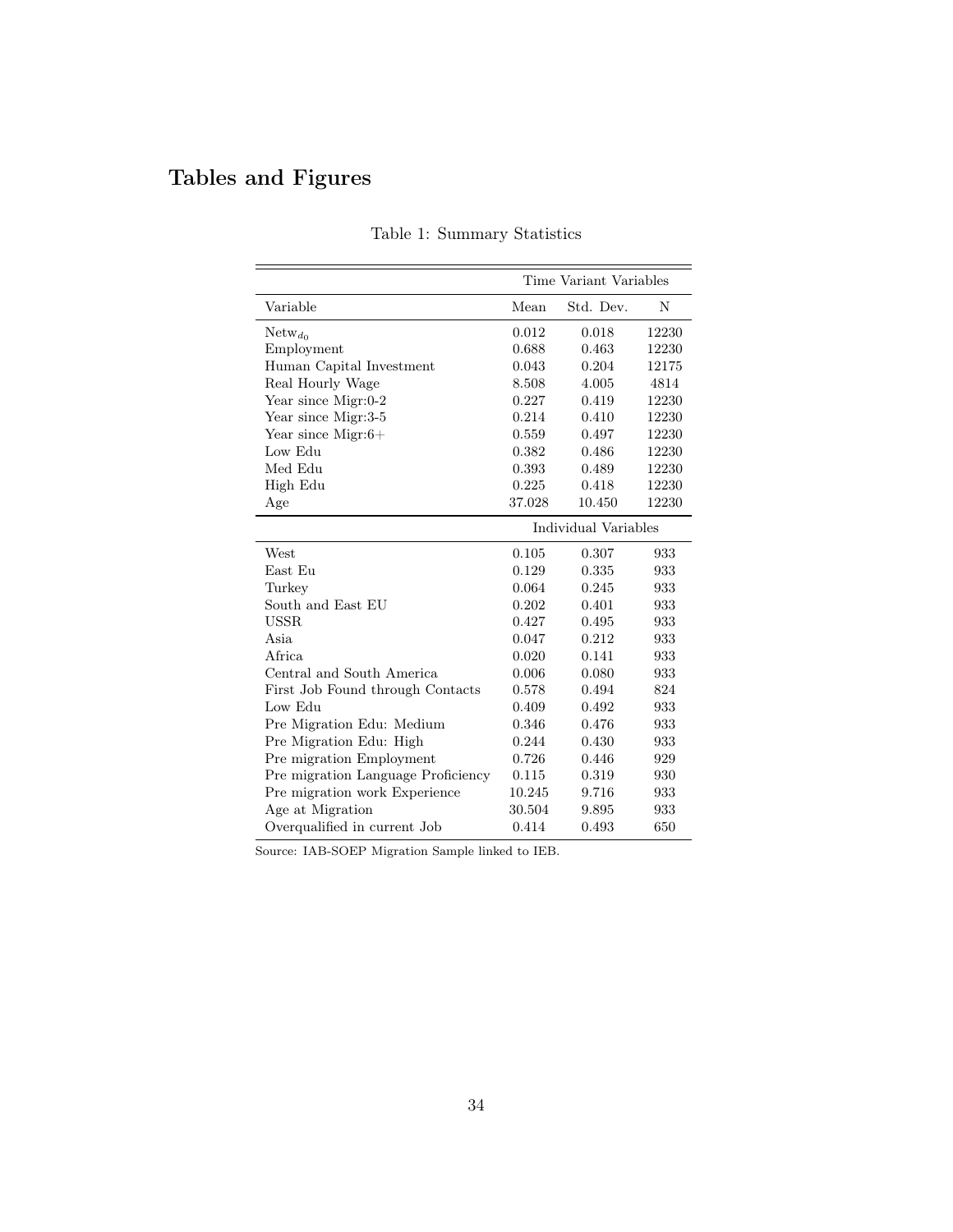# Tables and Figures

Table 1: Summary Statistics

| | Time Variant Variables | | |
|---|---|---|---|
| Variable | Mean | Std. Dev. | N |
| $\text{Netw}_{d_0}$ | 0.012 | 0.018 | 12230 |
| Employment | 0.688 | 0.463 | 12230 |
| Human Capital Investment | 0.043 | 0.204 | 12175 |
| Real Hourly Wage | 8.508 | 4.005 | 4814 |
| Year since Migr:0-2 | 0.227 | 0.419 | 12230 |
| Year since Migr:3-5 | 0.214 | 0.410 | 12230 |
| Year since Migr:6+ | 0.559 | 0.497 | 12230 |
| Low Edu | 0.382 | 0.486 | 12230 |
| Med Edu | 0.393 | 0.489 | 12230 |
| High Edu | 0.225 | 0.418 | 12230 |
| Age | 37.028 | 10.450 | 12230 |
| | Individual Variables | | |
| West | 0.105 | 0.307 | 933 |
| East Eu | 0.129 | 0.335 | 933 |
| Turkey | 0.064 | 0.245 | 933 |
| South and East EU | 0.202 | 0.401 | 933 |
| USSR | 0.427 | 0.495 | 933 |
| Asia | 0.047 | 0.212 | 933 |
| Africa | 0.020 | 0.141 | 933 |
| Central and South America | 0.006 | 0.080 | 933 |
| First Job Found through Contacts | 0.578 | 0.494 | 824 |
| Low Edu | 0.409 | 0.492 | 933 |
| Pre Migration Edu: Medium | 0.346 | 0.476 | 933 |
| Pre Migration Edu: High | 0.244 | 0.430 | 933 |
| Pre migration Employment | 0.726 | 0.446 | 929 |
| Pre migration Language Proficiency | 0.115 | 0.319 | 930 |
| Pre migration work Experience | 10.245 | 9.716 | 933 |
| Age at Migration | 30.504 | 9.895 | 933 |
| Overqualified in current Job | 0.414 | 0.493 | 650 |

Source: IAB-SOEP Migration Sample linked to IEB.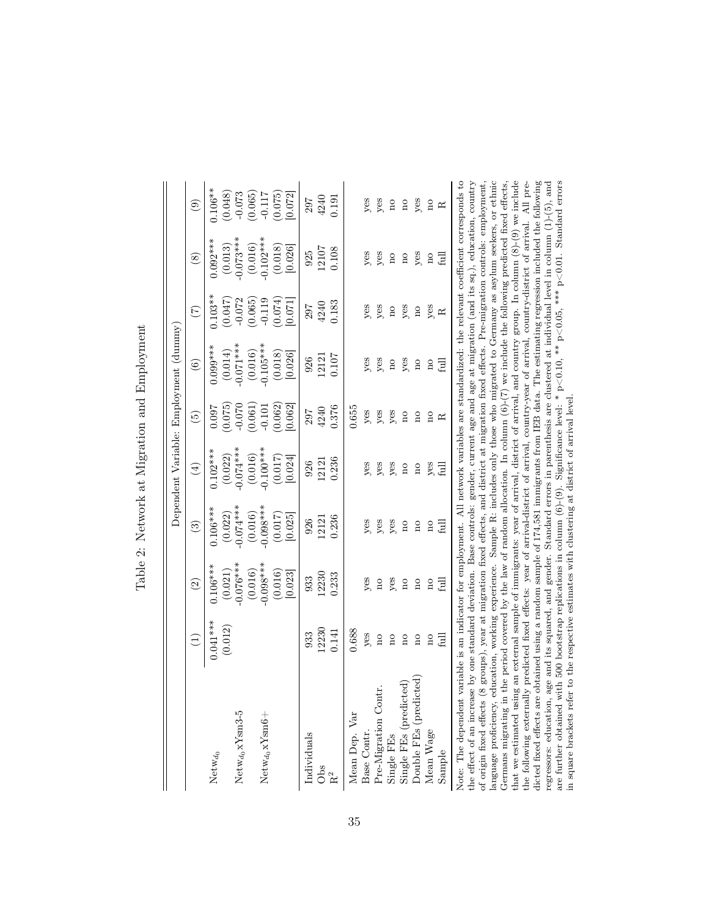# Table 2: Network at Migration and Employment

| | Dependent Variable: Employment (dummy) | | | | | | | | |
|---|---|---|---|---|---|---|---|---|---|
| | (1) | (2) | (3) | (4) | (5) | (6) | (7) | (8) | (9) |
| $\text{Netw}_{d_0}$ | 0.041*** | 0.106*** | 0.106*** | 0.102*** | 0.097 | 0.099*** | 0.103** | 0.092*** | 0.106** |
| | (0.012) | (0.021) | (0.022) | (0.022) | (0.075) | (0.014) | (0.047) | (0.013) | (0.048) |
| $\text{Netw}_{d_0}$xYsm3-5 | | -0.076*** | -0.074*** | -0.074*** | -0.070 | -0.071*** | -0.072 | -0.073*** | -0.073 |
| | | (0.016) | (0.016) | (0.016) | (0.061) | (0.016) | (0.065) | (0.016) | (0.065) |
| $\text{Netw}_{d_0}$xYsm6+ | | -0.098*** | -0.098*** | -0.100*** | -0.101 | -0.105*** | -0.119 | -0.102*** | -0.117 |
| | | (0.016) | (0.017) | (0.017) | (0.062) | (0.018) | (0.074) | (0.018) | (0.075) |
| | | [0.023] | [0.025] | [0.024] | [0.062] | [0.026] | [0.071] | [0.026] | [0.072] |
| Individuals | 933 | 933 | 926 | 926 | 297 | 926 | 297 | 925 | 297 |
| Obs | 12230 | 12230 | 12121 | 12121 | 4240 | 12121 | 4240 | 12107 | 4240 |
| $R^2$ | 0.141 | 0.233 | 0.236 | 0.236 | 0.376 | 0.107 | 0.183 | 0.108 | 0.191 |
| Mean Dep. Var | 0.688 | | | | 0.655 | | | | |
| Base Contr. | yes | yes | yes | yes | yes | yes | yes | yes | yes |
| Pre-Migration Contr. | no | no | yes | yes | yes | yes | yes | yes | yes |
| Single FEs | no | yes | yes | yes | yes | no | no | no | no |
| Single FEs (predicted) | no | no | no | no | no | yes | yes | no | no |
| Double FEs (predicted) | no | no | no | no | no | no | no | yes | yes |
| Mean Wage | no | no | no | yes | no | no | yes | no | no |
| Sample | full | full | full | full | R | full | R | full | R |

Note: The dependent variable is an indicator for employment. All network variables are standardized: the relevant coefficient corresponds to the effect of an increase by one standard deviation. Base controls: gender, current age and age at migration (and its sq.), education, country of origin fixed effects (8 groups), year at migration fixed effects, and district at migration fixed effects. Pre-migration controls: employment, language proficiency, education, working experience. Sample R: includes only those who migrated to Germany as asylum seekers, or ethnic Germans migrating in the period covered by the law of random allocation. In column (6)-(7) we include the following predicted fixed effects, that we estimated using an external sample of immigrants: year of arrival, district of arrival, and country group. In column (8)-(9) we include the following externally predicted fixed effects: year of arrival-district of arrival, country-year of arrival, country-district of arrival. All predicted fixed effects are obtained using a random sample of 174,581 immigrants from IEB data. The estimating regression included the following regressors: education, age and its squared, and gender. Standard errors in parenthesis are clustered at individual level in column (1)-(5), and are further obtained with 500 bootstrap replications in column (6)-(9). Significance level: * p<0.10, ** p<0.05, *** p<0.01. Standard errors in square brackets refer to the respective estimates with clustering at district of arrival level.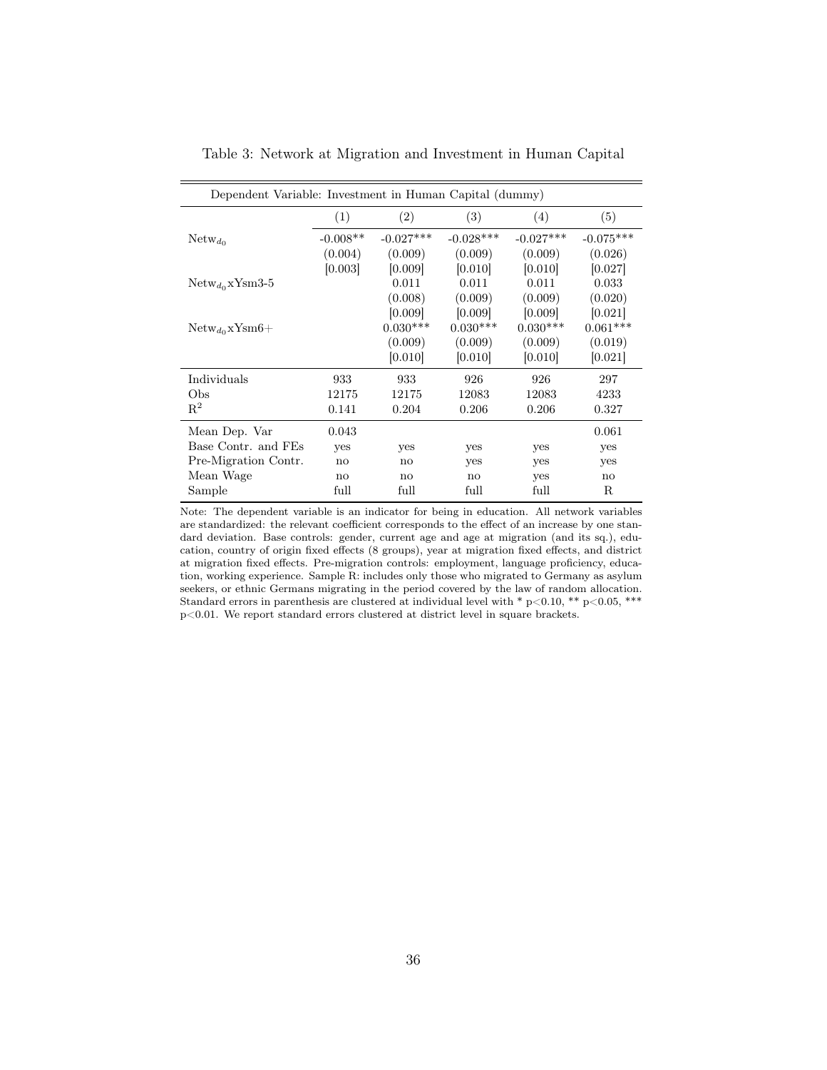Table 3: Network at Migration and Investment in Human Capital

| Dependent Variable: Investment in Human Capital (dummy) | | | | | |
|---|---|---|---|---|---|
| | (1) | (2) | (3) | (4) | (5) |
| $\text{Netw}_{d_0}$ | -0.008** | -0.027*** | -0.028*** | -0.027*** | -0.075*** |
| | (0.004) | (0.009) | (0.009) | (0.009) | (0.026) |
| | [0.003] | [0.009] | [0.010] | [0.010] | [0.027] |
| $\text{Netw}_{d_0}$xYsm3-5 | | 0.011 | 0.011 | 0.011 | 0.033 |
| | | (0.008) | (0.009) | (0.009) | (0.020) |
| | | [0.009] | [0.009] | [0.009] | [0.021] |
| $\text{Netw}_{d_0}$xYsm6+ | | 0.030*** | 0.030*** | 0.030*** | 0.061*** |
| | | (0.009) | (0.009) | (0.009) | (0.019) |
| | | [0.010] | [0.010] | [0.010] | [0.021] |
| Individuals | 933 | 933 | 926 | 926 | 297 |
| Obs | 12175 | 12175 | 12083 | 12083 | 4233 |
| $R^2$ | 0.141 | 0.204 | 0.206 | 0.206 | 0.327 |
| Mean Dep. Var | 0.043 | | | | 0.061 |
| Base Contr. and FEs | yes | yes | yes | yes | yes |
| Pre-Migration Contr. | no | no | yes | yes | yes |
| Mean Wage | no | no | no | yes | no |
| Sample | full | full | full | full | R |

Note: The dependent variable is an indicator for being in education. All network variables are standardized: the relevant coefficient corresponds to the effect of an increase by one standard deviation. Base controls: gender, current age and age at migration (and its sq.), education, country of origin fixed effects (8 groups), year at migration fixed effects, and district at migration fixed effects. Pre-migration controls: employment, language proficiency, education, working experience. Sample R: includes only those who migrated to Germany as asylum seekers, or ethnic Germans migrating in the period covered by the law of random allocation. Standard errors in parenthesis are clustered at individual level with * $p<0.10$, ** $p<0.05$, *** $p<0.01$. We report standard errors clustered at district level in square brackets.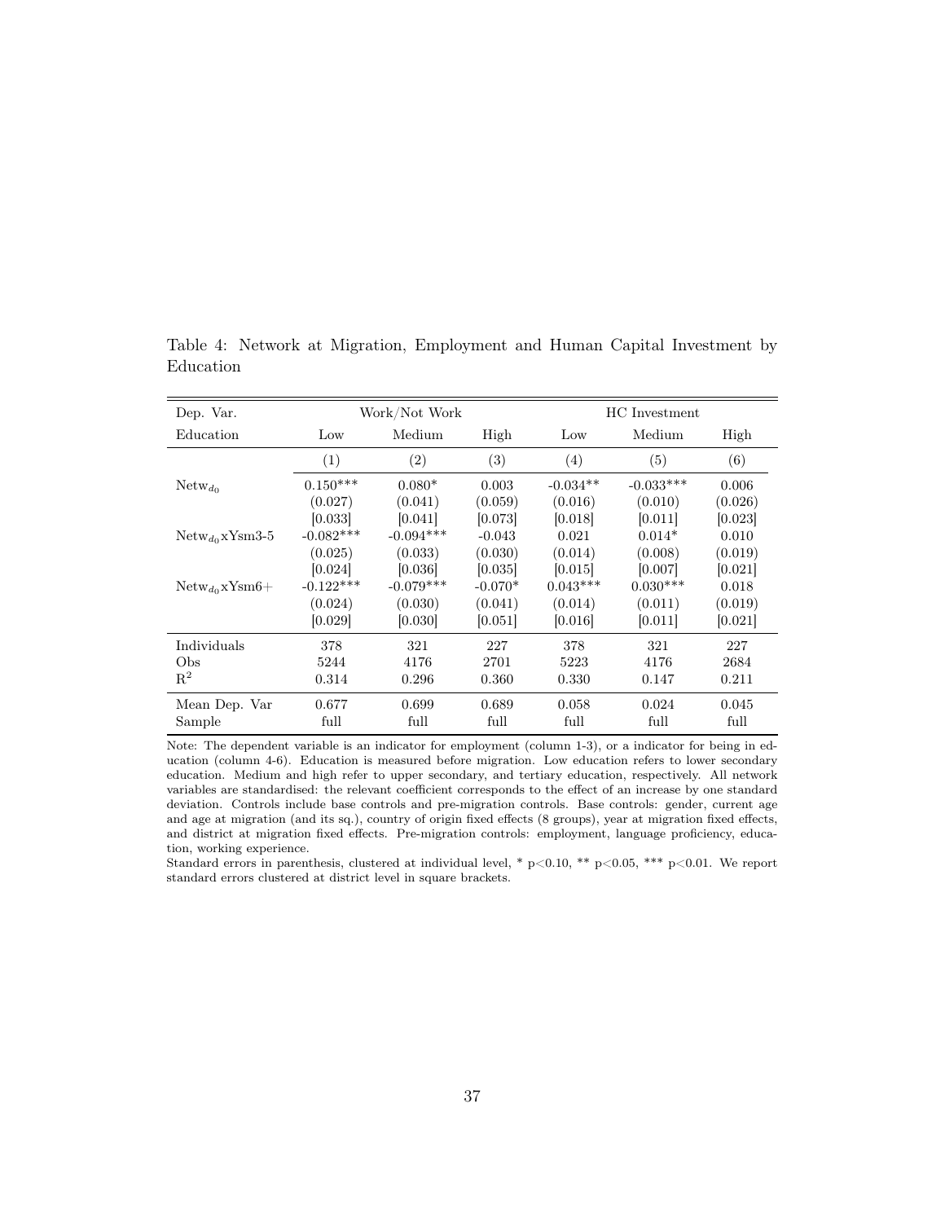Table 4: Network at Migration, Employment and Human Capital Investment by Education

| Dep. Var. | Work/Not Work | | | HC Investment | | |
|---|---|---|---|---|---|---|
| Education | Low | Medium | High | Low | Medium | High |
| | (1) | (2) | (3) | (4) | (5) | (6) |
| $\text{Netw}_{d_0}$ | 0.150*** | 0.080* | 0.003 | -0.034** | -0.033*** | 0.006 |
| | (0.027) | (0.041) | (0.059) | (0.016) | (0.010) | (0.026) |
| | [0.033] | [0.041] | [0.073] | [0.018] | [0.011] | [0.023] |
| $\text{Netw}_{d_0}$xYsm3-5 | -0.082*** | -0.094*** | -0.043 | 0.021 | 0.014* | 0.010 |
| | (0.025) | (0.033) | (0.030) | (0.014) | (0.008) | (0.019) |
| | [0.024] | [0.036] | [0.035] | [0.015] | [0.007] | [0.021] |
| $\text{Netw}_{d_0}$xYsm6+ | -0.122*** | -0.079*** | -0.070* | 0.043*** | 0.030*** | 0.018 |
| | (0.024) | (0.030) | (0.041) | (0.014) | (0.011) | (0.019) |
| | [0.029] | [0.030] | [0.051] | [0.016] | [0.011] | [0.021] |
| Individuals | 378 | 321 | 227 | 378 | 321 | 227 |
| Obs | 5244 | 4176 | 2701 | 5223 | 4176 | 2684 |
| $R^2$ | 0.314 | 0.296 | 0.360 | 0.330 | 0.147 | 0.211 |
| Mean Dep. Var | 0.677 | 0.699 | 0.689 | 0.058 | 0.024 | 0.045 |
| Sample | full | full | full | full | full | full |

Note: The dependent variable is an indicator for employment (column 1-3), or a indicator for being in education (column 4-6). Education is measured before migration. Low education refers to lower secondary education. Medium and high refer to upper secondary, and tertiary education, respectively. All network variables are standardised: the relevant coefficient corresponds to the effect of an increase by one standard deviation. Controls include base controls and pre-migration controls. Base controls: gender, current age and age at migration (and its sq.), country of origin fixed effects (8 groups), year at migration fixed effects, and district at migration fixed effects. Pre-migration controls: employment, language proficiency, education, working experience.

Standard errors in parenthesis, clustered at individual level, * p<0.10, ** p<0.05, *** p<0.01. We report standard errors clustered at district level in square brackets.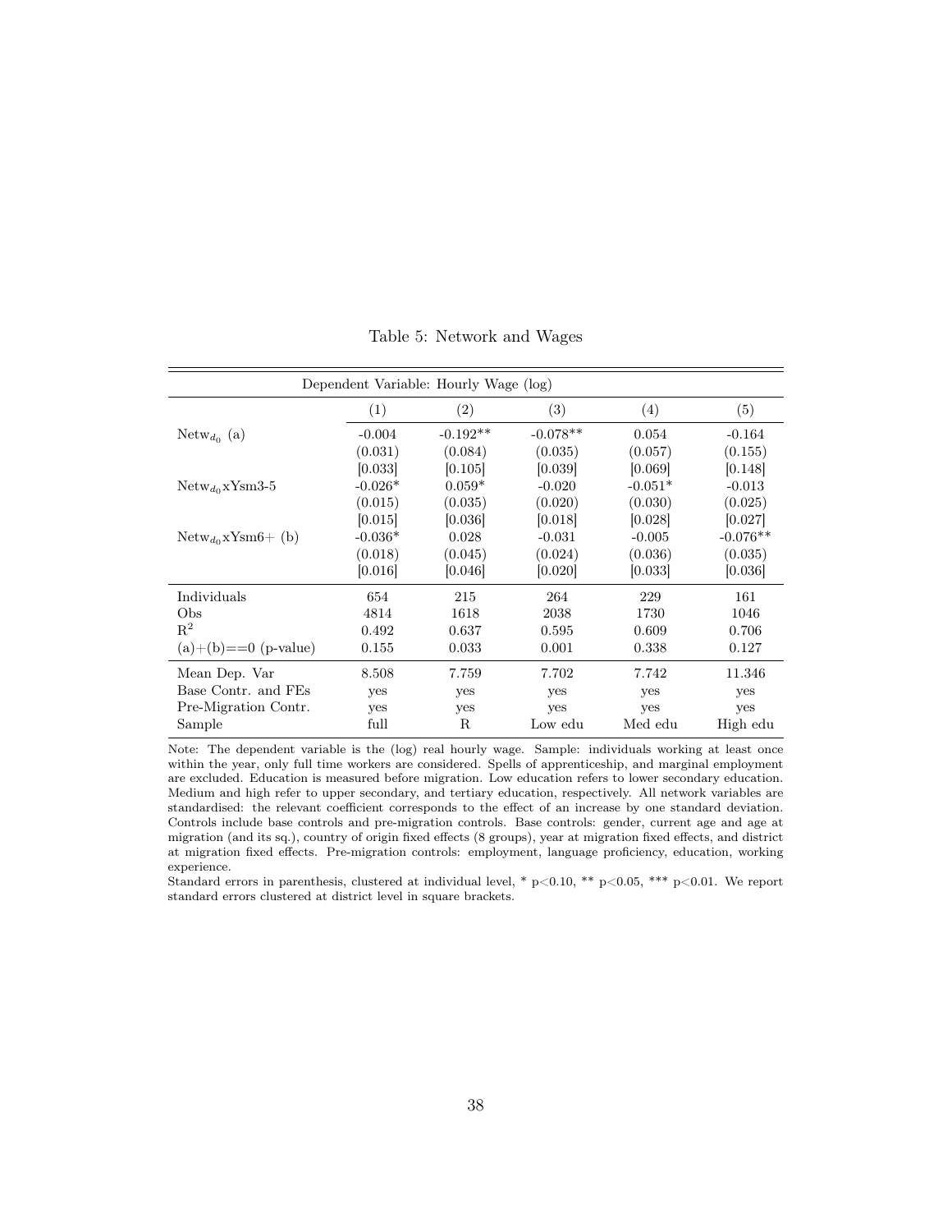Table 5: Network and Wages

| Dependent Variable: Hourly Wage (log) | | | | | |
|---|---|---|---|---|---|
| | (1) | (2) | (3) | (4) | (5) |
| $\text{Netw}_{d_0}$ (a) | -0.004 | -0.192** | -0.078** | 0.054 | -0.164 |
| | (0.031) | (0.084) | (0.035) | (0.057) | (0.155) |
| | [0.033] | [0.105] | [0.039] | [0.069] | [0.148] |
| $\text{Netw}_{d_0}$xYsm3-5 | -0.026* | 0.059* | -0.020 | -0.051* | -0.013 |
| | (0.015) | (0.035) | (0.020) | (0.030) | (0.025) |
| | [0.015] | [0.036] | [0.018] | [0.028] | [0.027] |
| $\text{Netw}_{d_0}$xYsm6+ (b) | -0.036* | 0.028 | -0.031 | -0.005 | -0.076** |
| | (0.018) | (0.045) | (0.024) | (0.036) | (0.035) |
| | [0.016] | [0.046] | [0.020] | [0.033] | [0.036] |
| Individuals | 654 | 215 | 264 | 229 | 161 |
| Obs | 4814 | 1618 | 2038 | 1730 | 1046 |
| $R^2$ | 0.492 | 0.637 | 0.595 | 0.609 | 0.706 |
| (a)+(b)==0 (p-value) | 0.155 | 0.033 | 0.001 | 0.338 | 0.127 |
| Mean Dep. Var | 8.508 | 7.759 | 7.702 | 7.742 | 11.346 |
| Base Contr. and FEs | yes | yes | yes | yes | yes |
| Pre-Migration Contr. | yes | yes | yes | yes | yes |
| Sample | full | R | Low edu | Med edu | High edu |

Note: The dependent variable is the (log) real hourly wage. Sample: individuals working at least once within the year, only full time workers are considered. Spells of apprenticeship, and marginal employment are excluded. Education is measured before migration. Low education refers to lower secondary education. Medium and high refer to upper secondary, and tertiary education, respectively. All network variables are standardised: the relevant coefficient corresponds to the effect of an increase by one standard deviation. Controls include base controls and pre-migration controls. Base controls: gender, current age and age at migration (and its sq.), country of origin fixed effects (8 groups), year at migration fixed effects, and district at migration fixed effects. Pre-migration controls: employment, language proficiency, education, working experience.

Standard errors in parenthesis, clustered at individual level, * $p<0.10$, ** $p<0.05$, *** $p<0.01$. We report standard errors clustered at district level in square brackets.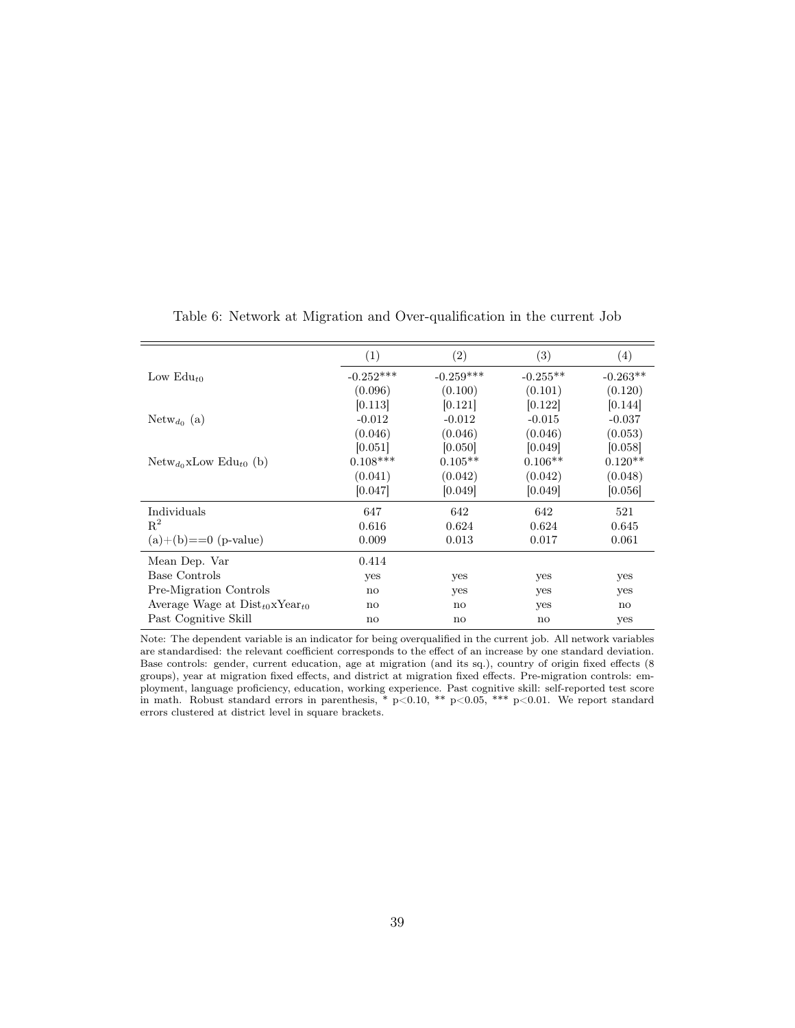Table 6: Network at Migration and Over-qualification in the current Job

| | (1) | (2) | (3) | (4) |
|---|---|---|---|---|
| Low $\text{Edu}_{t0}$ | -0.252*** | -0.259*** | -0.255** | -0.263** |
| | (0.096) | (0.100) | (0.101) | (0.120) |
| | [0.113] | [0.121] | [0.122] | [0.144] |
| $\text{Netw}_{d_0}$ (a) | -0.012 | -0.012 | -0.015 | -0.037 |
| | (0.046) | (0.046) | (0.046) | (0.053) |
| | [0.051] | [0.050] | [0.049] | [0.058] |
| $\text{Netw}_{d_0}$xLow $\text{Edu}_{t0}$ (b) | 0.108*** | 0.105** | 0.106** | 0.120** |
| | (0.041) | (0.042) | (0.042) | (0.048) |
| | [0.047] | [0.049] | [0.049] | [0.056] |
| Individuals | 647 | 642 | 642 | 521 |
| $R^2$ | 0.616 | 0.624 | 0.624 | 0.645 |
| (a)+(b)==0 (p-value) | 0.009 | 0.013 | 0.017 | 0.061 |
| Mean Dep. Var | 0.414 | | | |
| Base Controls | yes | yes | yes | yes |
| Pre-Migration Controls | no | yes | yes | yes |
| Average Wage at $\text{Dist}_{t0}$x$\text{Year}_{t0}$ | no | no | yes | no |
| Past Cognitive Skill | no | no | no | yes |

Note: The dependent variable is an indicator for being overqualified in the current job. All network variables are standardised: the relevant coefficient corresponds to the effect of an increase by one standard deviation. Base controls: gender, current education, age at migration (and its sq.), country of origin fixed effects (8 groups), year at migration fixed effects, and district at migration fixed effects. Pre-migration controls: employment, language proficiency, education, working experience. Past cognitive skill: self-reported test score in math. Robust standard errors in parenthesis, * p<0.10, ** p<0.05, *** p<0.01. We report standard errors clustered at district level in square brackets.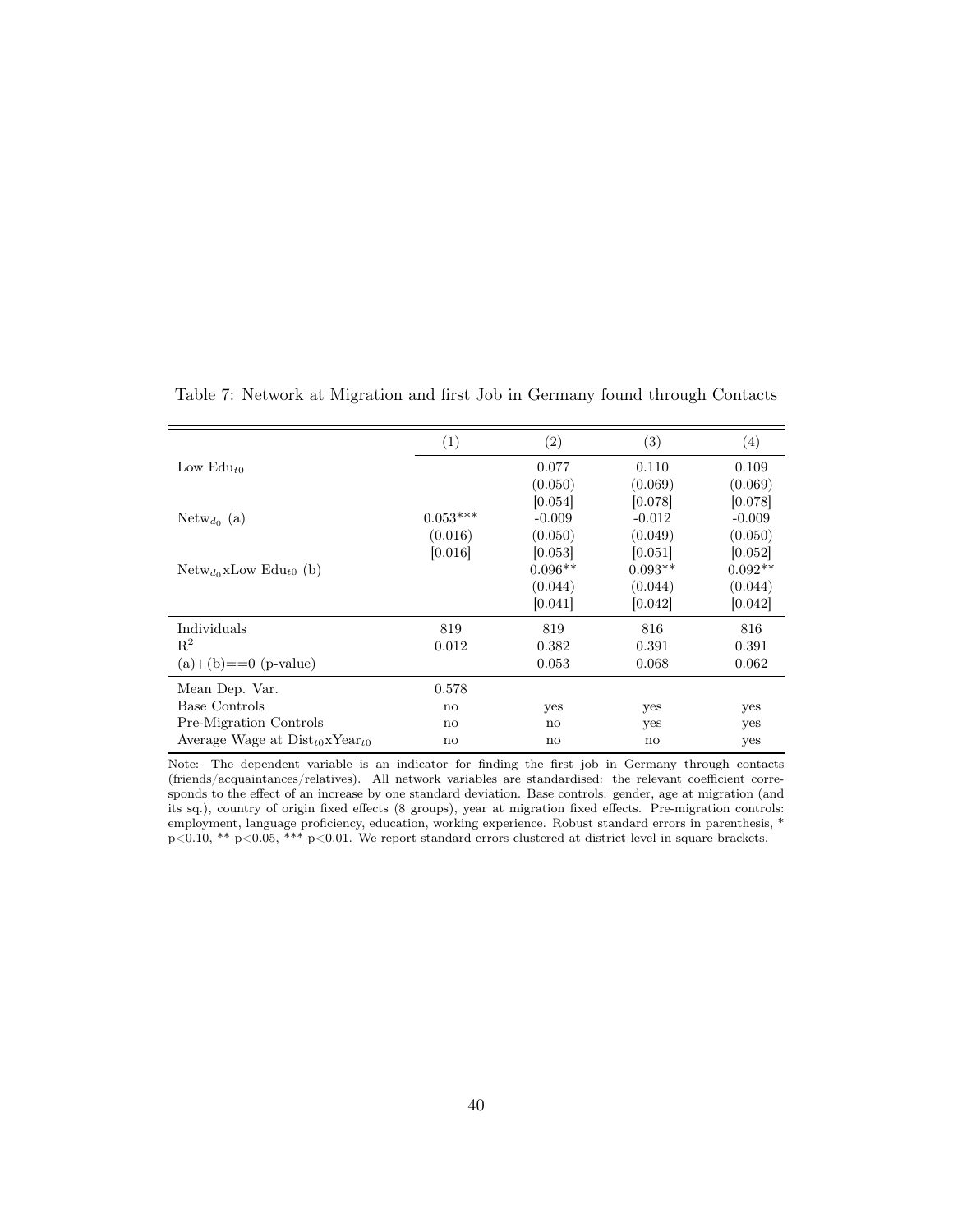Table 7: Network at Migration and first Job in Germany found through Contacts

| | (1) | (2) | (3) | (4) |
|---|---|---|---|---|
| Low $\text{Edu}_{t0}$ | | 0.077 | 0.110 | 0.109 |
| | | (0.050) | (0.069) | (0.069) |
| | | [0.054] | [0.078] | [0.078] |
| $\text{Netw}_{d_0}$ (a) | 0.053*** | -0.009 | -0.012 | -0.009 |
| | (0.016) | (0.050) | (0.049) | (0.050) |
| | [0.016] | [0.053] | [0.051] | [0.052] |
| $\text{Netw}_{d_0}$xLow $\text{Edu}_{t0}$ (b) | | 0.096** | 0.093** | 0.092** |
| | | (0.044) | (0.044) | (0.044) |
| | | [0.041] | [0.042] | [0.042] |
| Individuals | 819 | 819 | 816 | 816 |
| $R^2$ | 0.012 | 0.382 | 0.391 | 0.391 |
| (a)+(b)==0 (p-value) | | 0.053 | 0.068 | 0.062 |
| Mean Dep. Var. | 0.578 | | | |
| Base Controls | no | yes | yes | yes |
| Pre-Migration Controls | no | no | yes | yes |
| Average Wage at $\text{Dist}_{t0}$x$\text{Year}_{t0}$ | no | no | no | yes |

Note: The dependent variable is an indicator for finding the first job in Germany through contacts (friends/acquaintances/relatives). All network variables are standardised: the relevant coefficient corresponds to the effect of an increase by one standard deviation. Base controls: gender, age at migration (and its sq.), country of origin fixed effects (8 groups), year at migration fixed effects. Pre-migration controls: employment, language proficiency, education, working experience. Robust standard errors in parenthesis, * $p<0.10$, ** $p<0.05$, *** $p<0.01$. We report standard errors clustered at district level in square brackets.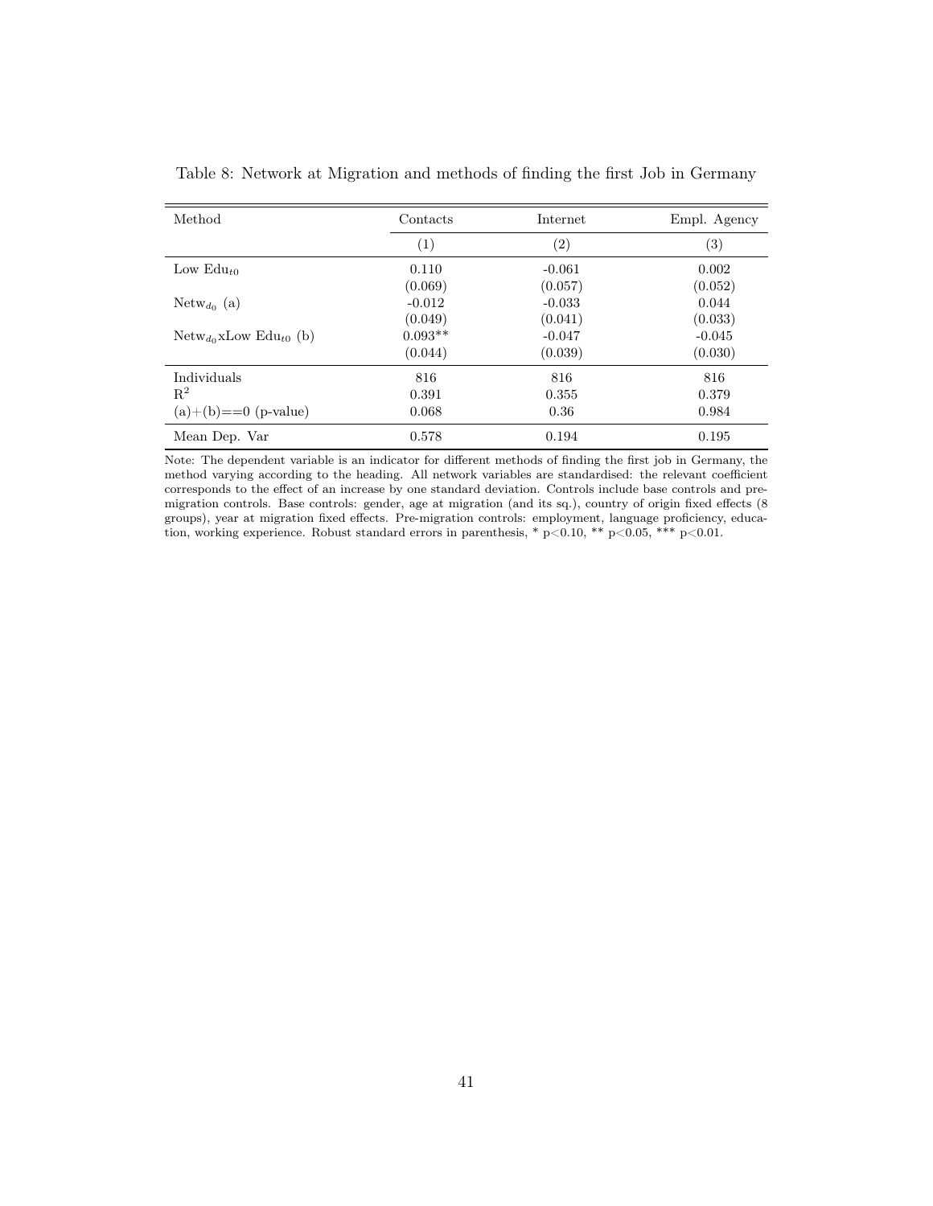Table 8: Network at Migration and methods of finding the first Job in Germany

| Method | Contacts | Internet | Empl. Agency |
|---|---|---|---|
| | (1) | (2) | (3) |
| Low $\text{Edu}_{t0}$ | 0.110 | -0.061 | 0.002 |
| | (0.069) | (0.057) | (0.052) |
| $\text{Netw}_{d_0}$ (a) | -0.012 | -0.033 | 0.044 |
| | (0.049) | (0.041) | (0.033) |
| $\text{Netw}_{d_0}$xLow $\text{Edu}_{t0}$ (b) | 0.093** | -0.047 | -0.045 |
| | (0.044) | (0.039) | (0.030) |
| Individuals | 816 | 816 | 816 |
| $R^2$ | 0.391 | 0.355 | 0.379 |
| (a)+(b)==0 (p-value) | 0.068 | 0.36 | 0.984 |
| Mean Dep. Var | 0.578 | 0.194 | 0.195 |

Note: The dependent variable is an indicator for different methods of finding the first job in Germany, the method varying according to the heading. All network variables are standardised: the relevant coefficient corresponds to the effect of an increase by one standard deviation. Controls include base controls and pre-migration controls. Base controls: gender, age at migration (and its sq.), country of origin fixed effects (8 groups), year at migration fixed effects. Pre-migration controls: employment, language proficiency, education, working experience. Robust standard errors in parenthesis, * $p<0.10$, ** $p<0.05$, *** $p<0.01$.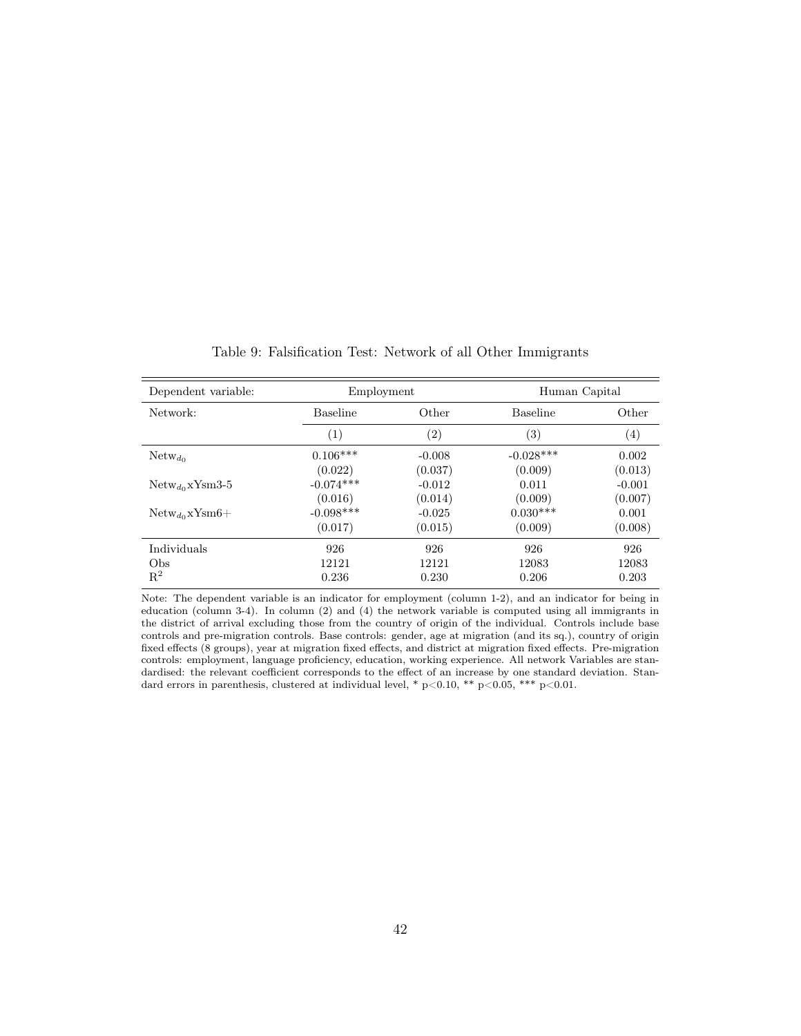Table 9: Falsification Test: Network of all Other Immigrants

| Dependent variable: | Employment | | Human Capital | |
|---|---|---|---|---|
| Network: | Baseline | Other | Baseline | Other |
| | (1) | (2) | (3) | (4) |
| $\text{Netw}_{d_0}$ | 0.106*** | -0.008 | -0.028*** | 0.002 |
| | (0.022) | (0.037) | (0.009) | (0.013) |
| $\text{Netw}_{d_0}$xYsm3-5 | -0.074*** | -0.012 | 0.011 | -0.001 |
| | (0.016) | (0.014) | (0.009) | (0.007) |
| $\text{Netw}_{d_0}$xYsm6+ | -0.098*** | -0.025 | 0.030*** | 0.001 |
| | (0.017) | (0.015) | (0.009) | (0.008) |
| Individuals | 926 | 926 | 926 | 926 |
| Obs | 12121 | 12121 | 12083 | 12083 |
| $R^2$ | 0.236 | 0.230 | 0.206 | 0.203 |

Note: The dependent variable is an indicator for employment (column 1-2), and an indicator for being in education (column 3-4). In column (2) and (4) the network variable is computed using all immigrants in the district of arrival excluding those from the country of origin of the individual. Controls include base controls and pre-migration controls. Base controls: gender, age at migration (and its sq.), country of origin fixed effects (8 groups), year at migration fixed effects, and district at migration fixed effects. Pre-migration controls: employment, language proficiency, education, working experience. All network Variables are standardised: the relevant coefficient corresponds to the effect of an increase by one standard deviation. Standard errors in parenthesis, clustered at individual level, * $p<0.10$, ** $p<0.05$, *** $p<0.01$.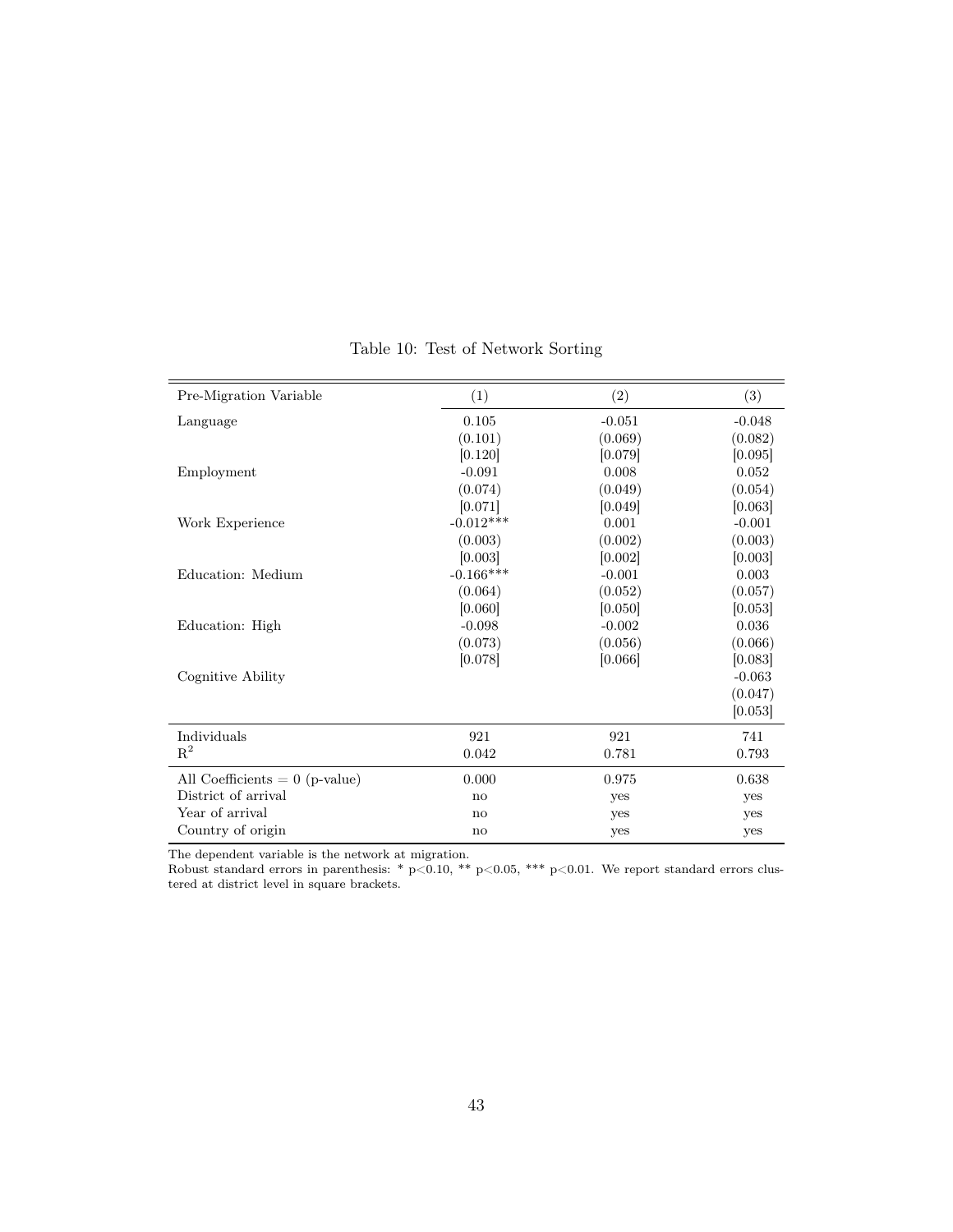Table 10: Test of Network Sorting

| Pre-Migration Variable | (1) | (2) | (3) |
|---|---|---|---|
| Language | 0.105 | -0.051 | -0.048 |
| | (0.101) | (0.069) | (0.082) |
| | [0.120] | [0.079] | [0.095] |
| Employment | -0.091 | 0.008 | 0.052 |
| | (0.074) | (0.049) | (0.054) |
| | [0.071] | [0.049] | [0.063] |
| Work Experience | -0.012*** | 0.001 | -0.001 |
| | (0.003) | (0.002) | (0.003) |
| | [0.003] | [0.002] | [0.003] |
| Education: Medium | -0.166*** | -0.001 | 0.003 |
| | (0.064) | (0.052) | (0.057) |
| | [0.060] | [0.050] | [0.053] |
| Education: High | -0.098 | -0.002 | 0.036 |
| | (0.073) | (0.056) | (0.066) |
| | [0.078] | [0.066] | [0.083] |
| Cognitive Ability | | | -0.063 |
| | | | (0.047) |
| | | | [0.053] |
| Individuals | 921 | 921 | 741 |
| $R^2$ | 0.042 | 0.781 | 0.793 |
| All Coefficients = 0 (p-value) | 0.000 | 0.975 | 0.638 |
| District of arrival | no | yes | yes |
| Year of arrival | no | yes | yes |
| Country of origin | no | yes | yes |

The dependent variable is the network at migration.
Robust standard errors in parenthesis: * $p<0.10$, ** $p<0.05$, *** $p<0.01$. We report standard errors clustered at district level in square brackets.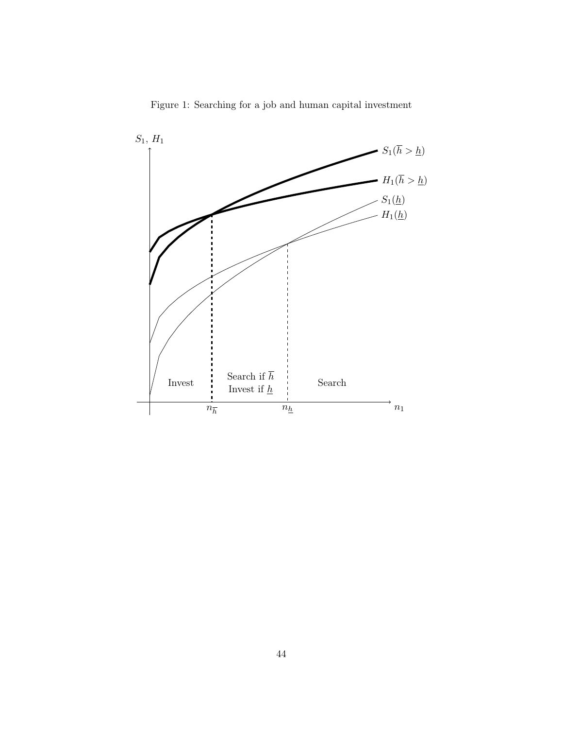Figure 1: Searching for a job and human capital investment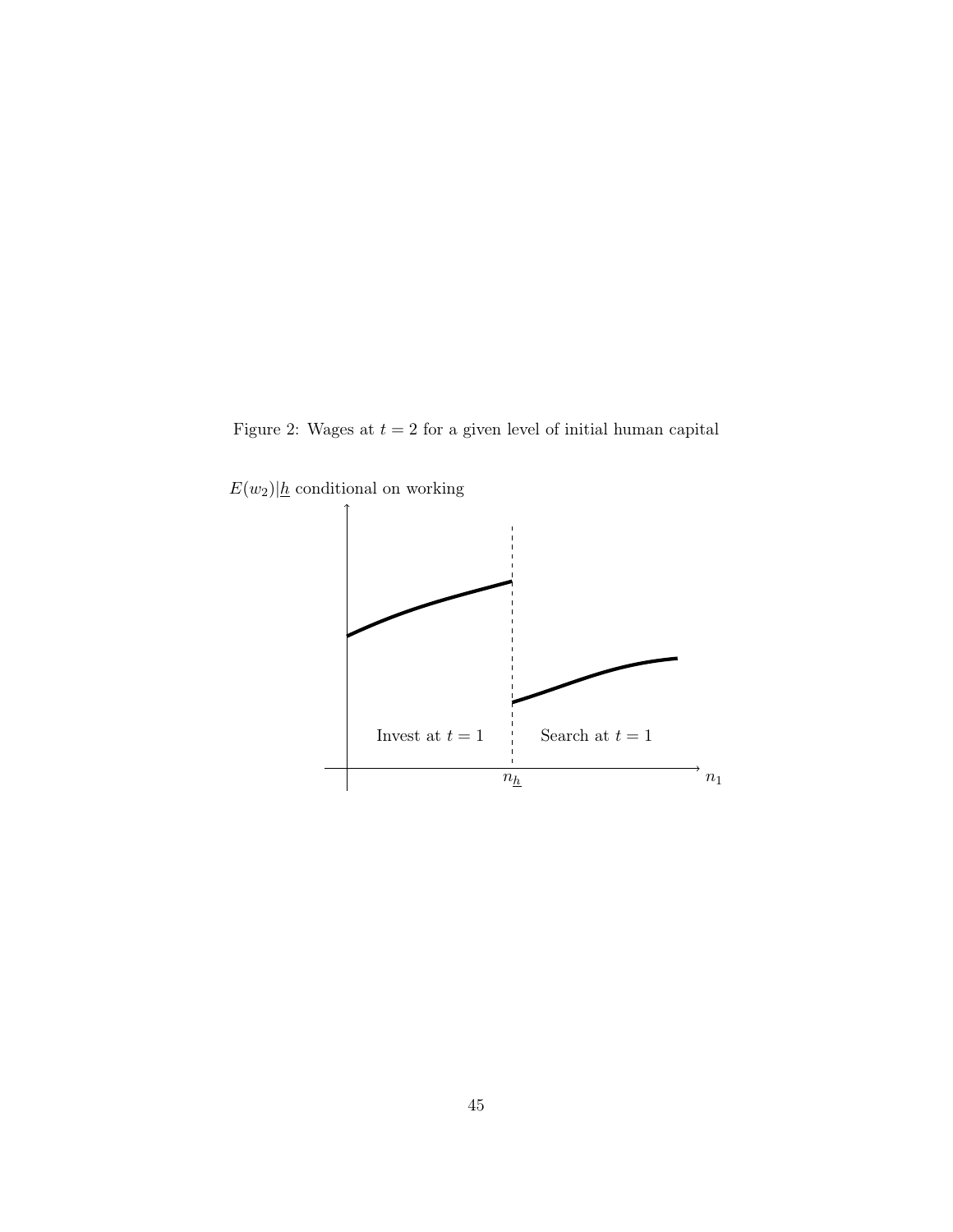Figure 2: Wages at $t = 2$ for a given level of initial human capital

$E(w_2)|\underline{h}$ conditional on working

Invest at $t = 1$

Search at $t = 1$

$n_{\underline{h}}$

$n_1$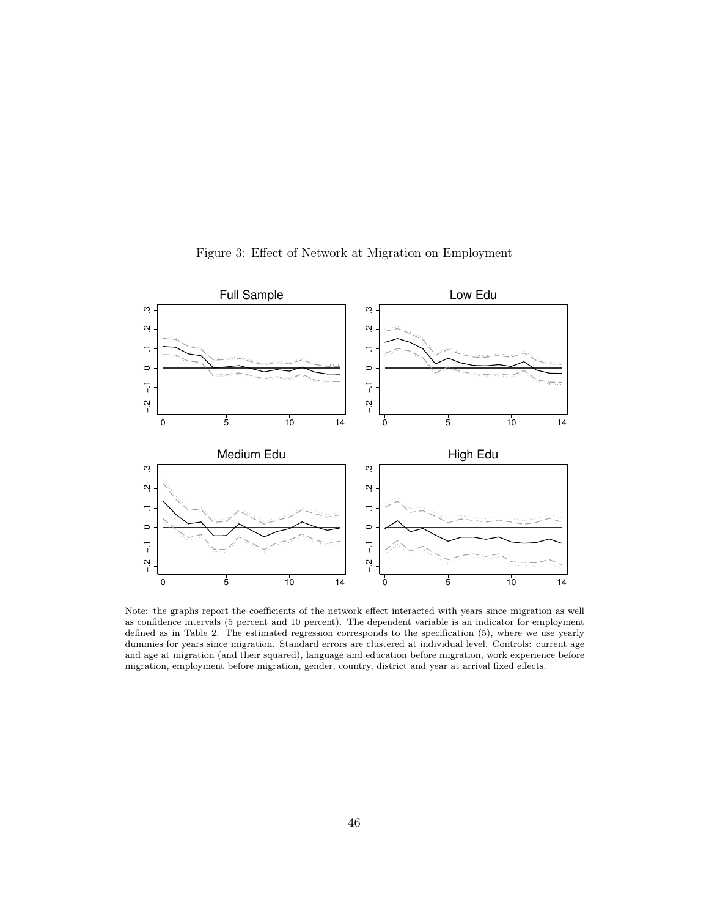Figure 3: Effect of Network at Migration on Employment

Note: the graphs report the coefficients of the network effect interacted with years since migration as well as confidence intervals (5 percent and 10 percent). The dependent variable is an indicator for employment defined as in Table 2. The estimated regression corresponds to the specification (5), where we use yearly dummies for years since migration. Standard errors are clustered at individual level. Controls: current age and age at migration (and their squared), language and education before migration, work experience before migration, employment before migration, gender, country, district and year at arrival fixed effects.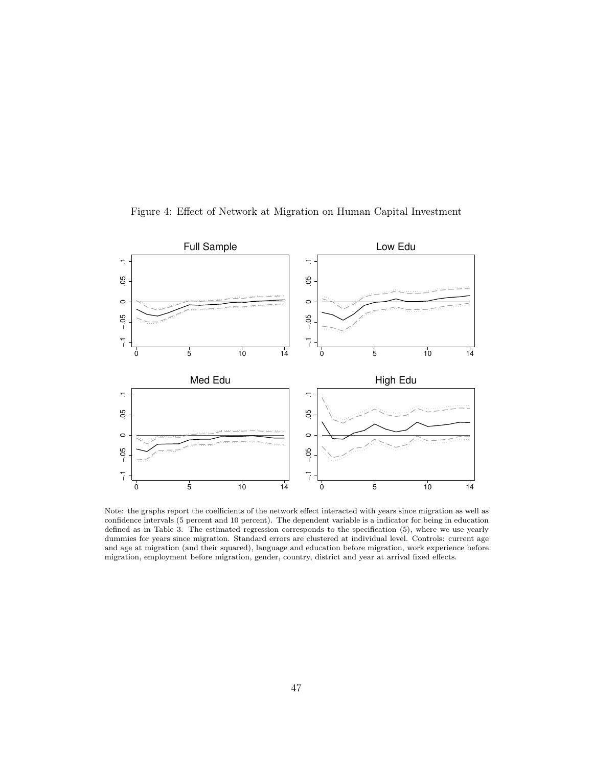Figure 4: Effect of Network at Migration on Human Capital Investment

Note: the graphs report the coefficients of the network effect interacted with years since migration as well as confidence intervals (5 percent and 10 percent). The dependent variable is a indicator for being in education defined as in Table 3. The estimated regression corresponds to the specification (5), where we use yearly dummies for years since migration. Standard errors are clustered at individual level. Controls: current age and age at migration (and their squared), language and education before migration, work experience before migration, employment before migration, gender, country, district and year at arrival fixed effects.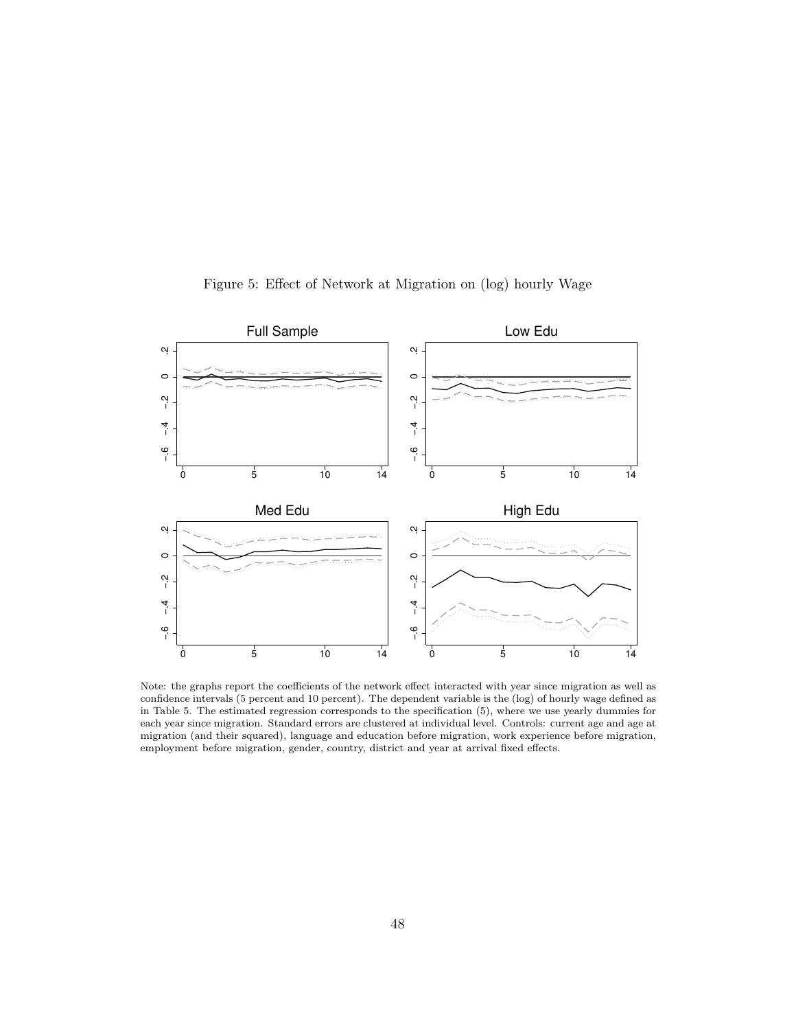Figure 5: Effect of Network at Migration on (log) hourly Wage

Note: the graphs report the coefficients of the network effect interacted with year since migration as well as confidence intervals (5 percent and 10 percent). The dependent variable is the (log) of hourly wage defined as in Table 5. The estimated regression corresponds to the specification (5), where we use yearly dummies for each year since migration. Standard errors are clustered at individual level. Controls: current age and age at migration (and their squared), language and education before migration, work experience before migration, employment before migration, gender, country, district and year at arrival fixed effects.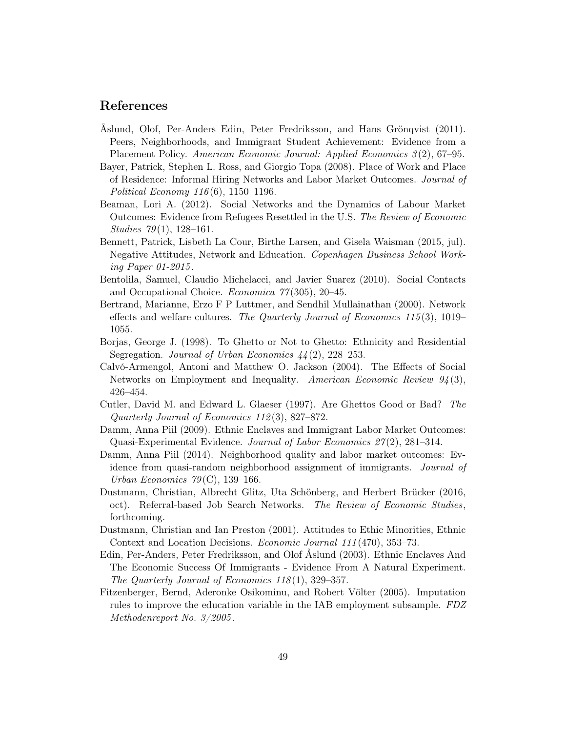## References

Åslund, Olof, Per-Anders Edin, Peter Fredriksson, and Hans Grönqvist (2011). Peers, Neighborhoods, and Immigrant Student Achievement: Evidence from a Placement Policy. *American Economic Journal: Applied Economics 3*(2), 67–95.

Bayer, Patrick, Stephen L. Ross, and Giorgio Topa (2008). Place of Work and Place of Residence: Informal Hiring Networks and Labor Market Outcomes. *Journal of Political Economy 116*(6), 1150–1196.

Beaman, Lori A. (2012). Social Networks and the Dynamics of Labour Market Outcomes: Evidence from Refugees Resettled in the U.S. *The Review of Economic Studies 79*(1), 128–161.

Bennett, Patrick, Lisbeth La Cour, Birthe Larsen, and Gisela Waisman (2015, jul). Negative Attitudes, Network and Education. *Copenhagen Business School Working Paper 01-2015*.

Bentolila, Samuel, Claudio Michelacci, and Javier Suarez (2010). Social Contacts and Occupational Choice. *Economica 77*(305), 20–45.

Bertrand, Marianne, Erzo F P Luttmer, and Sendhil Mullainathan (2000). Network effects and welfare cultures. *The Quarterly Journal of Economics 115*(3), 1019–1055.

Borjas, George J. (1998). To Ghetto or Not to Ghetto: Ethnicity and Residential Segregation. *Journal of Urban Economics 44*(2), 228–253.

Calvó-Armengol, Antoni and Matthew O. Jackson (2004). The Effects of Social Networks on Employment and Inequality. *American Economic Review 94*(3), 426–454.

Cutler, David M. and Edward L. Glaeser (1997). Are Ghettos Good or Bad? *The Quarterly Journal of Economics 112*(3), 827–872.

Damm, Anna Piil (2009). Ethnic Enclaves and Immigrant Labor Market Outcomes: Quasi-Experimental Evidence. *Journal of Labor Economics 27*(2), 281–314.

Damm, Anna Piil (2014). Neighborhood quality and labor market outcomes: Evidence from quasi-random neighborhood assignment of immigrants. *Journal of Urban Economics 79*(C), 139–166.

Dustmann, Christian, Albrecht Glitz, Uta Schönberg, and Herbert Brücker (2016, oct). Referral-based Job Search Networks. *The Review of Economic Studies*, forthcoming.

Dustmann, Christian and Ian Preston (2001). Attitudes to Ethic Minorities, Ethnic Context and Location Decisions. *Economic Journal 111*(470), 353–73.

Edin, Per-Anders, Peter Fredriksson, and Olof Åslund (2003). Ethnic Enclaves And The Economic Success Of Immigrants - Evidence From A Natural Experiment. *The Quarterly Journal of Economics 118*(1), 329–357.

Fitzenberger, Bernd, Aderonke Osikominu, and Robert Völter (2005). Imputation rules to improve the education variable in the IAB employment subsample. *FDZ Methodenreport No. 3/2005*.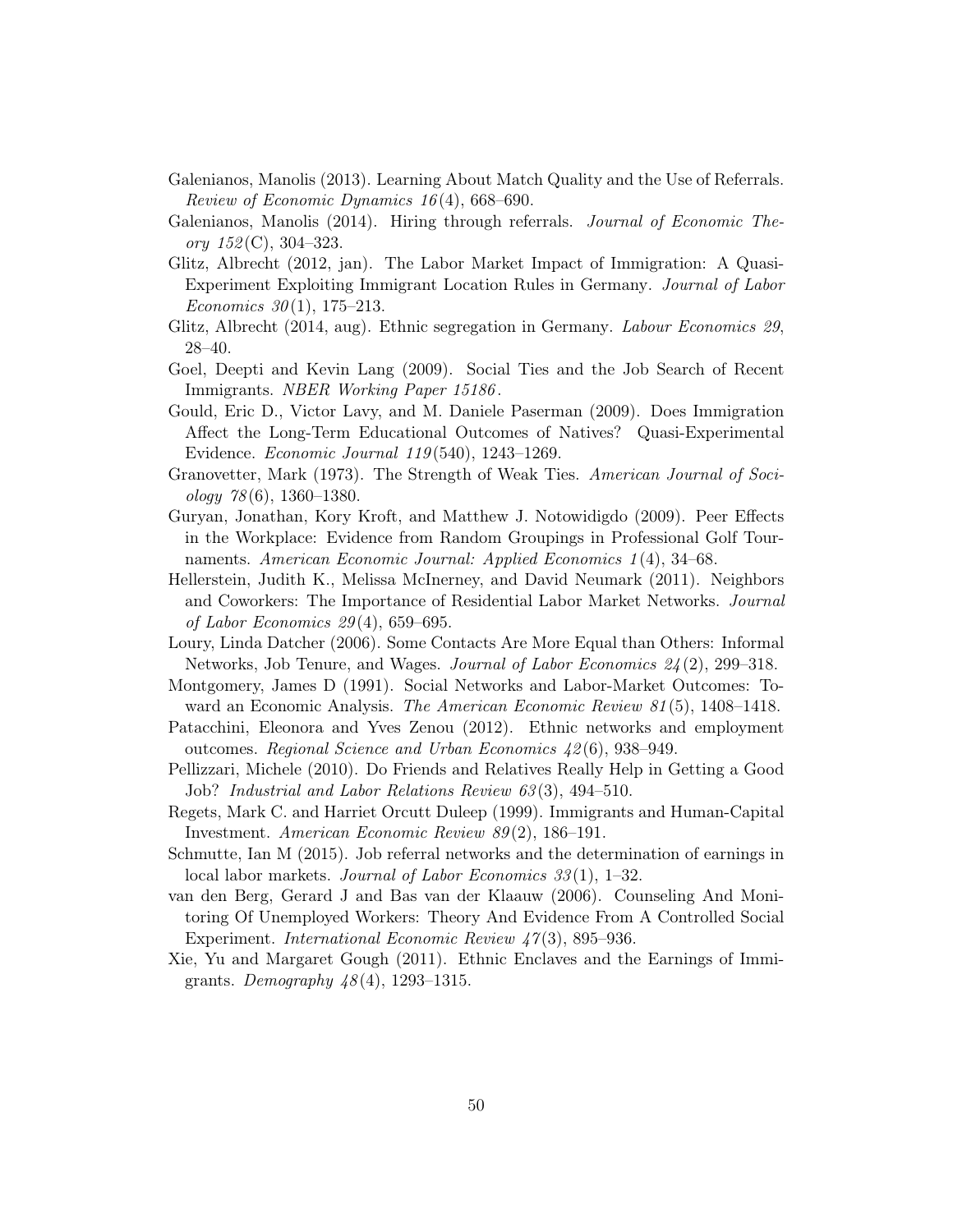Galenianos, Manolis (2013). Learning About Match Quality and the Use of Referrals. *Review of Economic Dynamics 16*(4), 668–690.

Galenianos, Manolis (2014). Hiring through referrals. *Journal of Economic Theory 152*(C), 304–323.

Glitz, Albrecht (2012, jan). The Labor Market Impact of Immigration: A Quasi-Experiment Exploiting Immigrant Location Rules in Germany. *Journal of Labor Economics 30*(1), 175–213.

Glitz, Albrecht (2014, aug). Ethnic segregation in Germany. *Labour Economics 29*, 28–40.

Goel, Deepti and Kevin Lang (2009). Social Ties and the Job Search of Recent Immigrants. *NBER Working Paper 15186*.

Gould, Eric D., Victor Lavy, and M. Daniele Paserman (2009). Does Immigration Affect the Long-Term Educational Outcomes of Natives? Quasi-Experimental Evidence. *Economic Journal 119*(540), 1243–1269.

Granovetter, Mark (1973). The Strength of Weak Ties. *American Journal of Sociology 78*(6), 1360–1380.

Guryan, Jonathan, Kory Kroft, and Matthew J. Notowidigdo (2009). Peer Effects in the Workplace: Evidence from Random Groupings in Professional Golf Tournaments. *American Economic Journal: Applied Economics 1*(4), 34–68.

Hellerstein, Judith K., Melissa McInerney, and David Neumark (2011). Neighbors and Coworkers: The Importance of Residential Labor Market Networks. *Journal of Labor Economics 29*(4), 659–695.

Loury, Linda Datcher (2006). Some Contacts Are More Equal than Others: Informal Networks, Job Tenure, and Wages. *Journal of Labor Economics 24*(2), 299–318.

Montgomery, James D (1991). Social Networks and Labor-Market Outcomes: Toward an Economic Analysis. *The American Economic Review 81*(5), 1408–1418.

Patacchini, Eleonora and Yves Zenou (2012). Ethnic networks and employment outcomes. *Regional Science and Urban Economics 42*(6), 938–949.

Pellizzari, Michele (2010). Do Friends and Relatives Really Help in Getting a Good Job? *Industrial and Labor Relations Review 63*(3), 494–510.

Regets, Mark C. and Harriet Orcutt Duleep (1999). Immigrants and Human-Capital Investment. *American Economic Review 89*(2), 186–191.

Schmutte, Ian M (2015). Job referral networks and the determination of earnings in local labor markets. *Journal of Labor Economics 33*(1), 1–32.

van den Berg, Gerard J and Bas van der Klaauw (2006). Counseling And Monitoring Of Unemployed Workers: Theory And Evidence From A Controlled Social Experiment. *International Economic Review 47*(3), 895–936.

Xie, Yu and Margaret Gough (2011). Ethnic Enclaves and the Earnings of Immigrants. *Demography 48*(4), 1293–1315.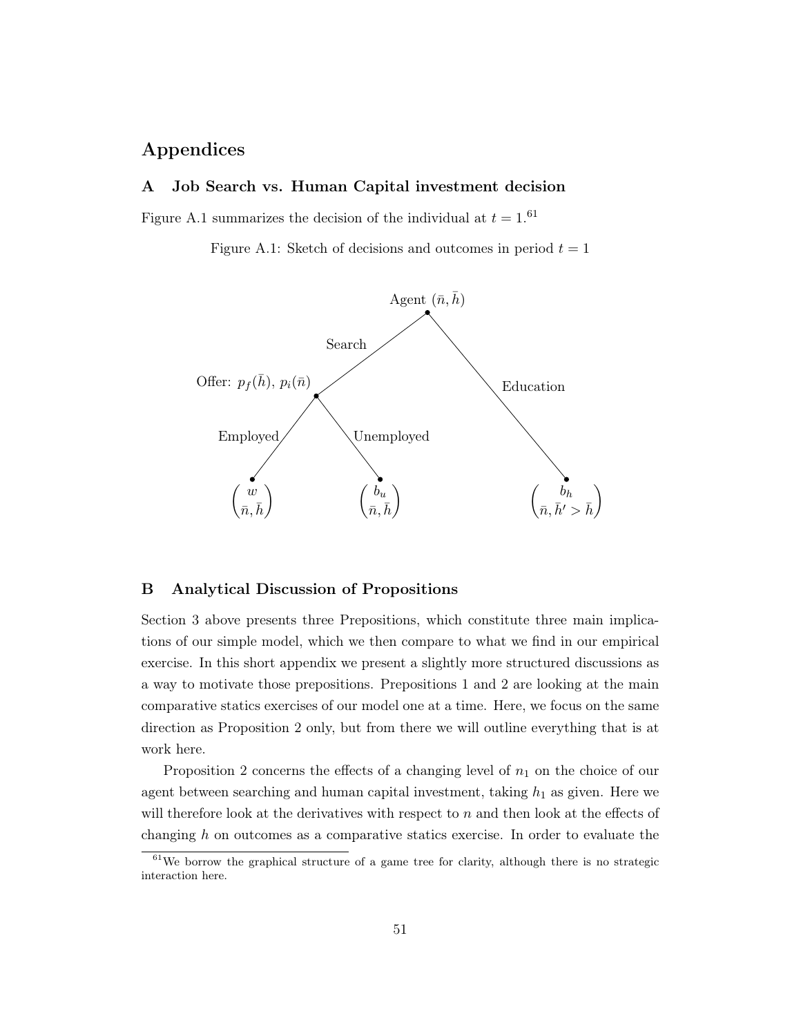# Appendices

## A Job Search vs. Human Capital investment decision

Figure A.1 summarizes the decision of the individual at $t = 1$.[61]

Figure A.1: Sketch of decisions and outcomes in period $t = 1$

Agent $(\bar{n}, \bar{h})$

Search — Offer: $p_f(\bar{h})$, $p_i(\bar{n})$

- Employed: $\begin{pmatrix} w \\ \bar{n}, \bar{h} \end{pmatrix}$
- Unemployed: $\begin{pmatrix} b_u \\ \bar{n}, \bar{h} \end{pmatrix}$

Education: $\begin{pmatrix} b_h \\ \bar{n}, \bar{h}' > \bar{h} \end{pmatrix}$

## B Analytical Discussion of Propositions

Section 3 above presents three Prepositions, which constitute three main implications of our simple model, which we then compare to what we find in our empirical exercise. In this short appendix we present a slightly more structured discussions as a way to motivate those prepositions. Prepositions 1 and 2 are looking at the main comparative statics exercises of our model one at a time. Here, we focus on the same direction as Proposition 2 only, but from there we will outline everything that is at work here.

Proposition 2 concerns the effects of a changing level of $n_1$ on the choice of our agent between searching and human capital investment, taking $h_1$ as given. Here we will therefore look at the derivatives with respect to $n$ and then look at the effects of changing $h$ on outcomes as a comparative statics exercise. In order to evaluate the

[61] We borrow the graphical structure of a game tree for clarity, although there is no strategic interaction here.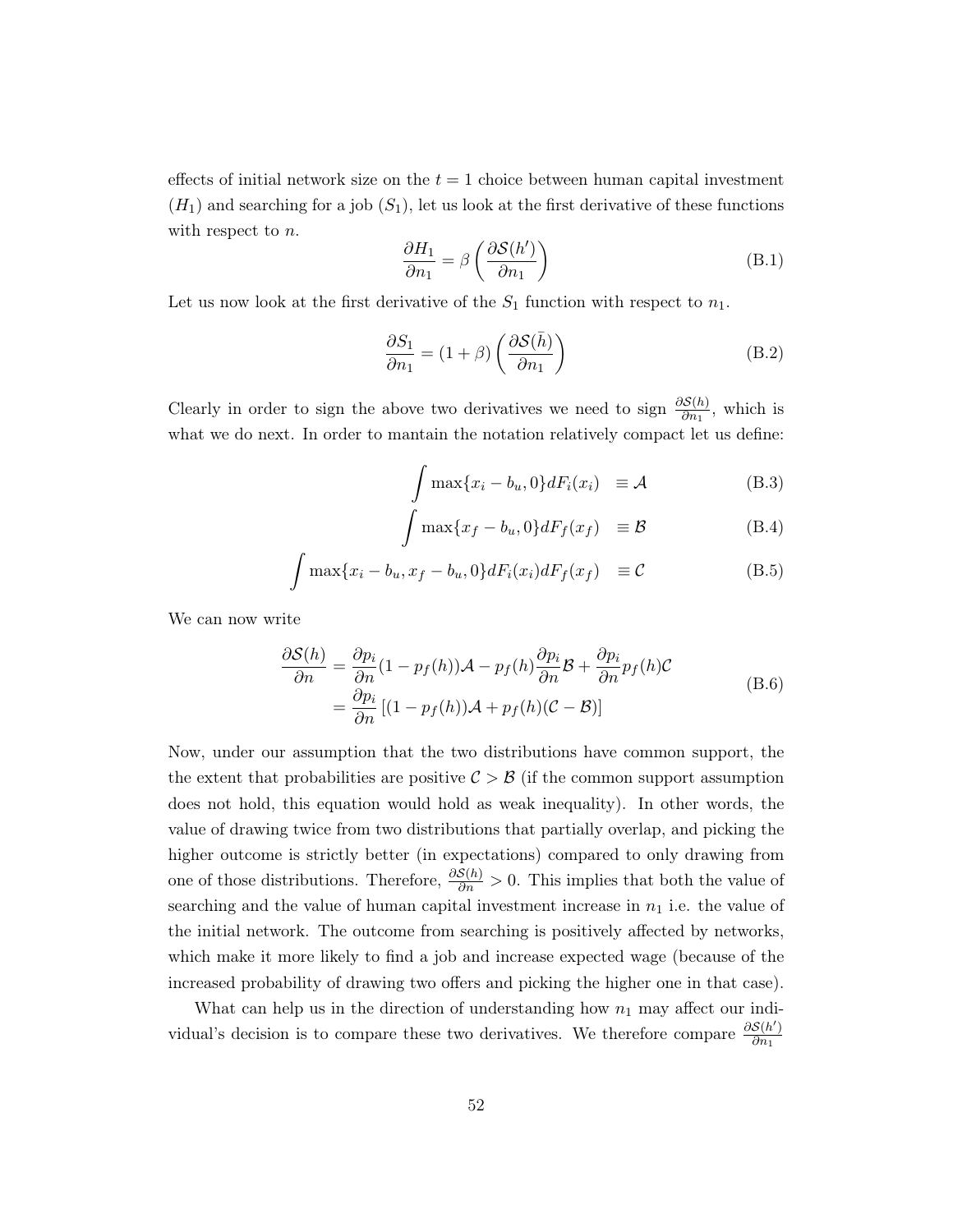effects of initial network size on the $t = 1$ choice between human capital investment ($H_1$) and searching for a job ($S_1$), let us look at the first derivative of these functions with respect to $n$.

$$\frac{\partial H_1}{\partial n_1} = \beta \left( \frac{\partial \mathcal{S}(h')}{\partial n_1} \right) \tag{B.1}$$

Let us now look at the first derivative of the $S_1$ function with respect to $n_1$.

$$\frac{\partial S_1}{\partial n_1} = (1+\beta) \left( \frac{\partial \mathcal{S}(\bar{h})}{\partial n_1} \right) \tag{B.2}$$

Clearly in order to sign the above two derivatives we need to sign $\frac{\partial \mathcal{S}(h)}{\partial n_1}$, which is what we do next. In order to mantain the notation relatively compact let us define:

$$\int \max\{x_i - b_u, 0\} dF_i(x_i) \quad \equiv \mathcal{A} \tag{B.3}$$

$$\int \max\{x_f - b_u, 0\} dF_f(x_f) \quad \equiv \mathcal{B} \tag{B.4}$$

$$\int \max\{x_i - b_u, x_f - b_u, 0\} dF_i(x_i) dF_f(x_f) \quad \equiv \mathcal{C} \tag{B.5}$$

We can now write

$$\begin{aligned} \frac{\partial \mathcal{S}(h)}{\partial n} &= \frac{\partial p_i}{\partial n}(1 - p_f(h))\mathcal{A} - p_f(h)\frac{\partial p_i}{\partial n}\mathcal{B} + \frac{\partial p_i}{\partial n} p_f(h)\mathcal{C} \\ &= \frac{\partial p_i}{\partial n}\left[(1 - p_f(h))\mathcal{A} + p_f(h)(\mathcal{C} - \mathcal{B})\right] \end{aligned} \tag{B.6}$$

Now, under our assumption that the two distributions have common support, the the extent that probabilities are positive $\mathcal{C} > \mathcal{B}$ (if the common support assumption does not hold, this equation would hold as weak inequality). In other words, the value of drawing twice from two distributions that partially overlap, and picking the higher outcome is strictly better (in expectations) compared to only drawing from one of those distributions. Therefore, $\frac{\partial \mathcal{S}(h)}{\partial n} > 0$. This implies that both the value of searching and the value of human capital investment increase in $n_1$ i.e. the value of the initial network. The outcome from searching is positively affected by networks, which make it more likely to find a job and increase expected wage (because of the increased probability of drawing two offers and picking the higher one in that case).

What can help us in the direction of understanding how $n_1$ may affect our individual's decision is to compare these two derivatives. We therefore compare $\frac{\partial \mathcal{S}(h')}{\partial n_1}$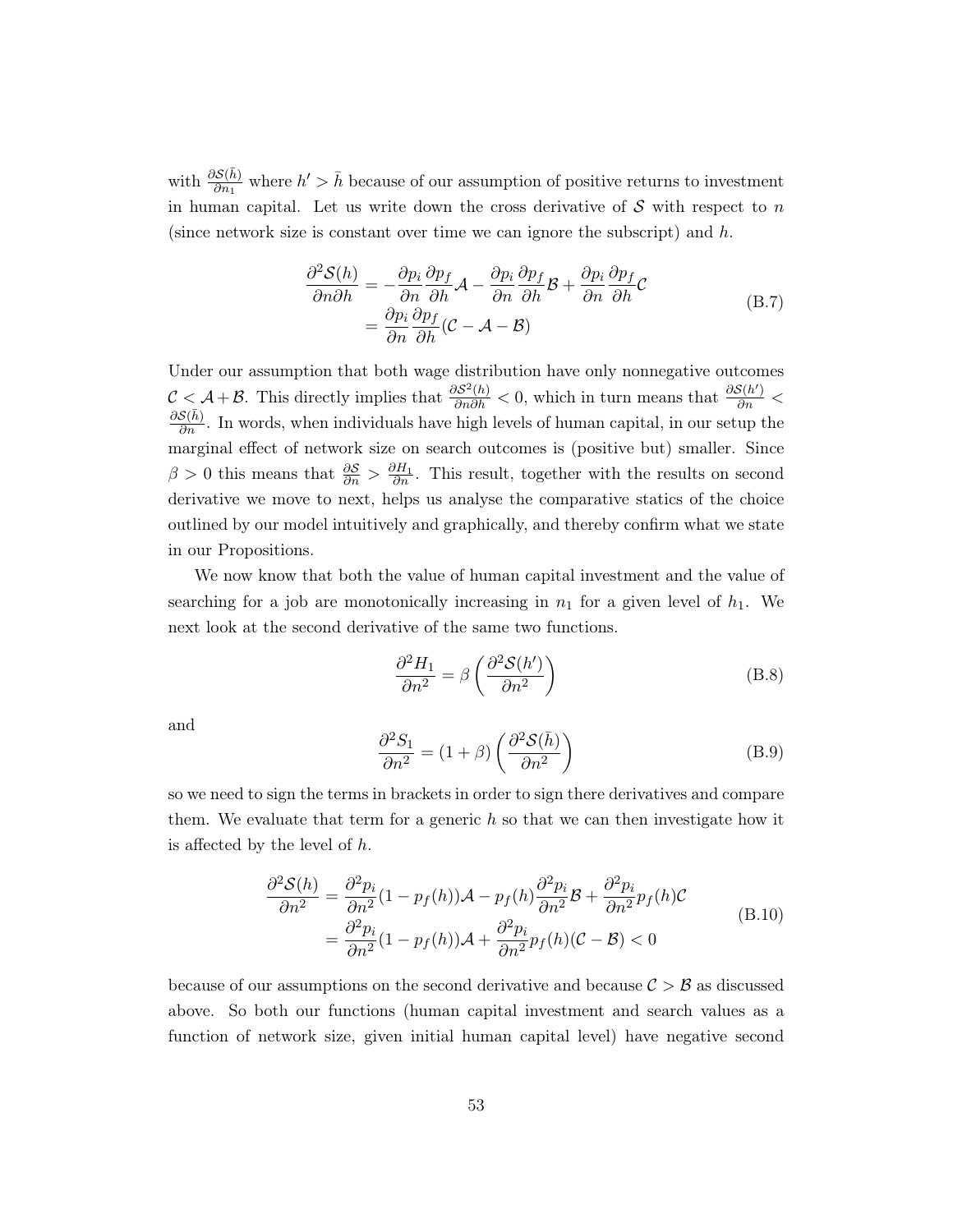with $\frac{\partial \mathcal{S}(\bar{h})}{\partial n_1}$ where $h' > \bar{h}$ because of our assumption of positive returns to investment in human capital. Let us write down the cross derivative of $\mathcal{S}$ with respect to $n$ (since network size is constant over time we can ignore the subscript) and $h$.

$$
\begin{aligned}
\frac{\partial^2 \mathcal{S}(h)}{\partial n \partial h} &= -\frac{\partial p_i}{\partial n}\frac{\partial p_f}{\partial h}\mathcal{A} - \frac{\partial p_i}{\partial n}\frac{\partial p_f}{\partial h}\mathcal{B} + \frac{\partial p_i}{\partial n}\frac{\partial p_f}{\partial h}\mathcal{C} \\
&= \frac{\partial p_i}{\partial n}\frac{\partial p_f}{\partial h}(\mathcal{C} - \mathcal{A} - \mathcal{B})
\end{aligned}
\tag{B.7}
$$

Under our assumption that both wage distribution have only nonnegative outcomes $\mathcal{C} < \mathcal{A} + \mathcal{B}$. This directly implies that $\frac{\partial \mathcal{S}^2(h)}{\partial n \partial h} < 0$, which in turn means that $\frac{\partial \mathcal{S}(h')}{\partial n} < \frac{\partial \mathcal{S}(\bar{h})}{\partial n}$. In words, when individuals have high levels of human capital, in our setup the marginal effect of network size on search outcomes is (positive but) smaller. Since $\beta > 0$ this means that $\frac{\partial S}{\partial n} > \frac{\partial H_1}{\partial n}$. This result, together with the results on second derivative we move to next, helps us analyse the comparative statics of the choice outlined by our model intuitively and graphically, and thereby confirm what we state in our Propositions.

We now know that both the value of human capital investment and the value of searching for a job are monotonically increasing in $n_1$ for a given level of $h_1$. We next look at the second derivative of the same two functions.

$$
\frac{\partial^2 H_1}{\partial n^2} = \beta \left( \frac{\partial^2 \mathcal{S}(h')}{\partial n^2} \right)
\tag{B.8}
$$

and

$$
\frac{\partial^2 S_1}{\partial n^2} = (1 + \beta) \left( \frac{\partial^2 \mathcal{S}(\bar{h})}{\partial n^2} \right)
\tag{B.9}
$$

so we need to sign the terms in brackets in order to sign there derivatives and compare them. We evaluate that term for a generic $h$ so that we can then investigate how it is affected by the level of $h$.

$$
\begin{aligned}
\frac{\partial^2 \mathcal{S}(h)}{\partial n^2} &= \frac{\partial^2 p_i}{\partial n^2}(1 - p_f(h))\mathcal{A} - p_f(h)\frac{\partial^2 p_i}{\partial n^2}\mathcal{B} + \frac{\partial^2 p_i}{\partial n^2}p_f(h)\mathcal{C} \\
&= \frac{\partial^2 p_i}{\partial n^2}(1 - p_f(h))\mathcal{A} + \frac{\partial^2 p_i}{\partial n^2}p_f(h)(\mathcal{C} - \mathcal{B}) < 0
\end{aligned}
\tag{B.10}
$$

because of our assumptions on the second derivative and because $\mathcal{C} > \mathcal{B}$ as discussed above. So both our functions (human capital investment and search values as a function of network size, given initial human capital level) have negative second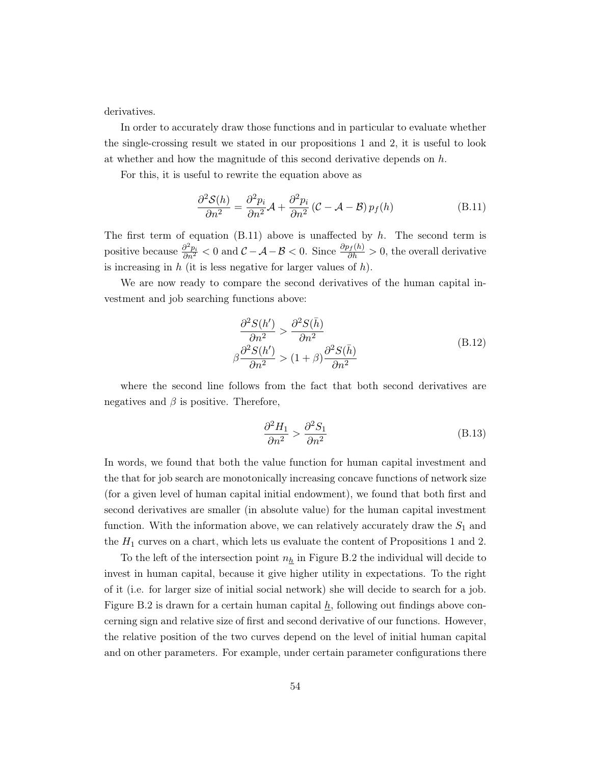derivatives.

In order to accurately draw those functions and in particular to evaluate whether the single-crossing result we stated in our propositions 1 and 2, it is useful to look at whether and how the magnitude of this second derivative depends on $h$.

For this, it is useful to rewrite the equation above as

$$\frac{\partial^2 \mathcal{S}(h)}{\partial n^2} = \frac{\partial^2 p_i}{\partial n^2}\mathcal{A} + \frac{\partial^2 p_i}{\partial n^2}\left(\mathcal{C} - \mathcal{A} - \mathcal{B}\right) p_f(h) \tag{B.11}$$

The first term of equation (B.11) above is unaffected by $h$. The second term is positive because $\frac{\partial^2 p_i}{\partial n^2} < 0$ and $\mathcal{C} - \mathcal{A} - \mathcal{B} < 0$. Since $\frac{\partial p_f(h)}{\partial h} > 0$, the overall derivative is increasing in $h$ (it is less negative for larger values of $h$).

We are now ready to compare the second derivatives of the human capital investment and job searching functions above:

$$\begin{aligned}
\frac{\partial^2 S(h')}{\partial n^2} &> \frac{\partial^2 S(\bar{h})}{\partial n^2} \\
\beta \frac{\partial^2 S(h')}{\partial n^2} &> (1+\beta)\frac{\partial^2 S(\bar{h})}{\partial n^2}
\end{aligned} \tag{B.12}$$

where the second line follows from the fact that both second derivatives are negatives and $\beta$ is positive. Therefore,

$$\frac{\partial^2 H_1}{\partial n^2} > \frac{\partial^2 S_1}{\partial n^2} \tag{B.13}$$

In words, we found that both the value function for human capital investment and the that for job search are monotonically increasing concave functions of network size (for a given level of human capital initial endowment), we found that both first and second derivatives are smaller (in absolute value) for the human capital investment function. With the information above, we can relatively accurately draw the $S_1$ and the $H_1$ curves on a chart, which lets us evaluate the content of Propositions 1 and 2.

To the left of the intersection point $n_{\underline{h}}$ in Figure B.2 the individual will decide to invest in human capital, because it give higher utility in expectations. To the right of it (i.e. for larger size of initial social network) she will decide to search for a job. Figure B.2 is drawn for a certain human capital $\underline{h}$, following out findings above concerning sign and relative size of first and second derivative of our functions. However, the relative position of the two curves depend on the level of initial human capital and on other parameters. For example, under certain parameter configurations there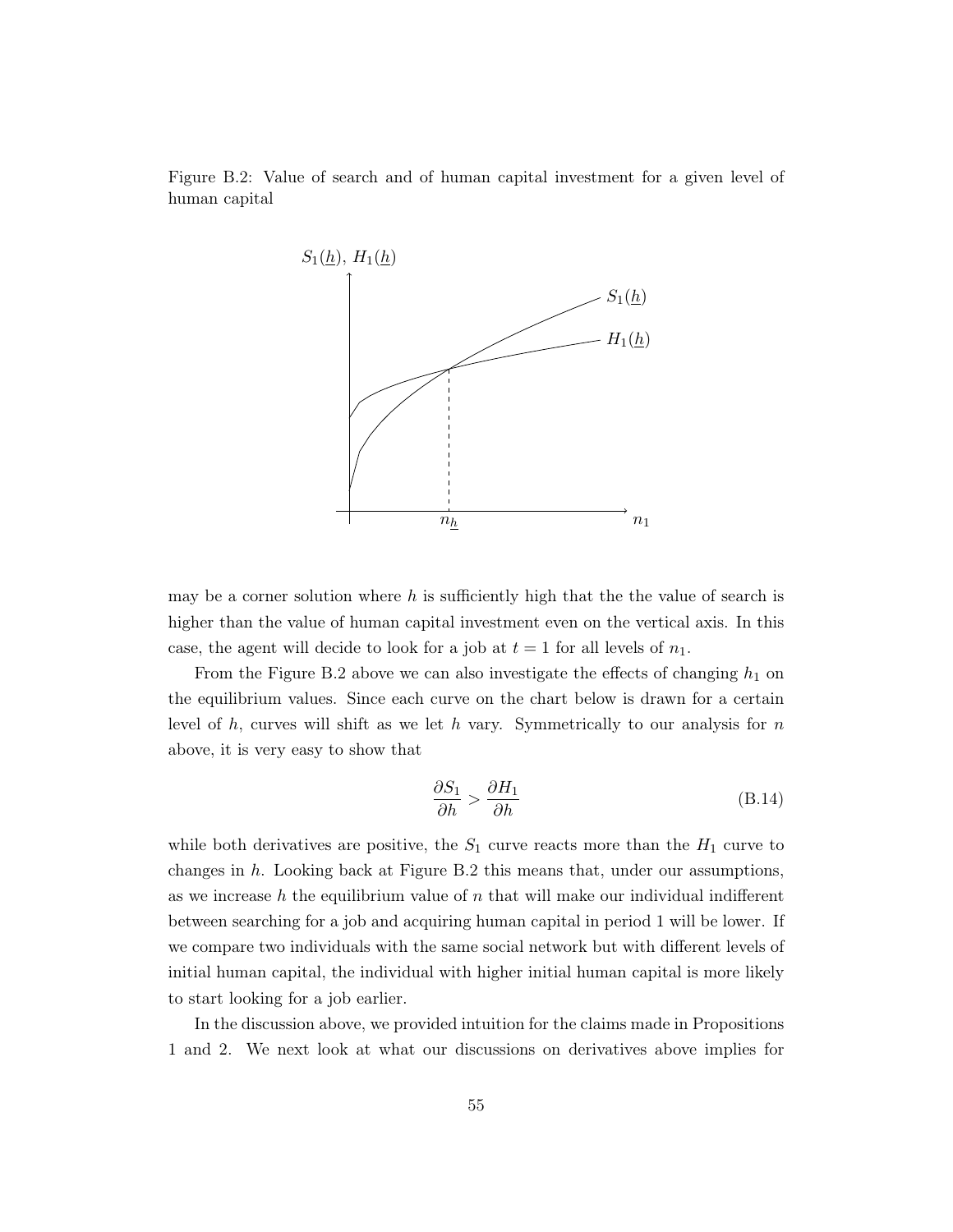Figure B.2: Value of search and of human capital investment for a given level of human capital

may be a corner solution where $h$ is sufficiently high that the the value of search is higher than the value of human capital investment even on the vertical axis. In this case, the agent will decide to look for a job at $t = 1$ for all levels of $n_1$.

From the Figure B.2 above we can also investigate the effects of changing $h_1$ on the equilibrium values. Since each curve on the chart below is drawn for a certain level of $h$, curves will shift as we let $h$ vary. Symmetrically to our analysis for $n$ above, it is very easy to show that

$$\frac{\partial S_1}{\partial h} > \frac{\partial H_1}{\partial h} \tag{B.14}$$

while both derivatives are positive, the $S_1$ curve reacts more than the $H_1$ curve to changes in $h$. Looking back at Figure B.2 this means that, under our assumptions, as we increase $h$ the equilibrium value of $n$ that will make our individual indifferent between searching for a job and acquiring human capital in period 1 will be lower. If we compare two individuals with the same social network but with different levels of initial human capital, the individual with higher initial human capital is more likely to start looking for a job earlier.

In the discussion above, we provided intuition for the claims made in Propositions 1 and 2. We next look at what our discussions on derivatives above implies for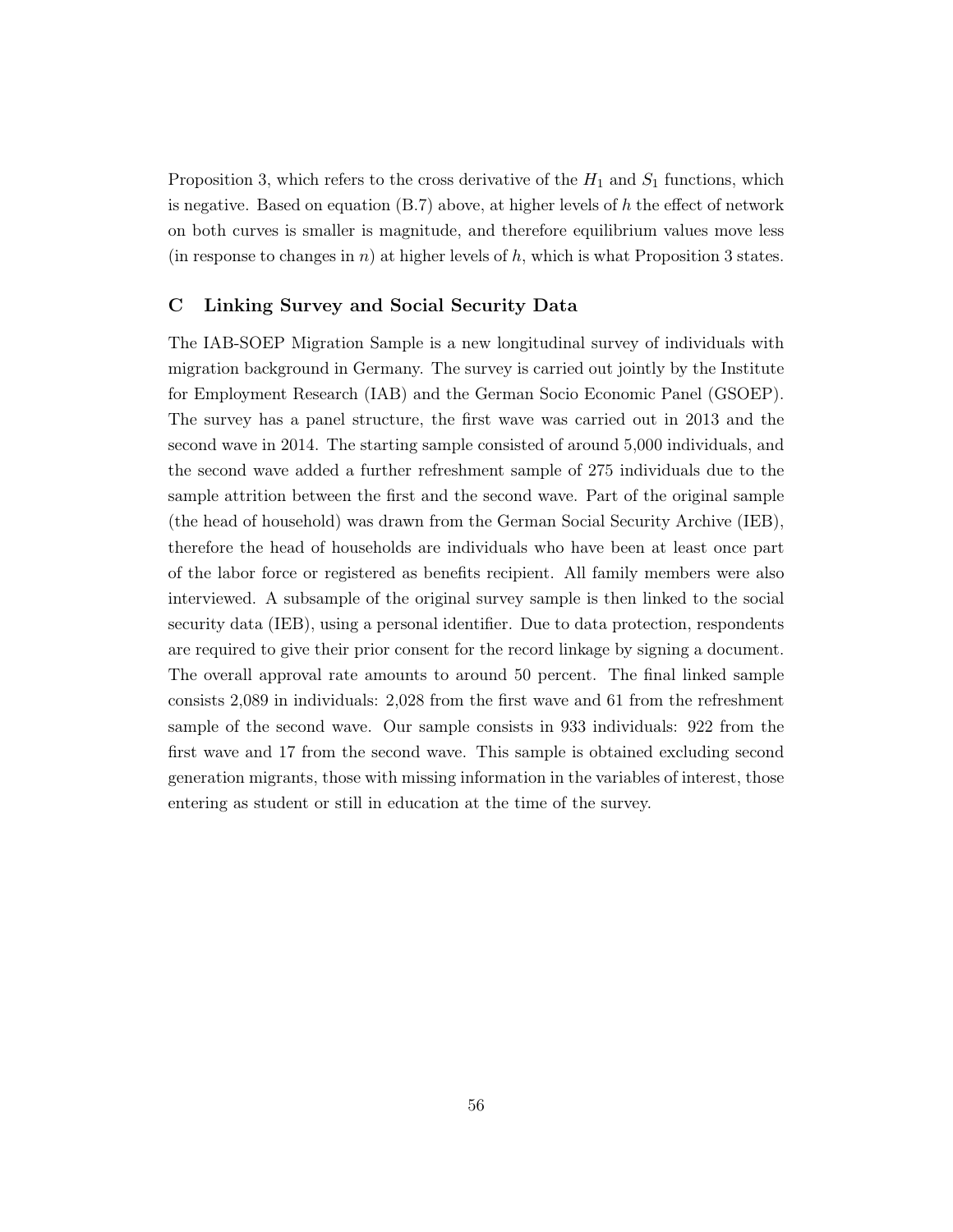Proposition 3, which refers to the cross derivative of the $H_1$ and $S_1$ functions, which is negative. Based on equation (B.7) above, at higher levels of $h$ the effect of network on both curves is smaller is magnitude, and therefore equilibrium values move less (in response to changes in $n$) at higher levels of $h$, which is what Proposition 3 states.

## C Linking Survey and Social Security Data

The IAB-SOEP Migration Sample is a new longitudinal survey of individuals with migration background in Germany. The survey is carried out jointly by the Institute for Employment Research (IAB) and the German Socio Economic Panel (GSOEP). The survey has a panel structure, the first wave was carried out in 2013 and the second wave in 2014. The starting sample consisted of around 5,000 individuals, and the second wave added a further refreshment sample of 275 individuals due to the sample attrition between the first and the second wave. Part of the original sample (the head of household) was drawn from the German Social Security Archive (IEB), therefore the head of households are individuals who have been at least once part of the labor force or registered as benefits recipient. All family members were also interviewed. A subsample of the original survey sample is then linked to the social security data (IEB), using a personal identifier. Due to data protection, respondents are required to give their prior consent for the record linkage by signing a document. The overall approval rate amounts to around 50 percent. The final linked sample consists 2,089 in individuals: 2,028 from the first wave and 61 from the refreshment sample of the second wave. Our sample consists in 933 individuals: 922 from the first wave and 17 from the second wave. This sample is obtained excluding second generation migrants, those with missing information in the variables of interest, those entering as student or still in education at the time of the survey.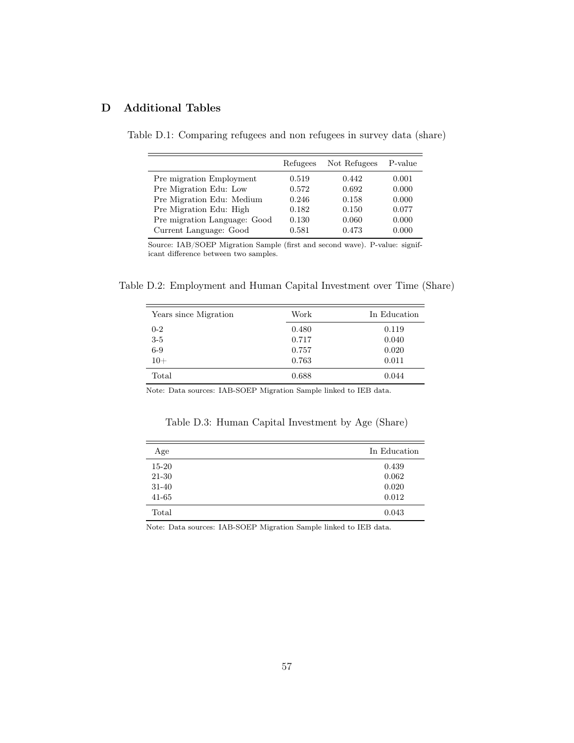# D Additional Tables

Table D.1: Comparing refugees and non refugees in survey data (share)

| | Refugees | Not Refugees | P-value |
|---|---|---|---|
| Pre migration Employment | 0.519 | 0.442 | 0.001 |
| Pre Migration Edu: Low | 0.572 | 0.692 | 0.000 |
| Pre Migration Edu: Medium | 0.246 | 0.158 | 0.000 |
| Pre Migration Edu: High | 0.182 | 0.150 | 0.077 |
| Pre migration Language: Good | 0.130 | 0.060 | 0.000 |
| Current Language: Good | 0.581 | 0.473 | 0.000 |

Source: IAB/SOEP Migration Sample (first and second wave). P-value: significant difference between two samples.

Table D.2: Employment and Human Capital Investment over Time (Share)

| Years since Migration | Work | In Education |
|---|---|---|
| 0-2 | 0.480 | 0.119 |
| 3-5 | 0.717 | 0.040 |
| 6-9 | 0.757 | 0.020 |
| 10+ | 0.763 | 0.011 |
| Total | 0.688 | 0.044 |

Note: Data sources: IAB-SOEP Migration Sample linked to IEB data.

Table D.3: Human Capital Investment by Age (Share)

| Age | In Education |
|---|---|
| 15-20 | 0.439 |
| 21-30 | 0.062 |
| 31-40 | 0.020 |
| 41-65 | 0.012 |
| Total | 0.043 |

Note: Data sources: IAB-SOEP Migration Sample linked to IEB data.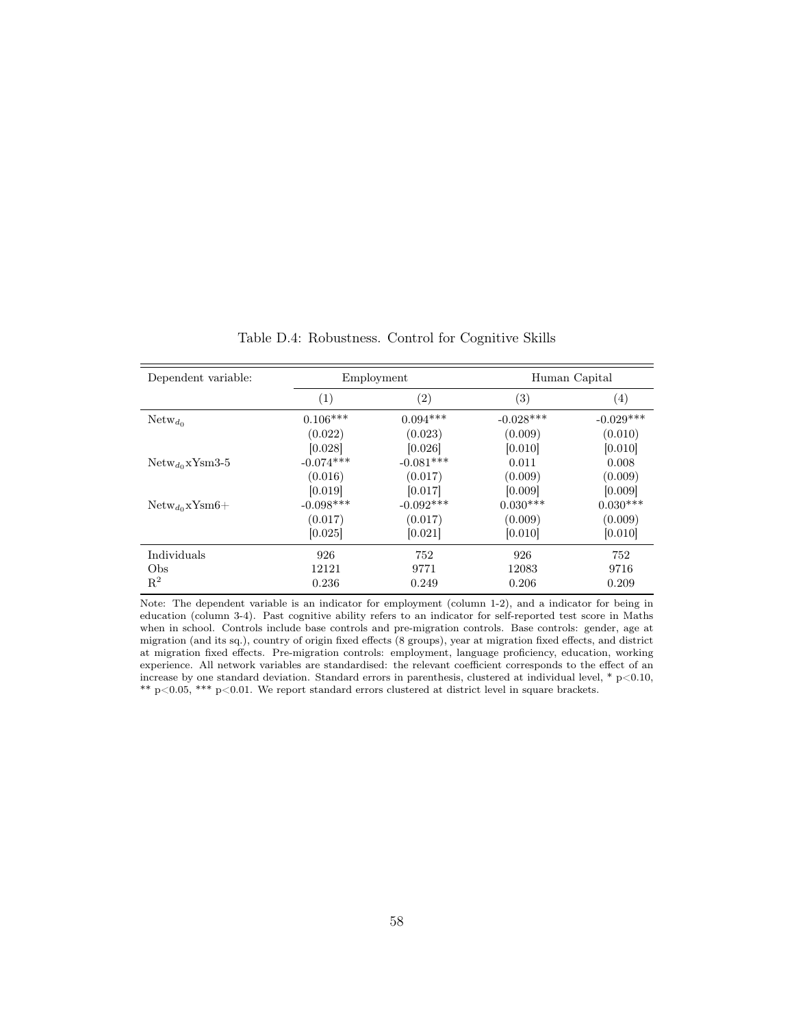Table D.4: Robustness. Control for Cognitive Skills

| Dependent variable: | Employment | | Human Capital | |
|---|---|---|---|---|
| | (1) | (2) | (3) | (4) |
| $\text{Netw}_{d_0}$ | 0.106*** | 0.094*** | -0.028*** | -0.029*** |
| | (0.022) | (0.023) | (0.009) | (0.010) |
| | [0.028] | [0.026] | [0.010] | [0.010] |
| $\text{Netw}_{d_0}$xYsm3-5 | -0.074*** | -0.081*** | 0.011 | 0.008 |
| | (0.016) | (0.017) | (0.009) | (0.009) |
| | [0.019] | [0.017] | [0.009] | [0.009] |
| $\text{Netw}_{d_0}$xYsm6+ | -0.098*** | -0.092*** | 0.030*** | 0.030*** |
| | (0.017) | (0.017) | (0.009) | (0.009) |
| | [0.025] | [0.021] | [0.010] | [0.010] |
| Individuals | 926 | 752 | 926 | 752 |
| Obs | 12121 | 9771 | 12083 | 9716 |
| $R^2$ | 0.236 | 0.249 | 0.206 | 0.209 |

Note: The dependent variable is an indicator for employment (column 1-2), and a indicator for being in education (column 3-4). Past cognitive ability refers to an indicator for self-reported test score in Maths when in school. Controls include base controls and pre-migration controls. Base controls: gender, age at migration (and its sq.), country of origin fixed effects (8 groups), year at migration fixed effects, and district at migration fixed effects. Pre-migration controls: employment, language proficiency, education, working experience. All network variables are standardised: the relevant coefficient corresponds to the effect of an increase by one standard deviation. Standard errors in parenthesis, clustered at individual level, * $p<0.10$, ** $p<0.05$, *** $p<0.01$. We report standard errors clustered at district level in square brackets.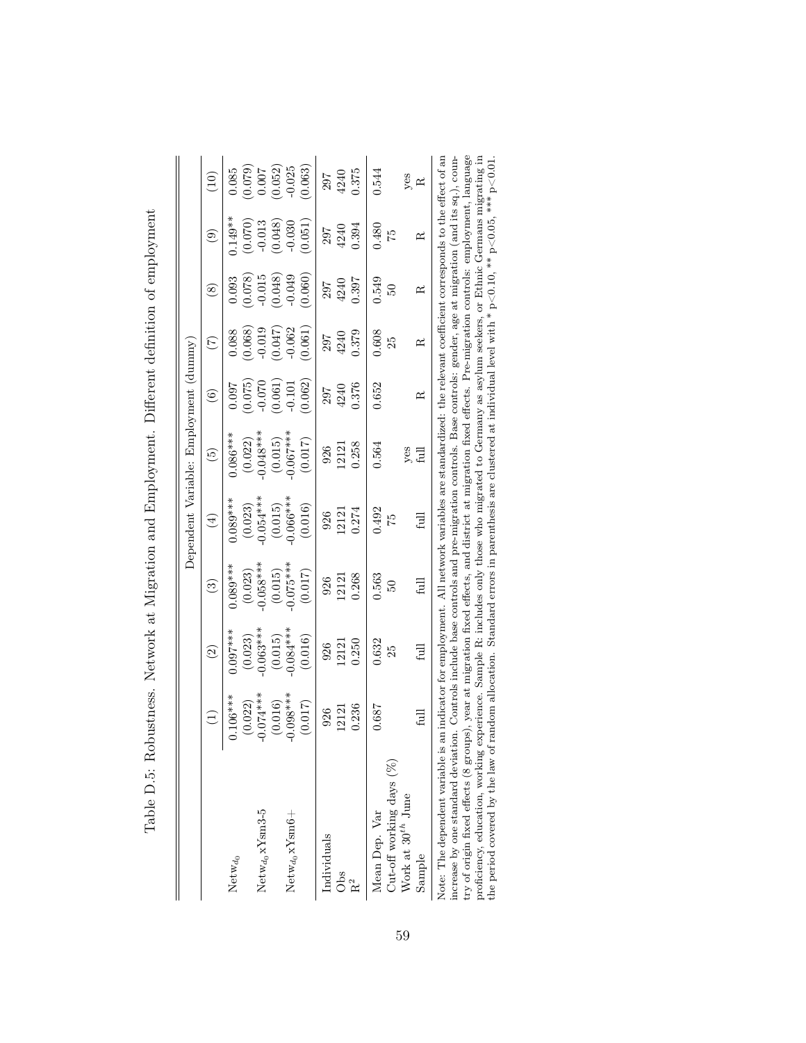Table D.5: Robustness. Network at Migration and Employment. Different definition of employment

| | Dependent Variable: Employment (dummy) | | | | | | | | | |
|---|---|---|---|---|---|---|---|---|---|---|
| | (1) | (2) | (3) | (4) | (5) | (6) | (7) | (8) | (9) | (10) |
| $Netw_{d_0}$ | 0.106*** | 0.097*** | 0.089*** | 0.089*** | 0.086*** | 0.097 | 0.088 | 0.093 | 0.149** | 0.085 |
| | (0.022) | (0.023) | (0.023) | (0.023) | (0.022) | (0.075) | (0.068) | (0.078) | (0.070) | (0.079) |
| $Netw_{d_0}$xYsm3-5 | -0.074*** | -0.063*** | -0.058*** | -0.054*** | -0.048*** | -0.070 | -0.019 | -0.015 | -0.013 | 0.007 |
| | (0.016) | (0.015) | (0.015) | (0.015) | (0.015) | (0.061) | (0.047) | (0.048) | (0.048) | (0.052) |
| $Netw_{d_0}$xYsm6+ | -0.098*** | -0.084*** | -0.075*** | -0.066*** | -0.067*** | -0.101 | -0.062 | -0.049 | -0.030 | -0.025 |
| | (0.017) | (0.016) | (0.017) | (0.016) | (0.017) | (0.062) | (0.061) | (0.060) | (0.051) | (0.063) |
| Individuals | 926 | 926 | 926 | 926 | 926 | 297 | 297 | 297 | 297 | 297 |
| Obs | 12121 | 12121 | 12121 | 12121 | 12121 | 4240 | 4240 | 4240 | 4240 | 4240 |
| $R^2$ | 0.236 | 0.250 | 0.268 | 0.274 | 0.258 | 0.376 | 0.379 | 0.397 | 0.394 | 0.375 |
| Mean Dep. Var | 0.687 | 0.632 | 0.563 | 0.492 | 0.564 | 0.652 | 0.608 | 0.549 | 0.480 | 0.544 |
| Cut-off working days (%) | | 25 | 50 | 75 | | | 25 | 50 | 75 | |
| Work at $30^{th}$ June | | | | | yes | | | | | yes |
| Sample | full | full | full | full | full | R | R | R | R | R |

Note: The dependent variable is an indicator for employment. All network variables are standardized: the relevant coefficient corresponds to the effect of an increase by one standard deviation. Controls include base controls and pre-migration controls. Base controls: gender, age at migration (and its sq.), country of origin fixed effects (8 groups), year at migration fixed effects, and district at migration fixed effects. Pre-migration controls: employment, language proficiency, education, working experience. Sample R: includes only those who migrated to Germany as asylum seekers, or Ethnic Germans migrating in the period covered by the law of random allocation. Standard errors in parenthesis are clustered at individual level with * p<0.10, ** p<0.05, *** p<0.01.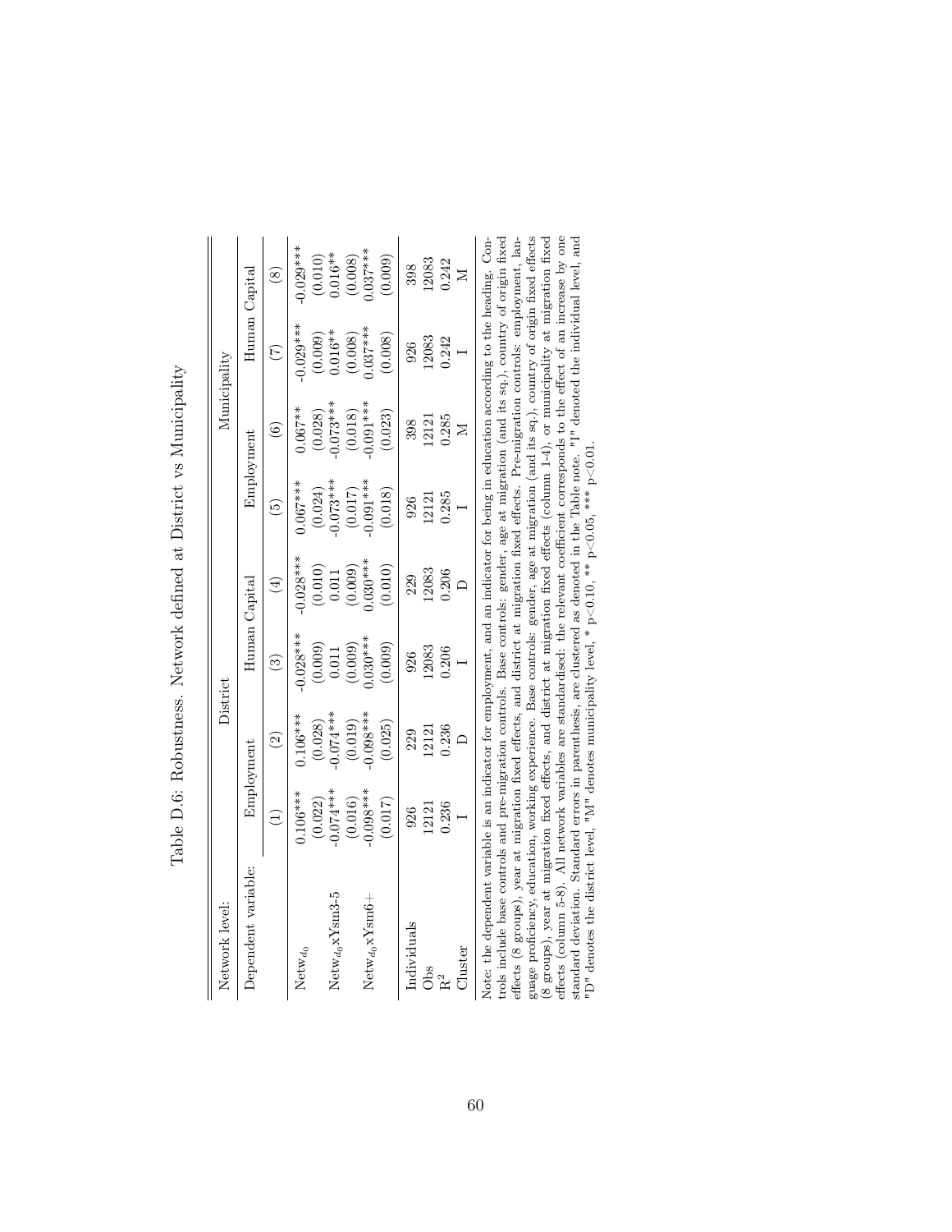Table D.6: Robustness. Network defined at District vs Municipality

| Network level: | District | | | | Municipality | | | |
|---|---|---|---|---|---|---|---|---|
| Dependent variable: | Employment | | Human Capital | | Employment | | Human Capital | |
| | (1) | (2) | (3) | (4) | (5) | (6) | (7) | (8) |
| $\text{Netw}_{d_0}$ | 0.106*** | 0.106*** | -0.028*** | -0.028*** | 0.067*** | 0.067** | -0.029*** | -0.029*** |
| | (0.022) | (0.028) | (0.009) | (0.010) | (0.024) | (0.028) | (0.009) | (0.010) |
| $\text{Netw}_{d_0}$xYsm3-5 | -0.074*** | -0.074*** | 0.011 | 0.011 | -0.073*** | -0.073*** | 0.016** | 0.016** |
| | (0.016) | (0.019) | (0.009) | (0.009) | (0.017) | (0.018) | (0.008) | (0.008) |
| $\text{Netw}_{d_0}$xYsm6+ | -0.098*** | -0.098*** | 0.030*** | 0.030*** | -0.091*** | -0.091*** | 0.037*** | 0.037*** |
| | (0.017) | (0.025) | (0.009) | (0.010) | (0.018) | (0.023) | (0.008) | (0.009) |
| Individuals | 926 | 229 | 926 | 229 | 926 | 398 | 926 | 398 |
| Obs | 12121 | 12121 | 12083 | 12083 | 12121 | 12121 | 12083 | 12083 |
| $R^2$ | 0.236 | 0.236 | 0.206 | 0.206 | 0.285 | 0.285 | 0.242 | 0.242 |
| Cluster | I | D | I | D | I | M | I | M |

Note: the dependent variable is an indicator for employment, and an indicator for being in education according to the heading. Controls include base controls and pre-migration controls. Base controls: gender, age at migration (and its sq.), country of origin fixed effects (8 groups), year at migration fixed effects, and district at migration fixed effects. Pre-migration controls: employment, language proficiency, education, working experience. Base controls: gender, age at migration (and its sq.), country of origin fixed effects (8 groups), year at migration fixed effects, and district at migration fixed effects (column 1-4), or municipality at migration fixed effects (column 5-8). All network variables are standardised: the relevant coefficient corresponds to the effect of an increase by one standard deviation. Standard errors in parenthesis, are clustered as denoted in the Table note. "I" denoted the individual level, and "D" denotes the district level, "M" denotes municipality level, * p<0.10, ** p<0.05, *** p<0.01.